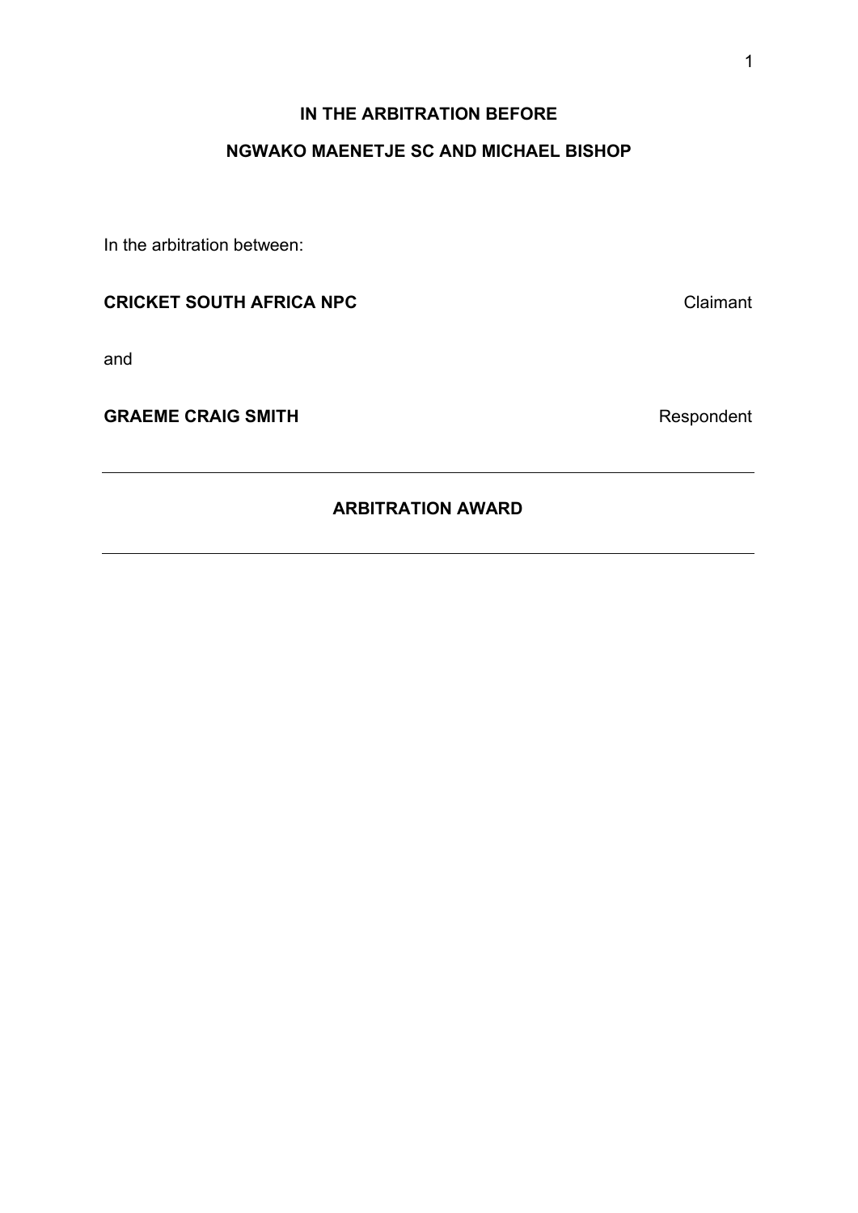**IN THE ARBITRATION BEFORE**

**NGWAKO MAENETJE SC AND MICHAEL BISHOP**

In the arbitration between:

**CRICKET SOUTH AFRICA NPC** Claimant

and

**GRAEME CRAIG SMITH** Respondent

---

**ARBITRATION AWARD**

---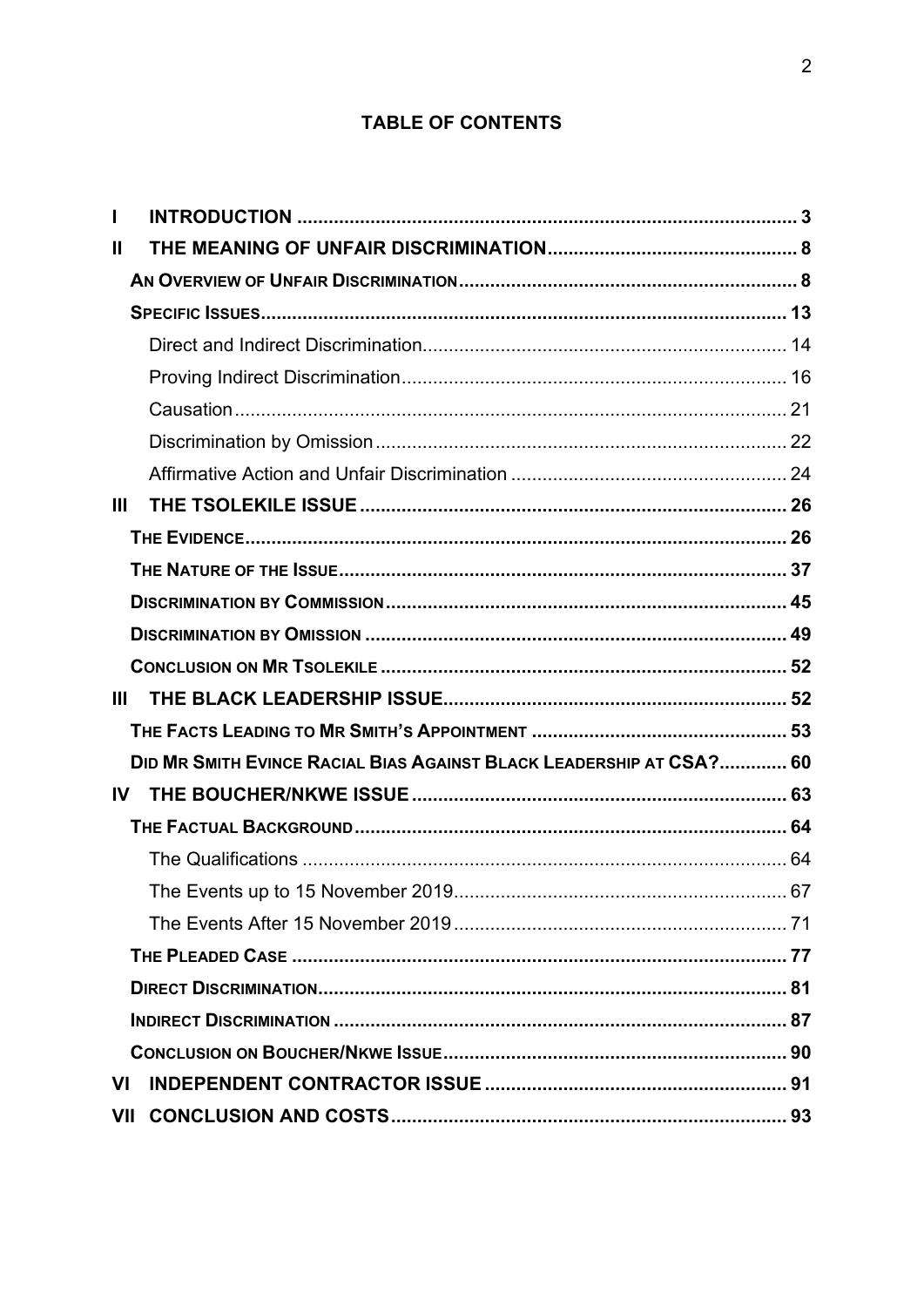## TABLE OF CONTENTS

**I INTRODUCTION** ........................................ 3

**II THE MEANING OF UNFAIR DISCRIMINATION** ........................................ 8

**AN OVERVIEW OF UNFAIR DISCRIMINATION** ........................................ 8

**SPECIFIC ISSUES** ........................................ 13

Direct and Indirect Discrimination ........................................ 14

Proving Indirect Discrimination ........................................ 16

Causation ........................................ 21

Discrimination by Omission ........................................ 22

Affirmative Action and Unfair Discrimination ........................................ 24

**III THE TSOLEKILE ISSUE** ........................................ 26

**THE EVIDENCE** ........................................ 26

**THE NATURE OF THE ISSUE** ........................................ 37

**DISCRIMINATION BY COMMISSION** ........................................ 45

**DISCRIMINATION BY OMISSION** ........................................ 49

**CONCLUSION ON MR TSOLEKILE** ........................................ 52

**III THE BLACK LEADERSHIP ISSUE** ........................................ 52

**THE FACTS LEADING TO MR SMITH'S APPOINTMENT** ........................................ 53

**DID MR SMITH EVINCE RACIAL BIAS AGAINST BLACK LEADERSHIP AT CSA?** ........................................ 60

**IV THE BOUCHER/NKWE ISSUE** ........................................ 63

**THE FACTUAL BACKGROUND** ........................................ 64

The Qualifications ........................................ 64

The Events up to 15 November 2019 ........................................ 67

The Events After 15 November 2019 ........................................ 71

**THE PLEADED CASE** ........................................ 77

**DIRECT DISCRIMINATION** ........................................ 81

**INDIRECT DISCRIMINATION** ........................................ 87

**CONCLUSION ON BOUCHER/NKWE ISSUE** ........................................ 90

**VI INDEPENDENT CONTRACTOR ISSUE** ........................................ 91

**VII CONCLUSION AND COSTS** ........................................ 93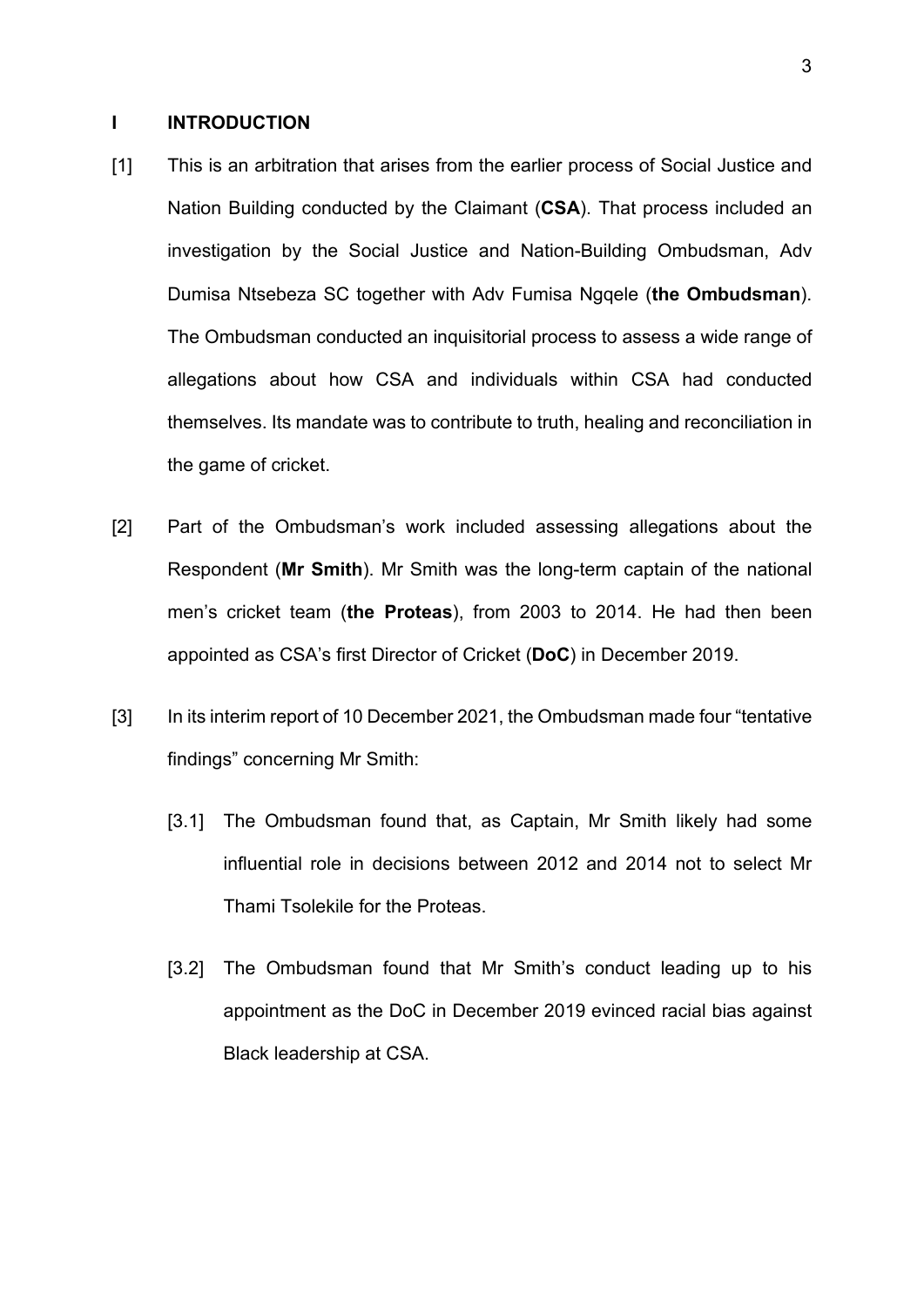## I INTRODUCTION

[1] This is an arbitration that arises from the earlier process of Social Justice and Nation Building conducted by the Claimant (**CSA**). That process included an investigation by the Social Justice and Nation-Building Ombudsman, Adv Dumisa Ntsebeza SC together with Adv Fumisa Ngqele (**the Ombudsman**). The Ombudsman conducted an inquisitorial process to assess a wide range of allegations about how CSA and individuals within CSA had conducted themselves. Its mandate was to contribute to truth, healing and reconciliation in the game of cricket.

[2] Part of the Ombudsman's work included assessing allegations about the Respondent (**Mr Smith**). Mr Smith was the long-term captain of the national men's cricket team (**the Proteas**), from 2003 to 2014. He had then been appointed as CSA's first Director of Cricket (**DoC**) in December 2019.

[3] In its interim report of 10 December 2021, the Ombudsman made four "tentative findings" concerning Mr Smith:

[3.1] The Ombudsman found that, as Captain, Mr Smith likely had some influential role in decisions between 2012 and 2014 not to select Mr Thami Tsolekile for the Proteas.

[3.2] The Ombudsman found that Mr Smith's conduct leading up to his appointment as the DoC in December 2019 evinced racial bias against Black leadership at CSA.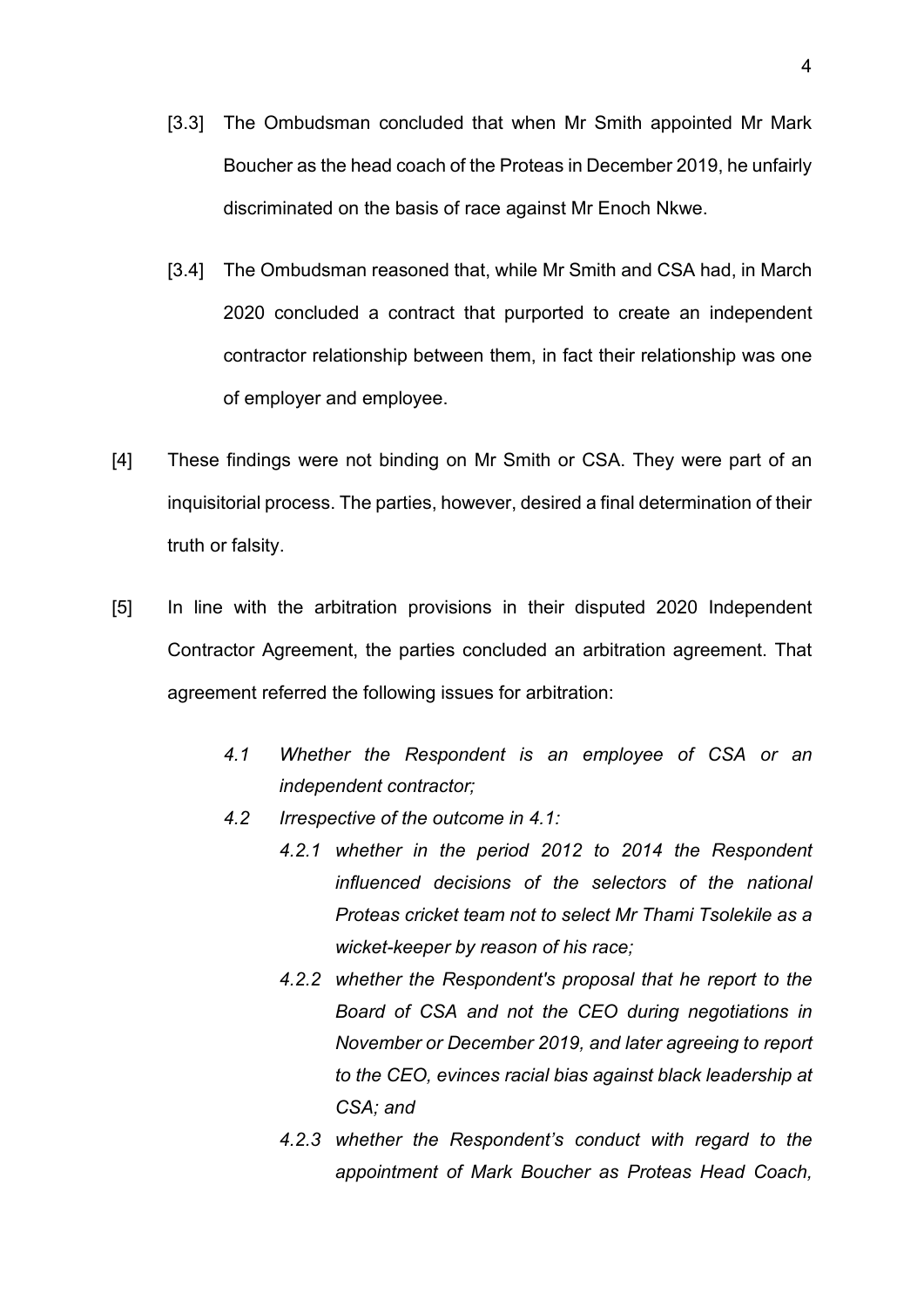[3.3] The Ombudsman concluded that when Mr Smith appointed Mr Mark Boucher as the head coach of the Proteas in December 2019, he unfairly discriminated on the basis of race against Mr Enoch Nkwe.

[3.4] The Ombudsman reasoned that, while Mr Smith and CSA had, in March 2020 concluded a contract that purported to create an independent contractor relationship between them, in fact their relationship was one of employer and employee.

[4] These findings were not binding on Mr Smith or CSA. They were part of an inquisitorial process. The parties, however, desired a final determination of their truth or falsity.

[5] In line with the arbitration provisions in their disputed 2020 Independent Contractor Agreement, the parties concluded an arbitration agreement. That agreement referred the following issues for arbitration:

> *4.1 Whether the Respondent is an employee of CSA or an independent contractor;*
>
> *4.2 Irrespective of the outcome in 4.1:*
>
> > *4.2.1 whether in the period 2012 to 2014 the Respondent influenced decisions of the selectors of the national Proteas cricket team not to select Mr Thami Tsolekile as a wicket-keeper by reason of his race;*
> >
> > *4.2.2 whether the Respondent's proposal that he report to the Board of CSA and not the CEO during negotiations in November or December 2019, and later agreeing to report to the CEO, evinces racial bias against black leadership at CSA; and*
> >
> > *4.2.3 whether the Respondent's conduct with regard to the appointment of Mark Boucher as Proteas Head Coach,*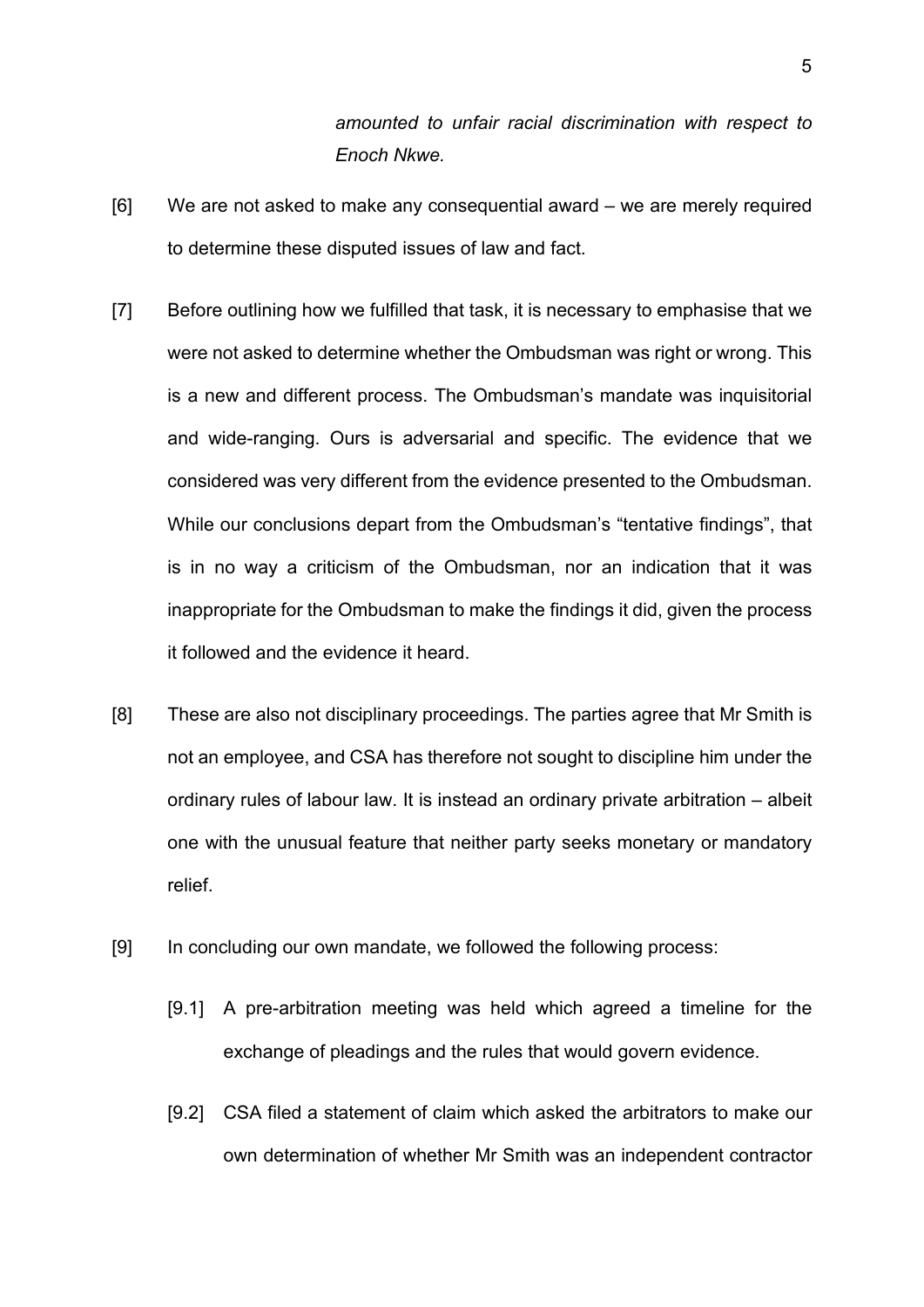*amounted to unfair racial discrimination with respect to Enoch Nkwe.*

[6] We are not asked to make any consequential award – we are merely required to determine these disputed issues of law and fact.

[7] Before outlining how we fulfilled that task, it is necessary to emphasise that we were not asked to determine whether the Ombudsman was right or wrong. This is a new and different process. The Ombudsman's mandate was inquisitorial and wide-ranging. Ours is adversarial and specific. The evidence that we considered was very different from the evidence presented to the Ombudsman. While our conclusions depart from the Ombudsman's "tentative findings", that is in no way a criticism of the Ombudsman, nor an indication that it was inappropriate for the Ombudsman to make the findings it did, given the process it followed and the evidence it heard.

[8] These are also not disciplinary proceedings. The parties agree that Mr Smith is not an employee, and CSA has therefore not sought to discipline him under the ordinary rules of labour law. It is instead an ordinary private arbitration – albeit one with the unusual feature that neither party seeks monetary or mandatory relief.

[9] In concluding our own mandate, we followed the following process:

[9.1] A pre-arbitration meeting was held which agreed a timeline for the exchange of pleadings and the rules that would govern evidence.

[9.2] CSA filed a statement of claim which asked the arbitrators to make our own determination of whether Mr Smith was an independent contractor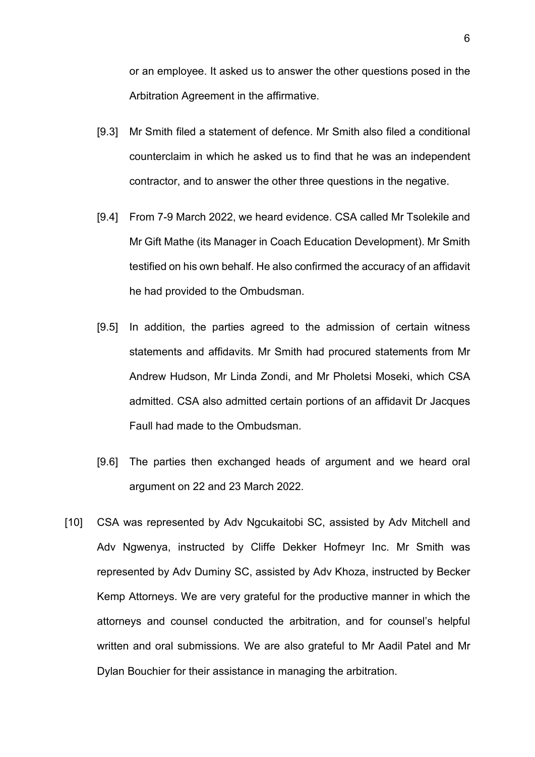or an employee. It asked us to answer the other questions posed in the Arbitration Agreement in the affirmative.

[9.3] Mr Smith filed a statement of defence. Mr Smith also filed a conditional counterclaim in which he asked us to find that he was an independent contractor, and to answer the other three questions in the negative.

[9.4] From 7-9 March 2022, we heard evidence. CSA called Mr Tsolekile and Mr Gift Mathe (its Manager in Coach Education Development). Mr Smith testified on his own behalf. He also confirmed the accuracy of an affidavit he had provided to the Ombudsman.

[9.5] In addition, the parties agreed to the admission of certain witness statements and affidavits. Mr Smith had procured statements from Mr Andrew Hudson, Mr Linda Zondi, and Mr Pholetsi Moseki, which CSA admitted. CSA also admitted certain portions of an affidavit Dr Jacques Faull had made to the Ombudsman.

[9.6] The parties then exchanged heads of argument and we heard oral argument on 22 and 23 March 2022.

[10] CSA was represented by Adv Ngcukaitobi SC, assisted by Adv Mitchell and Adv Ngwenya, instructed by Cliffe Dekker Hofmeyr Inc. Mr Smith was represented by Adv Duminy SC, assisted by Adv Khoza, instructed by Becker Kemp Attorneys. We are very grateful for the productive manner in which the attorneys and counsel conducted the arbitration, and for counsel's helpful written and oral submissions. We are also grateful to Mr Aadil Patel and Mr Dylan Bouchier for their assistance in managing the arbitration.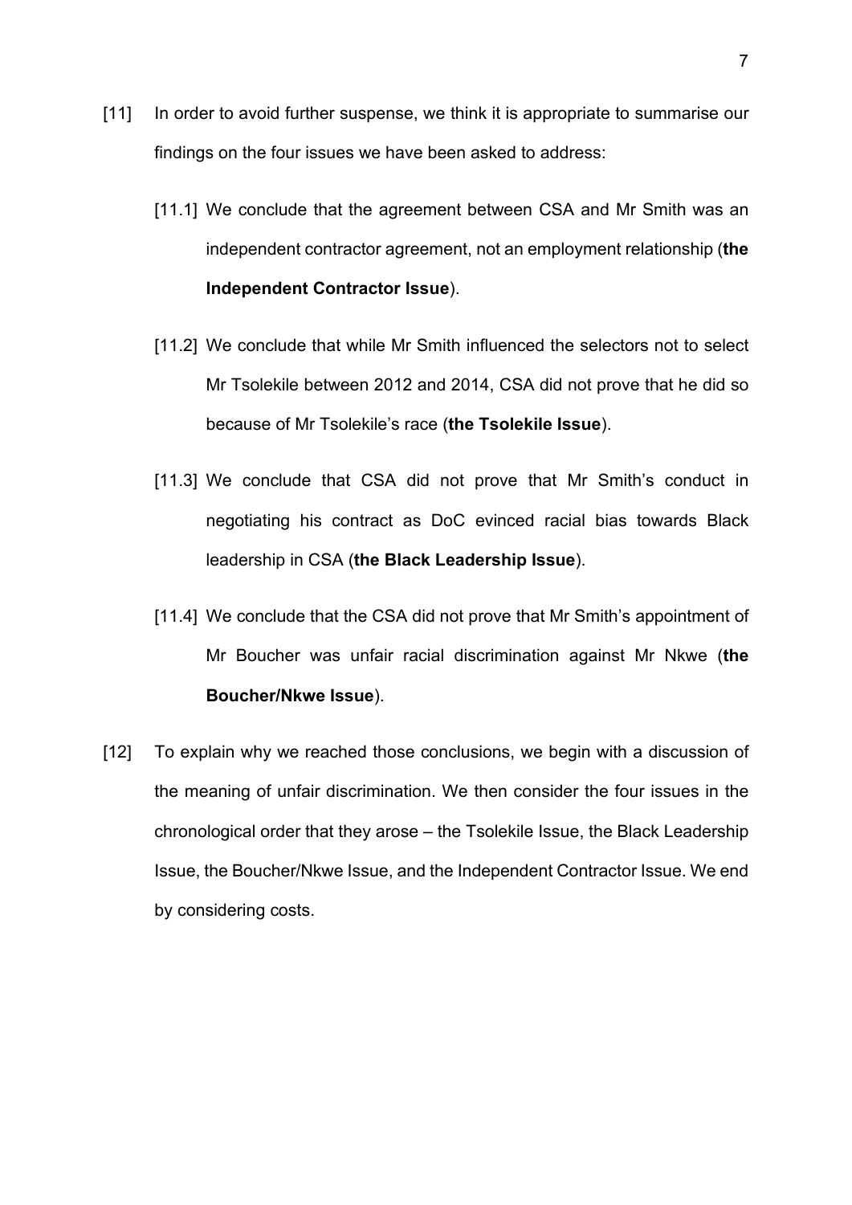[11] In order to avoid further suspense, we think it is appropriate to summarise our findings on the four issues we have been asked to address:

[11.1] We conclude that the agreement between CSA and Mr Smith was an independent contractor agreement, not an employment relationship (**the Independent Contractor Issue**).

[11.2] We conclude that while Mr Smith influenced the selectors not to select Mr Tsolekile between 2012 and 2014, CSA did not prove that he did so because of Mr Tsolekile's race (**the Tsolekile Issue**).

[11.3] We conclude that CSA did not prove that Mr Smith's conduct in negotiating his contract as DoC evinced racial bias towards Black leadership in CSA (**the Black Leadership Issue**).

[11.4] We conclude that the CSA did not prove that Mr Smith's appointment of Mr Boucher was unfair racial discrimination against Mr Nkwe (**the Boucher/Nkwe Issue**).

[12] To explain why we reached those conclusions, we begin with a discussion of the meaning of unfair discrimination. We then consider the four issues in the chronological order that they arose – the Tsolekile Issue, the Black Leadership Issue, the Boucher/Nkwe Issue, and the Independent Contractor Issue. We end by considering costs.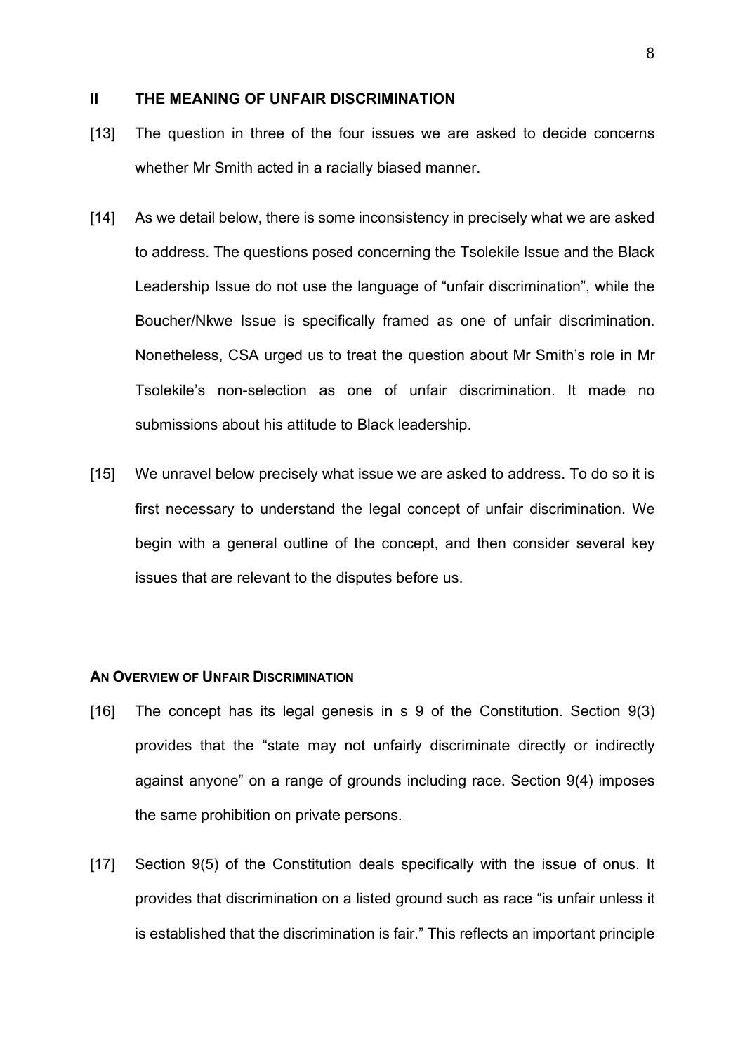## II THE MEANING OF UNFAIR DISCRIMINATION

[13] The question in three of the four issues we are asked to decide concerns whether Mr Smith acted in a racially biased manner.

[14] As we detail below, there is some inconsistency in precisely what we are asked to address. The questions posed concerning the Tsolekile Issue and the Black Leadership Issue do not use the language of "unfair discrimination", while the Boucher/Nkwe Issue is specifically framed as one of unfair discrimination. Nonetheless, CSA urged us to treat the question about Mr Smith's role in Mr Tsolekile's non-selection as one of unfair discrimination. It made no submissions about his attitude to Black leadership.

[15] We unravel below precisely what issue we are asked to address. To do so it is first necessary to understand the legal concept of unfair discrimination. We begin with a general outline of the concept, and then consider several key issues that are relevant to the disputes before us.

### AN OVERVIEW OF UNFAIR DISCRIMINATION

[16] The concept has its legal genesis in s 9 of the Constitution. Section 9(3) provides that the "state may not unfairly discriminate directly or indirectly against anyone" on a range of grounds including race. Section 9(4) imposes the same prohibition on private persons.

[17] Section 9(5) of the Constitution deals specifically with the issue of onus. It provides that discrimination on a listed ground such as race "is unfair unless it is established that the discrimination is fair." This reflects an important principle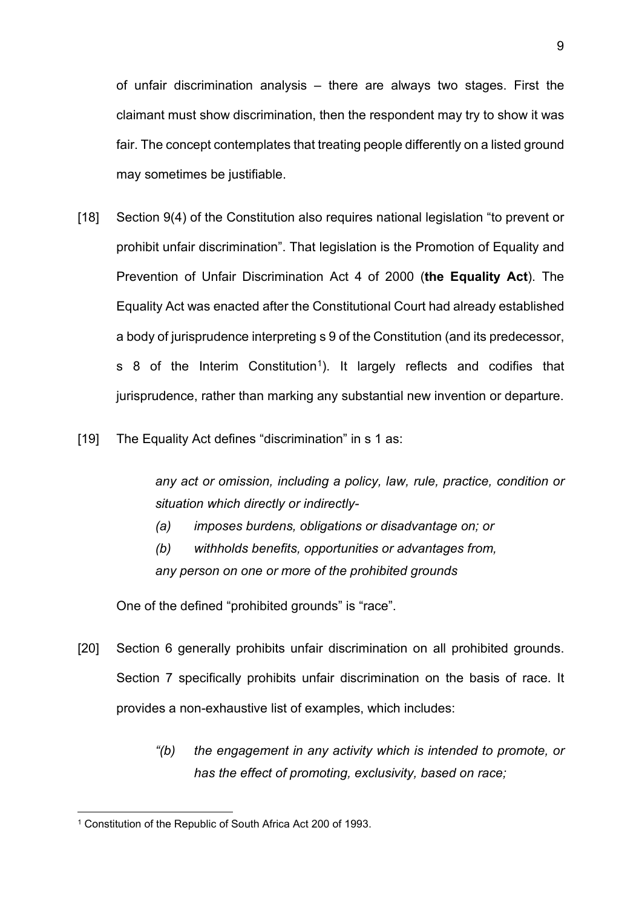of unfair discrimination analysis – there are always two stages. First the claimant must show discrimination, then the respondent may try to show it was fair. The concept contemplates that treating people differently on a listed ground may sometimes be justifiable.

[18] Section 9(4) of the Constitution also requires national legislation "to prevent or prohibit unfair discrimination". That legislation is the Promotion of Equality and Prevention of Unfair Discrimination Act 4 of 2000 (**the Equality Act**). The Equality Act was enacted after the Constitutional Court had already established a body of jurisprudence interpreting s 9 of the Constitution (and its predecessor, s 8 of the Interim Constitution[1]). It largely reflects and codifies that jurisprudence, rather than marking any substantial new invention or departure.

[19] The Equality Act defines "discrimination" in s 1 as:

> *any act or omission, including a policy, law, rule, practice, condition or situation which directly or indirectly-*
>
> *(a) imposes burdens, obligations or disadvantage on; or*
>
> *(b) withholds benefits, opportunities or advantages from,*
>
> *any person on one or more of the prohibited grounds*

One of the defined "prohibited grounds" is "race".

[20] Section 6 generally prohibits unfair discrimination on all prohibited grounds. Section 7 specifically prohibits unfair discrimination on the basis of race. It provides a non-exhaustive list of examples, which includes:

> *"(b) the engagement in any activity which is intended to promote, or has the effect of promoting, exclusivity, based on race;*

[1] Constitution of the Republic of South Africa Act 200 of 1993.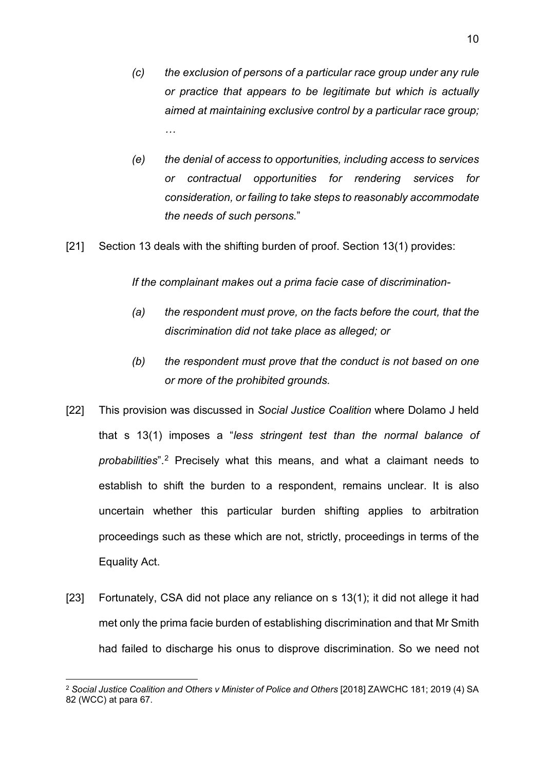> *(c) the exclusion of persons of a particular race group under any rule or practice that appears to be legitimate but which is actually aimed at maintaining exclusive control by a particular race group;*
>
> *…*
>
> *(e) the denial of access to opportunities, including access to services or contractual opportunities for rendering services for consideration, or failing to take steps to reasonably accommodate the needs of such persons.*"

[21] Section 13 deals with the shifting burden of proof. Section 13(1) provides:

> *If the complainant makes out a prima facie case of discrimination-*
>
> *(a) the respondent must prove, on the facts before the court, that the discrimination did not take place as alleged; or*
>
> *(b) the respondent must prove that the conduct is not based on one or more of the prohibited grounds.*

[22] This provision was discussed in *Social Justice Coalition* where Dolamo J held that s 13(1) imposes a "*less stringent test than the normal balance of probabilities*".[2] Precisely what this means, and what a claimant needs to establish to shift the burden to a respondent, remains unclear. It is also uncertain whether this particular burden shifting applies to arbitration proceedings such as these which are not, strictly, proceedings in terms of the Equality Act.

[23] Fortunately, CSA did not place any reliance on s 13(1); it did not allege it had met only the prima facie burden of establishing discrimination and that Mr Smith had failed to discharge his onus to disprove discrimination. So we need not

---

[2] *Social Justice Coalition and Others v Minister of Police and Others* [2018] ZAWCHC 181; 2019 (4) SA 82 (WCC) at para 67.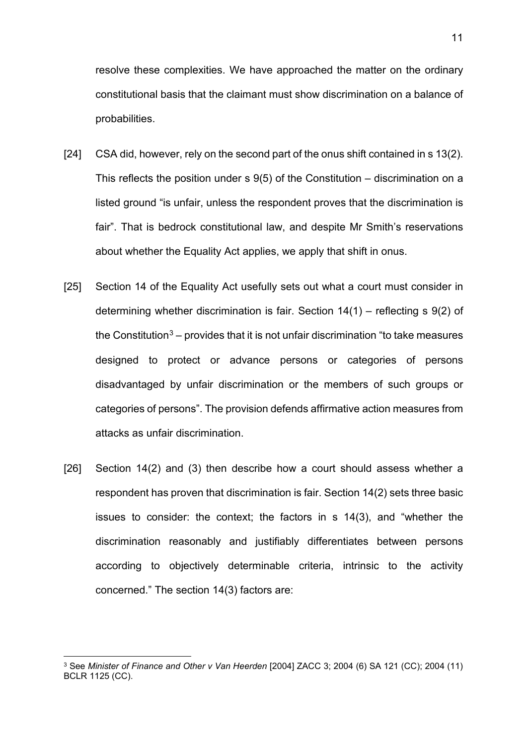resolve these complexities. We have approached the matter on the ordinary constitutional basis that the claimant must show discrimination on a balance of probabilities.

[24] CSA did, however, rely on the second part of the onus shift contained in s 13(2). This reflects the position under s 9(5) of the Constitution – discrimination on a listed ground "is unfair, unless the respondent proves that the discrimination is fair". That is bedrock constitutional law, and despite Mr Smith's reservations about whether the Equality Act applies, we apply that shift in onus.

[25] Section 14 of the Equality Act usefully sets out what a court must consider in determining whether discrimination is fair. Section 14(1) – reflecting s 9(2) of the Constitution[3] – provides that it is not unfair discrimination "to take measures designed to protect or advance persons or categories of persons disadvantaged by unfair discrimination or the members of such groups or categories of persons". The provision defends affirmative action measures from attacks as unfair discrimination.

[26] Section 14(2) and (3) then describe how a court should assess whether a respondent has proven that discrimination is fair. Section 14(2) sets three basic issues to consider: the context; the factors in s 14(3), and "whether the discrimination reasonably and justifiably differentiates between persons according to objectively determinable criteria, intrinsic to the activity concerned." The section 14(3) factors are:

[3] See *Minister of Finance and Other v Van Heerden* [2004] ZACC 3; 2004 (6) SA 121 (CC); 2004 (11) BCLR 1125 (CC).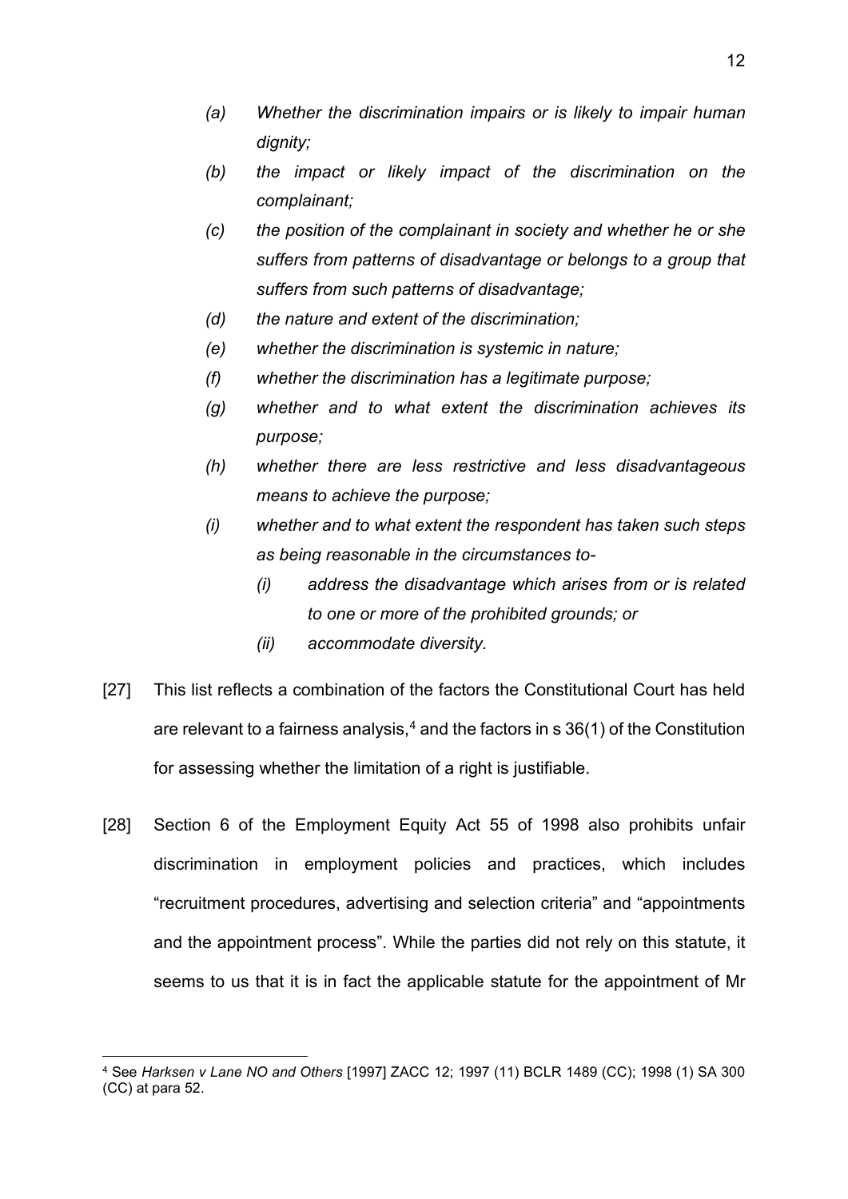- *(a) Whether the discrimination impairs or is likely to impair human dignity;*
- *(b) the impact or likely impact of the discrimination on the complainant;*
- *(c) the position of the complainant in society and whether he or she suffers from patterns of disadvantage or belongs to a group that suffers from such patterns of disadvantage;*
- *(d) the nature and extent of the discrimination;*
- *(e) whether the discrimination is systemic in nature;*
- *(f) whether the discrimination has a legitimate purpose;*
- *(g) whether and to what extent the discrimination achieves its purpose;*
- *(h) whether there are less restrictive and less disadvantageous means to achieve the purpose;*
- *(i) whether and to what extent the respondent has taken such steps as being reasonable in the circumstances to-*
  - *(i) address the disadvantage which arises from or is related to one or more of the prohibited grounds; or*
  - *(ii) accommodate diversity.*

[27] This list reflects a combination of the factors the Constitutional Court has held are relevant to a fairness analysis,[4] and the factors in s 36(1) of the Constitution for assessing whether the limitation of a right is justifiable.

[28] Section 6 of the Employment Equity Act 55 of 1998 also prohibits unfair discrimination in employment policies and practices, which includes "recruitment procedures, advertising and selection criteria" and "appointments and the appointment process". While the parties did not rely on this statute, it seems to us that it is in fact the applicable statute for the appointment of Mr

---

[4] See *Harksen v Lane NO and Others* [1997] ZACC 12; 1997 (11) BCLR 1489 (CC); 1998 (1) SA 300 (CC) at para 52.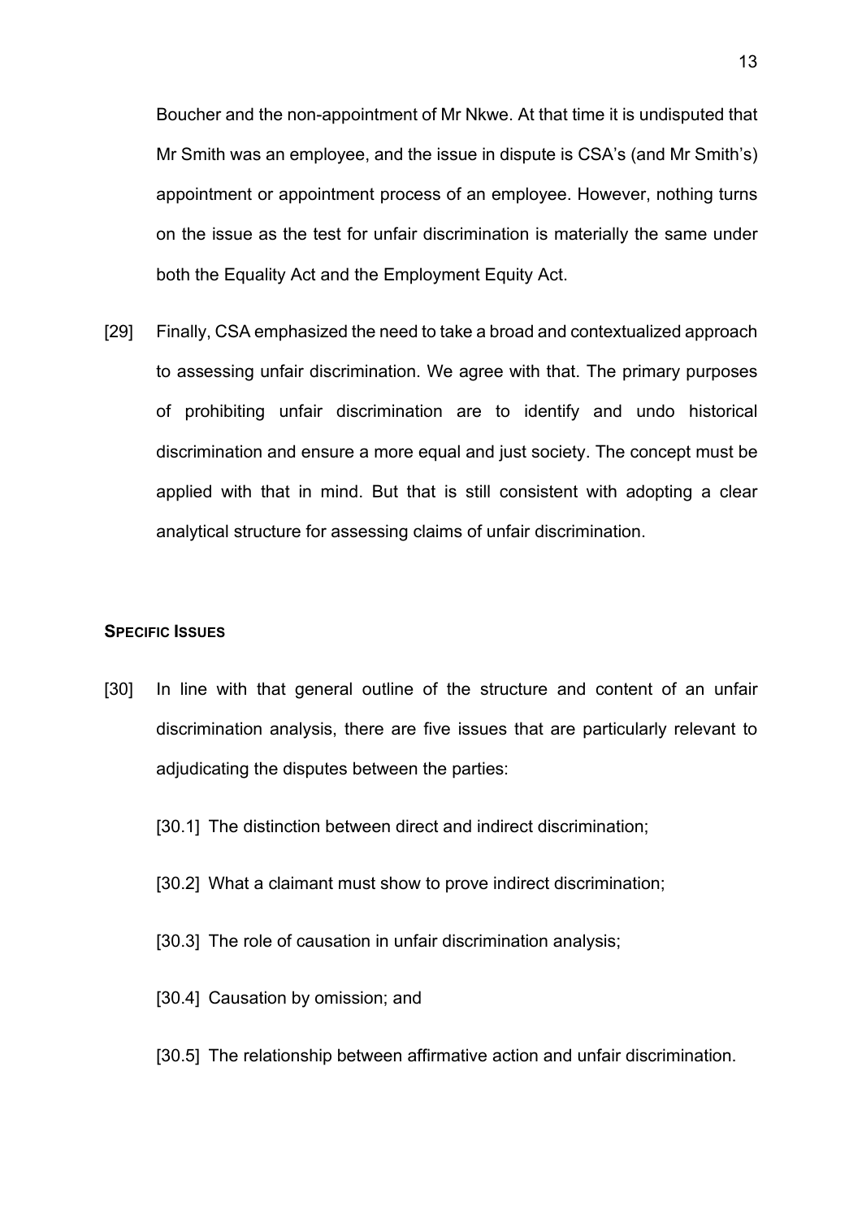Boucher and the non-appointment of Mr Nkwe. At that time it is undisputed that Mr Smith was an employee, and the issue in dispute is CSA's (and Mr Smith's) appointment or appointment process of an employee. However, nothing turns on the issue as the test for unfair discrimination is materially the same under both the Equality Act and the Employment Equity Act.

[29] Finally, CSA emphasized the need to take a broad and contextualized approach to assessing unfair discrimination. We agree with that. The primary purposes of prohibiting unfair discrimination are to identify and undo historical discrimination and ensure a more equal and just society. The concept must be applied with that in mind. But that is still consistent with adopting a clear analytical structure for assessing claims of unfair discrimination.

**SPECIFIC ISSUES**

[30] In line with that general outline of the structure and content of an unfair discrimination analysis, there are five issues that are particularly relevant to adjudicating the disputes between the parties:

[30.1] The distinction between direct and indirect discrimination;

[30.2] What a claimant must show to prove indirect discrimination;

[30.3] The role of causation in unfair discrimination analysis;

[30.4] Causation by omission; and

[30.5] The relationship between affirmative action and unfair discrimination.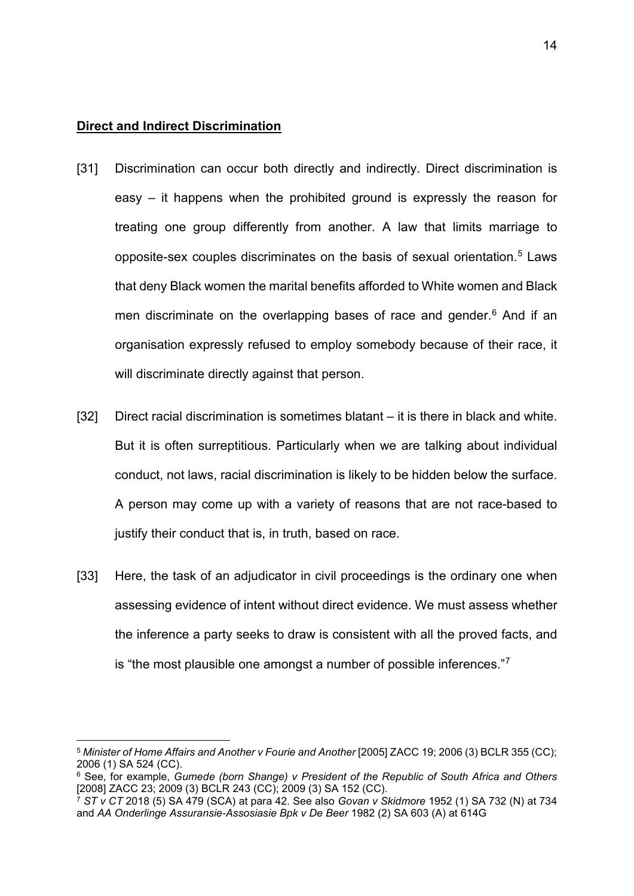**Direct and Indirect Discrimination**

[31] Discrimination can occur both directly and indirectly. Direct discrimination is easy – it happens when the prohibited ground is expressly the reason for treating one group differently from another. A law that limits marriage to opposite-sex couples discriminates on the basis of sexual orientation.[5] Laws that deny Black women the marital benefits afforded to White women and Black men discriminate on the overlapping bases of race and gender.[6] And if an organisation expressly refused to employ somebody because of their race, it will discriminate directly against that person.

[32] Direct racial discrimination is sometimes blatant – it is there in black and white. But it is often surreptitious. Particularly when we are talking about individual conduct, not laws, racial discrimination is likely to be hidden below the surface. A person may come up with a variety of reasons that are not race-based to justify their conduct that is, in truth, based on race.

[33] Here, the task of an adjudicator in civil proceedings is the ordinary one when assessing evidence of intent without direct evidence. We must assess whether the inference a party seeks to draw is consistent with all the proved facts, and is "the most plausible one amongst a number of possible inferences."[7]

---

[5] *Minister of Home Affairs and Another v Fourie and Another* [2005] ZACC 19; 2006 (3) BCLR 355 (CC); 2006 (1) SA 524 (CC).

[6] See, for example, *Gumede (born Shange) v President of the Republic of South Africa and Others* [2008] ZACC 23; 2009 (3) BCLR 243 (CC); 2009 (3) SA 152 (CC).

[7] *ST v CT* 2018 (5) SA 479 (SCA) at para 42. See also *Govan v Skidmore* 1952 (1) SA 732 (N) at 734 and *AA Onderlinge Assuransie-Assosiasie Bpk v De Beer* 1982 (2) SA 603 (A) at 614G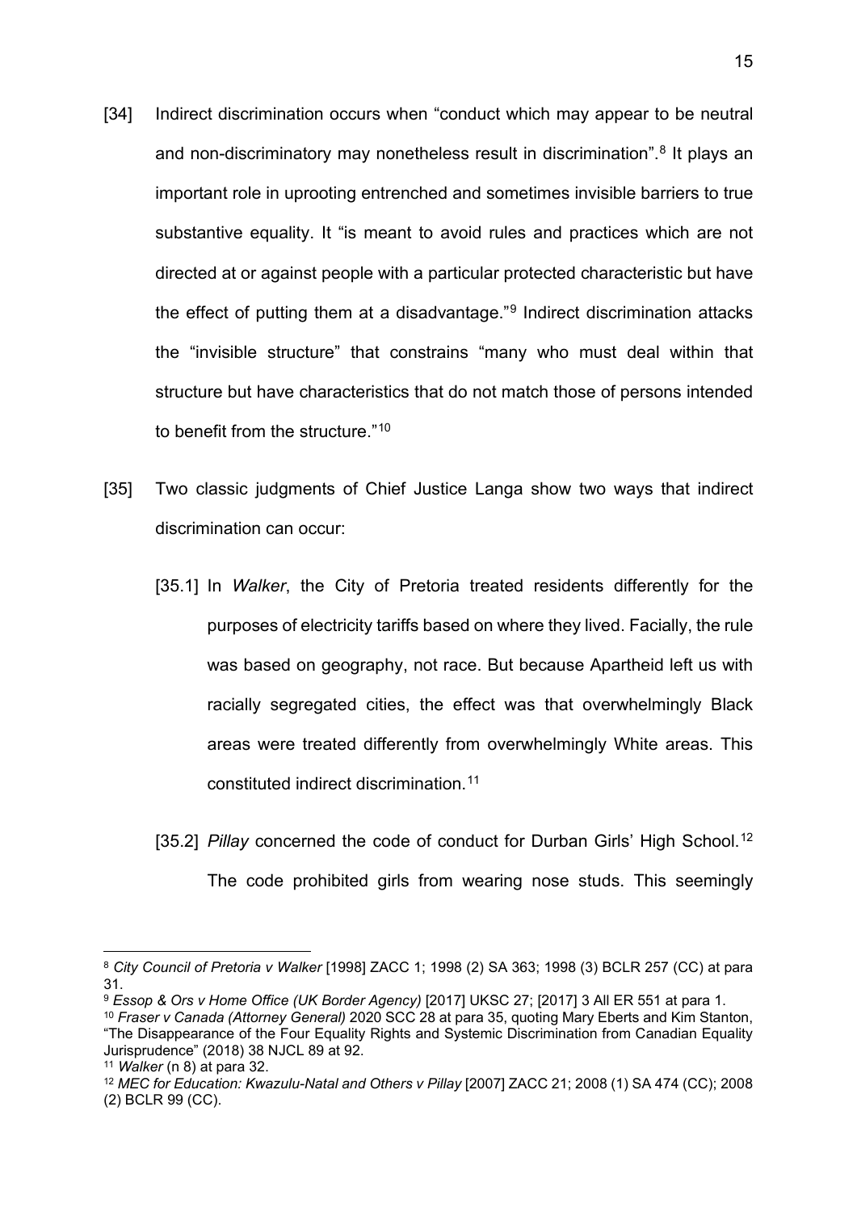[34] Indirect discrimination occurs when "conduct which may appear to be neutral and non-discriminatory may nonetheless result in discrimination".[8] It plays an important role in uprooting entrenched and sometimes invisible barriers to true substantive equality. It "is meant to avoid rules and practices which are not directed at or against people with a particular protected characteristic but have the effect of putting them at a disadvantage."[9] Indirect discrimination attacks the "invisible structure" that constrains "many who must deal within that structure but have characteristics that do not match those of persons intended to benefit from the structure."[10]

[35] Two classic judgments of Chief Justice Langa show two ways that indirect discrimination can occur:

[35.1] In *Walker*, the City of Pretoria treated residents differently for the purposes of electricity tariffs based on where they lived. Facially, the rule was based on geography, not race. But because Apartheid left us with racially segregated cities, the effect was that overwhelmingly Black areas were treated differently from overwhelmingly White areas. This constituted indirect discrimination.[11]

[35.2] *Pillay* concerned the code of conduct for Durban Girls' High School.[12] The code prohibited girls from wearing nose studs. This seemingly

---

[8] *City Council of Pretoria v Walker* [1998] ZACC 1; 1998 (2) SA 363; 1998 (3) BCLR 257 (CC) at para 31.

[9] *Essop & Ors v Home Office (UK Border Agency)* [2017] UKSC 27; [2017] 3 All ER 551 at para 1.

[10] *Fraser v Canada (Attorney General)* 2020 SCC 28 at para 35, quoting Mary Eberts and Kim Stanton, "The Disappearance of the Four Equality Rights and Systemic Discrimination from Canadian Equality Jurisprudence" (2018) 38 NJCL 89 at 92.

[11] *Walker* (n 8) at para 32.

[12] *MEC for Education: Kwazulu-Natal and Others v Pillay* [2007] ZACC 21; 2008 (1) SA 474 (CC); 2008 (2) BCLR 99 (CC).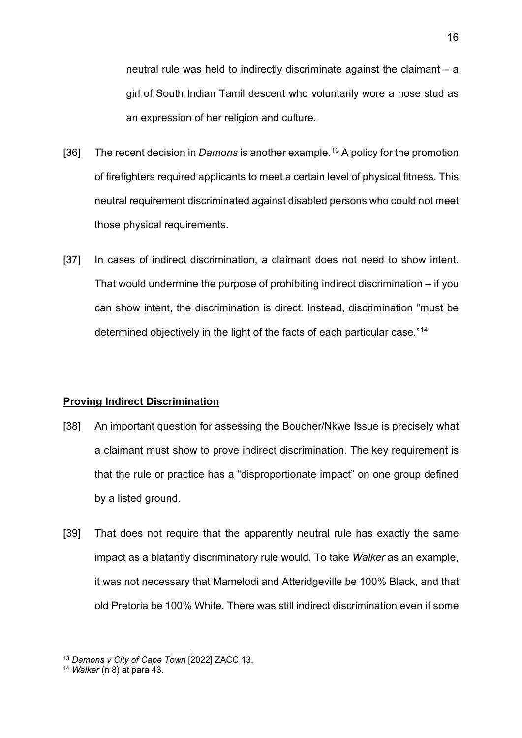neutral rule was held to indirectly discriminate against the claimant – a girl of South Indian Tamil descent who voluntarily wore a nose stud as an expression of her religion and culture.

[36] The recent decision in *Damons* is another example.[13] A policy for the promotion of firefighters required applicants to meet a certain level of physical fitness. This neutral requirement discriminated against disabled persons who could not meet those physical requirements.

[37] In cases of indirect discrimination, a claimant does not need to show intent. That would undermine the purpose of prohibiting indirect discrimination – if you can show intent, the discrimination is direct. Instead, discrimination "must be determined objectively in the light of the facts of each particular case."[14]

**Proving Indirect Discrimination**

[38] An important question for assessing the Boucher/Nkwe Issue is precisely what a claimant must show to prove indirect discrimination. The key requirement is that the rule or practice has a "disproportionate impact" on one group defined by a listed ground.

[39] That does not require that the apparently neutral rule has exactly the same impact as a blatantly discriminatory rule would. To take *Walker* as an example, it was not necessary that Mamelodi and Atteridgeville be 100% Black, and that old Pretoria be 100% White. There was still indirect discrimination even if some

---

[13] *Damons v City of Cape Town* [2022] ZACC 13.

[14] *Walker* (n 8) at para 43.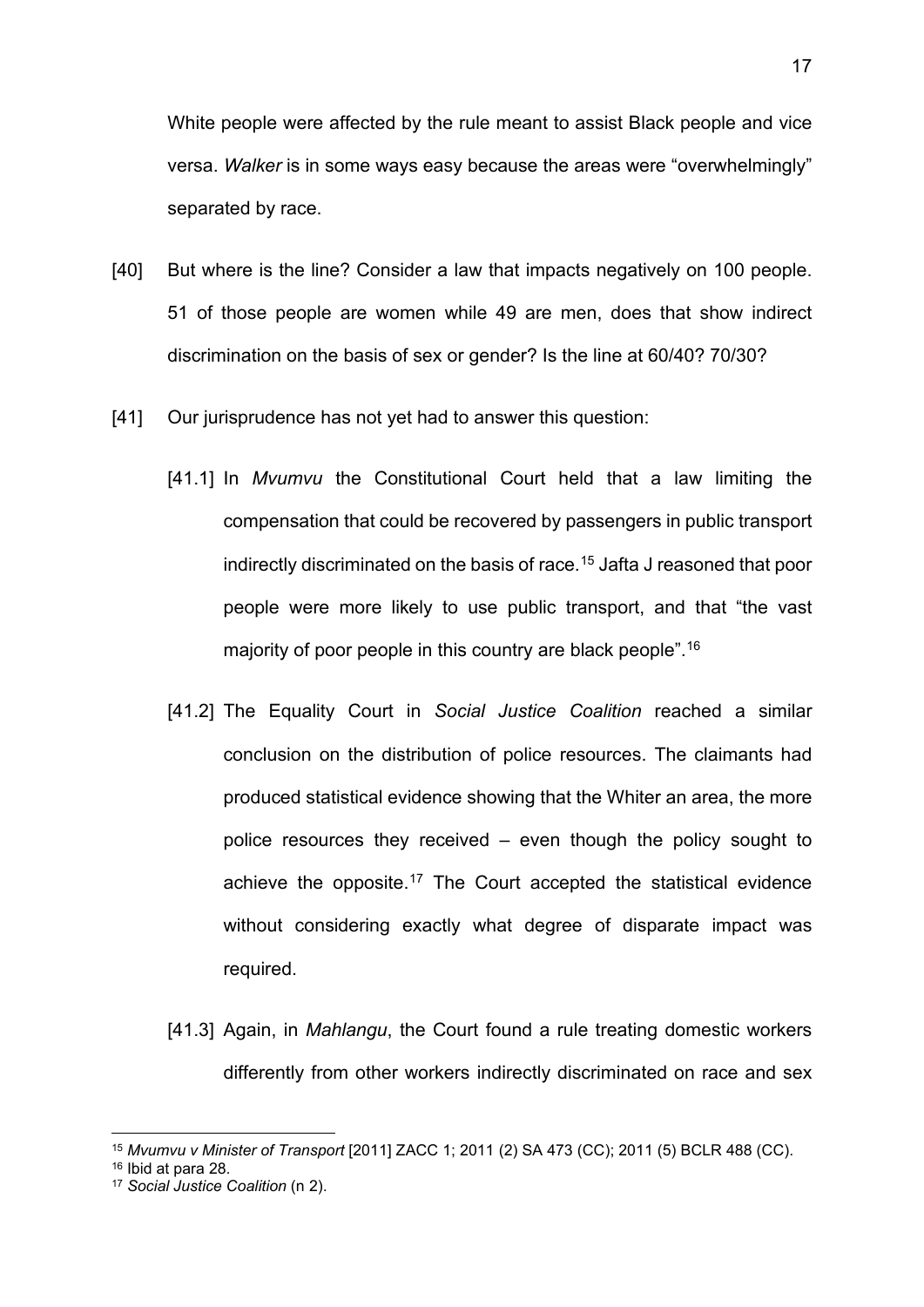White people were affected by the rule meant to assist Black people and vice versa. *Walker* is in some ways easy because the areas were "overwhelmingly" separated by race.

[40] But where is the line? Consider a law that impacts negatively on 100 people. 51 of those people are women while 49 are men, does that show indirect discrimination on the basis of sex or gender? Is the line at 60/40? 70/30?

[41] Our jurisprudence has not yet had to answer this question:

[41.1] In *Mvumvu* the Constitutional Court held that a law limiting the compensation that could be recovered by passengers in public transport indirectly discriminated on the basis of race.[15] Jafta J reasoned that poor people were more likely to use public transport, and that "the vast majority of poor people in this country are black people".[16]

[41.2] The Equality Court in *Social Justice Coalition* reached a similar conclusion on the distribution of police resources. The claimants had produced statistical evidence showing that the Whiter an area, the more police resources they received – even though the policy sought to achieve the opposite.[17] The Court accepted the statistical evidence without considering exactly what degree of disparate impact was required.

[41.3] Again, in *Mahlangu*, the Court found a rule treating domestic workers differently from other workers indirectly discriminated on race and sex

---

[15] *Mvumvu v Minister of Transport* [2011] ZACC 1; 2011 (2) SA 473 (CC); 2011 (5) BCLR 488 (CC).

[16] Ibid at para 28.

[17] *Social Justice Coalition* (n 2).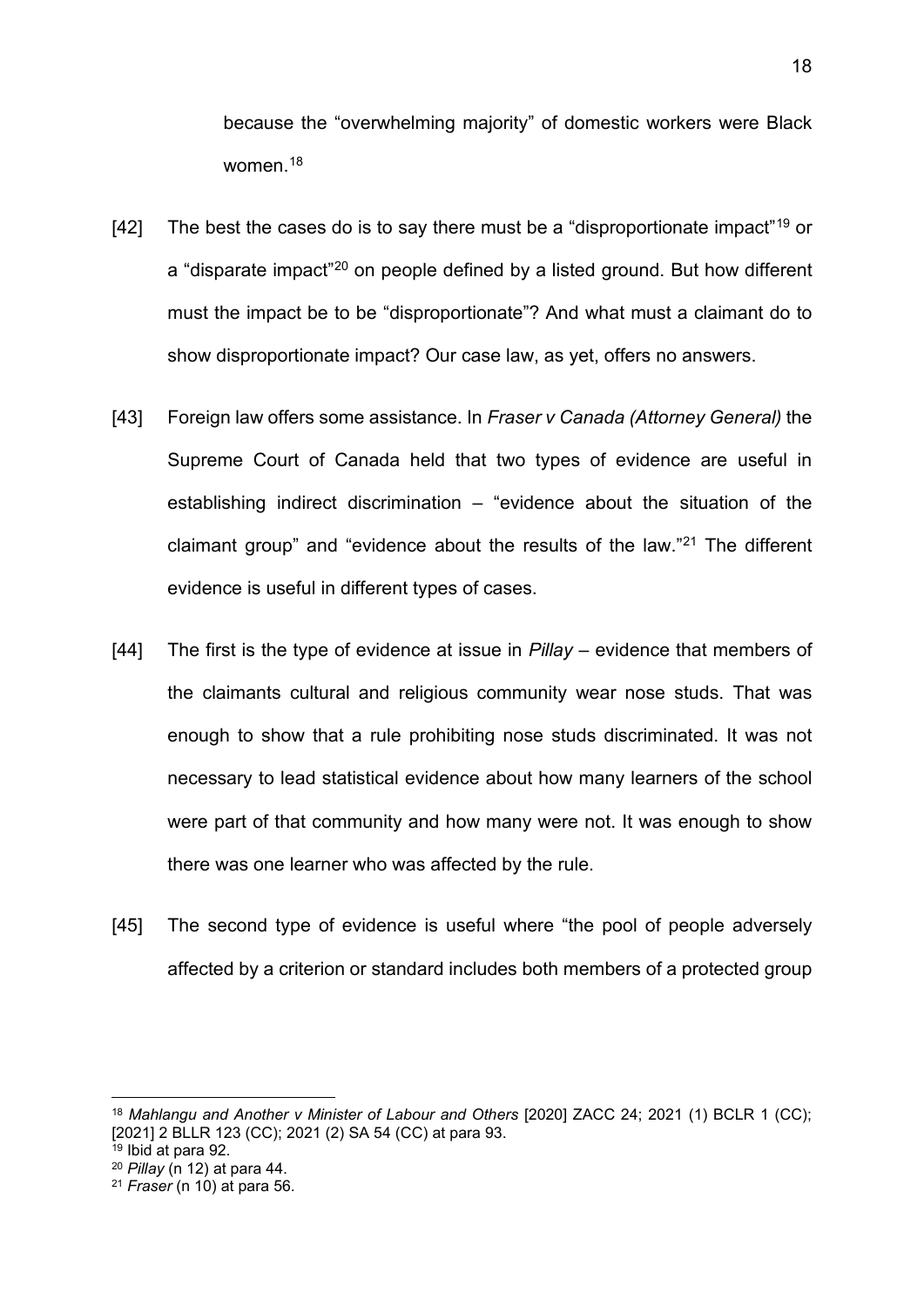because the "overwhelming majority" of domestic workers were Black women.[18]

[42] The best the cases do is to say there must be a "disproportionate impact"[19] or a "disparate impact"[20] on people defined by a listed ground. But how different must the impact be to be "disproportionate"? And what must a claimant do to show disproportionate impact? Our case law, as yet, offers no answers.

[43] Foreign law offers some assistance. In *Fraser v Canada (Attorney General)* the Supreme Court of Canada held that two types of evidence are useful in establishing indirect discrimination – "evidence about the situation of the claimant group" and "evidence about the results of the law."[21] The different evidence is useful in different types of cases.

[44] The first is the type of evidence at issue in *Pillay* – evidence that members of the claimants cultural and religious community wear nose studs. That was enough to show that a rule prohibiting nose studs discriminated. It was not necessary to lead statistical evidence about how many learners of the school were part of that community and how many were not. It was enough to show there was one learner who was affected by the rule.

[45] The second type of evidence is useful where "the pool of people adversely affected by a criterion or standard includes both members of a protected group

---

[18] *Mahlangu and Another v Minister of Labour and Others* [2020] ZACC 24; 2021 (1) BCLR 1 (CC); [2021] 2 BLLR 123 (CC); 2021 (2) SA 54 (CC) at para 93.

[19] Ibid at para 92.

[20] *Pillay* (n 12) at para 44.

[21] *Fraser* (n 10) at para 56.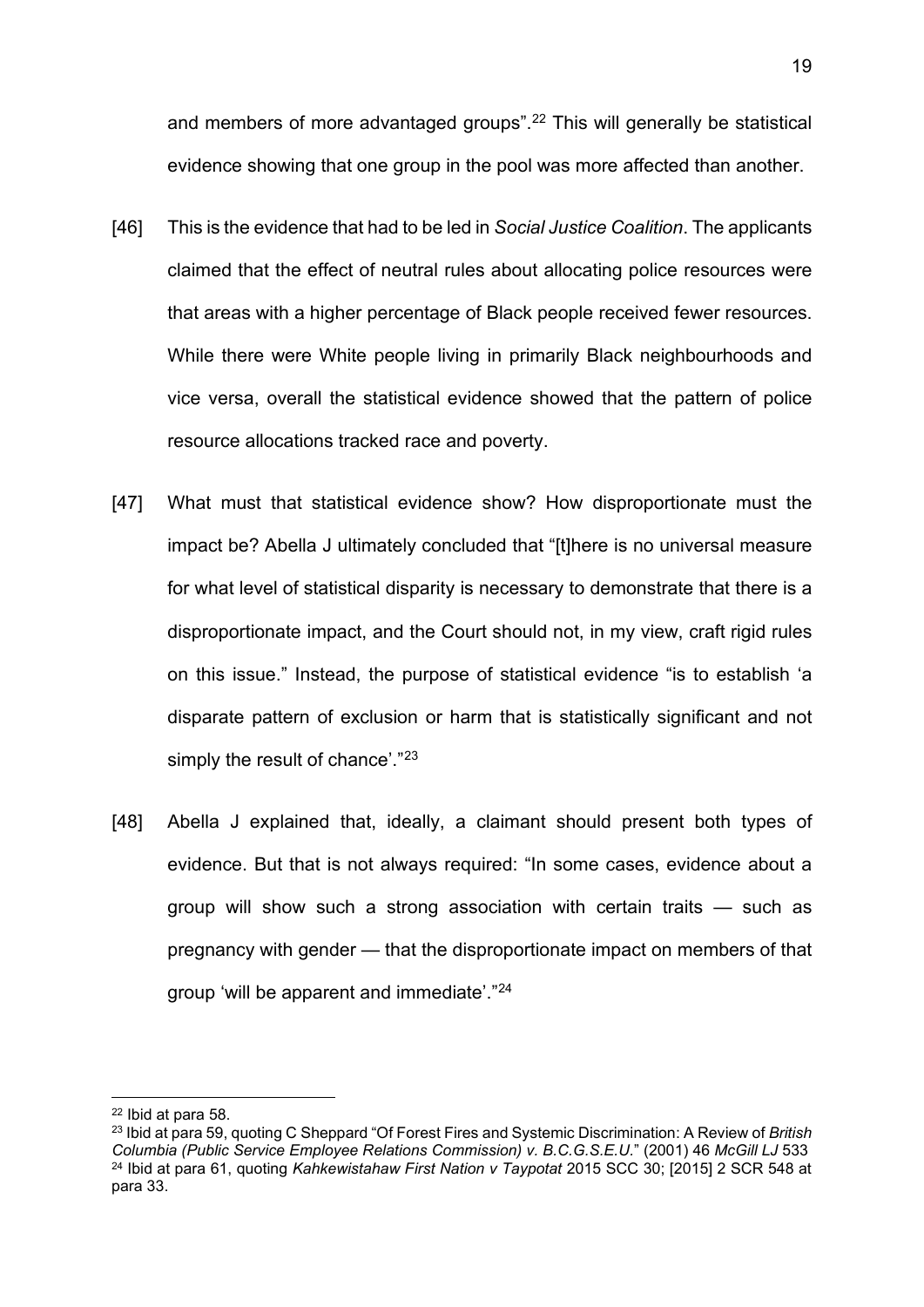and members of more advantaged groups”.[22] This will generally be statistical evidence showing that one group in the pool was more affected than another.

[46] This is the evidence that had to be led in *Social Justice Coalition*. The applicants claimed that the effect of neutral rules about allocating police resources were that areas with a higher percentage of Black people received fewer resources. While there were White people living in primarily Black neighbourhoods and vice versa, overall the statistical evidence showed that the pattern of police resource allocations tracked race and poverty.

[47] What must that statistical evidence show? How disproportionate must the impact be? Abella J ultimately concluded that “[t]here is no universal measure for what level of statistical disparity is necessary to demonstrate that there is a disproportionate impact, and the Court should not, in my view, craft rigid rules on this issue.” Instead, the purpose of statistical evidence “is to establish ‘a disparate pattern of exclusion or harm that is statistically significant and not simply the result of chance’.”[23]

[48] Abella J explained that, ideally, a claimant should present both types of evidence. But that is not always required: “In some cases, evidence about a group will show such a strong association with certain traits — such as pregnancy with gender — that the disproportionate impact on members of that group ‘will be apparent and immediate’.”[24]

---

[22] Ibid at para 58.

[23] Ibid at para 59, quoting C Sheppard “Of Forest Fires and Systemic Discrimination: A Review of *British Columbia (Public Service Employee Relations Commission) v. B.C.G.S.E.U.*” (2001) 46 *McGill LJ* 533

[24] Ibid at para 61, quoting *Kahkewistahaw First Nation v Taypotat* 2015 SCC 30; [2015] 2 SCR 548 at para 33.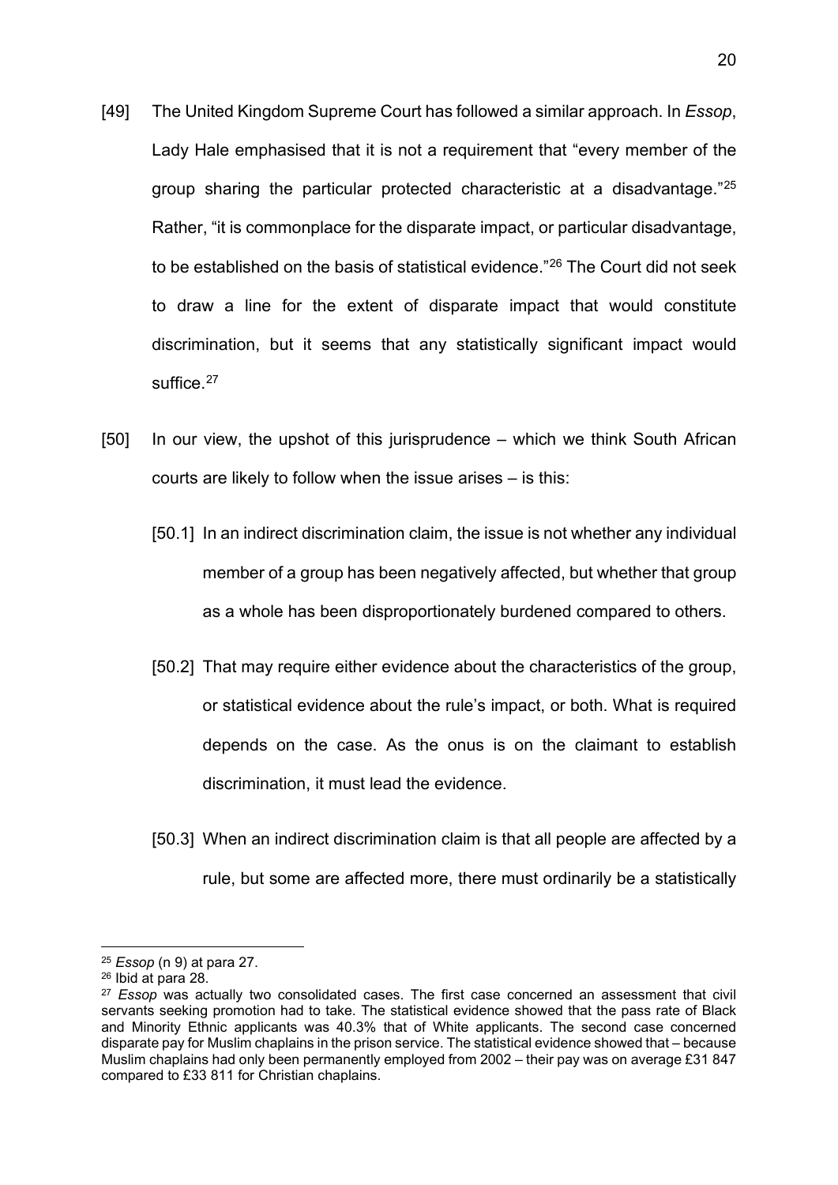[49] The United Kingdom Supreme Court has followed a similar approach. In *Essop*, Lady Hale emphasised that it is not a requirement that "every member of the group sharing the particular protected characteristic at a disadvantage."[25] Rather, "it is commonplace for the disparate impact, or particular disadvantage, to be established on the basis of statistical evidence."[26] The Court did not seek to draw a line for the extent of disparate impact that would constitute discrimination, but it seems that any statistically significant impact would suffice.[27]

[50] In our view, the upshot of this jurisprudence – which we think South African courts are likely to follow when the issue arises – is this:

[50.1] In an indirect discrimination claim, the issue is not whether any individual member of a group has been negatively affected, but whether that group as a whole has been disproportionately burdened compared to others.

[50.2] That may require either evidence about the characteristics of the group, or statistical evidence about the rule's impact, or both. What is required depends on the case. As the onus is on the claimant to establish discrimination, it must lead the evidence.

[50.3] When an indirect discrimination claim is that all people are affected by a rule, but some are affected more, there must ordinarily be a statistically

---

[25] *Essop* (n 9) at para 27.

[26] Ibid at para 28.

[27] *Essop* was actually two consolidated cases. The first case concerned an assessment that civil servants seeking promotion had to take. The statistical evidence showed that the pass rate of Black and Minority Ethnic applicants was 40.3% that of White applicants. The second case concerned disparate pay for Muslim chaplains in the prison service. The statistical evidence showed that – because Muslim chaplains had only been permanently employed from 2002 – their pay was on average £31 847 compared to £33 811 for Christian chaplains.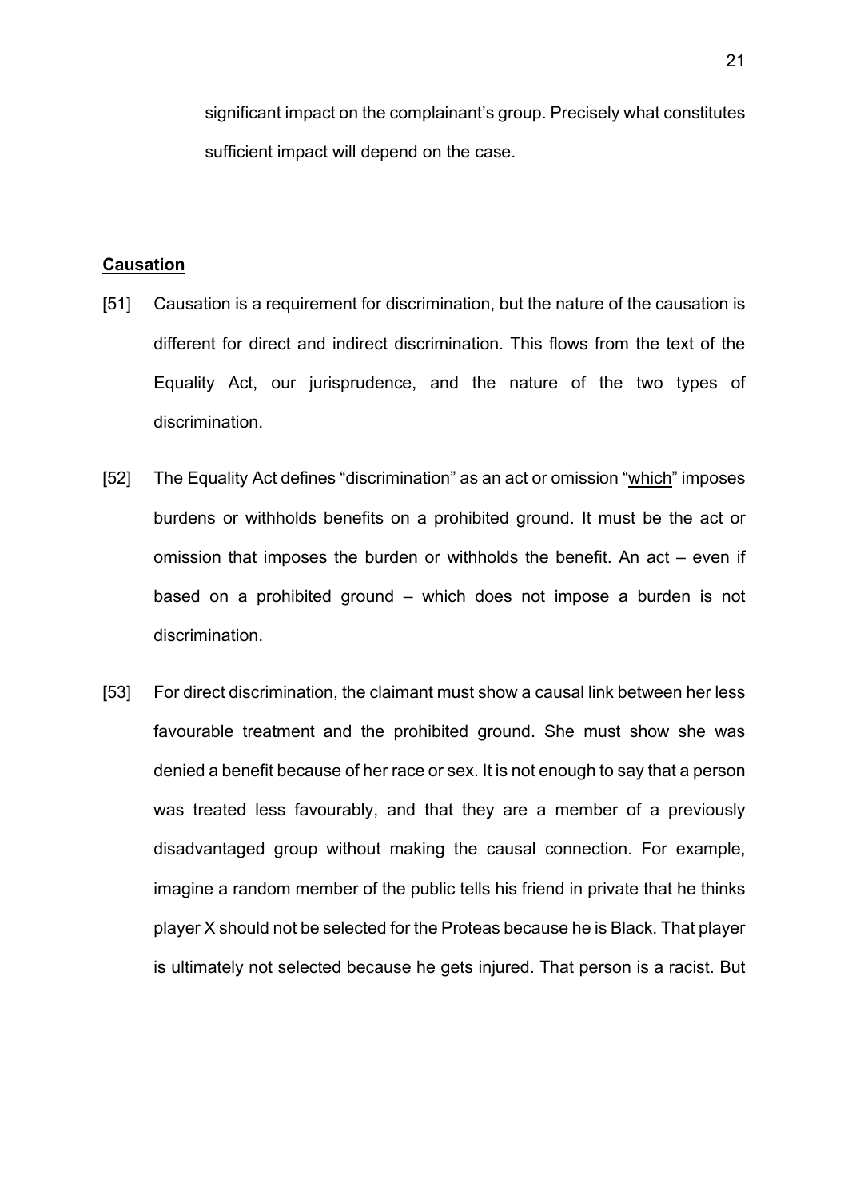significant impact on the complainant's group. Precisely what constitutes sufficient impact will depend on the case.

**Causation**

[51] Causation is a requirement for discrimination, but the nature of the causation is different for direct and indirect discrimination. This flows from the text of the Equality Act, our jurisprudence, and the nature of the two types of discrimination.

[52] The Equality Act defines "discrimination" as an act or omission "which" imposes burdens or withholds benefits on a prohibited ground. It must be the act or omission that imposes the burden or withholds the benefit. An act – even if based on a prohibited ground – which does not impose a burden is not discrimination.

[53] For direct discrimination, the claimant must show a causal link between her less favourable treatment and the prohibited ground. She must show she was denied a benefit because of her race or sex. It is not enough to say that a person was treated less favourably, and that they are a member of a previously disadvantaged group without making the causal connection. For example, imagine a random member of the public tells his friend in private that he thinks player X should not be selected for the Proteas because he is Black. That player is ultimately not selected because he gets injured. That person is a racist. But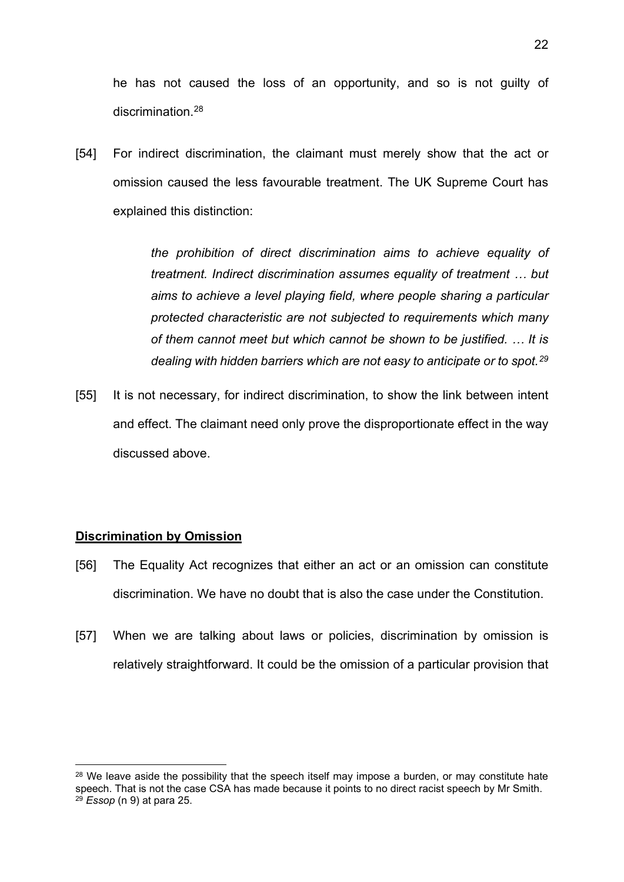he has not caused the loss of an opportunity, and so is not guilty of discrimination.[28]

[54] For indirect discrimination, the claimant must merely show that the act or omission caused the less favourable treatment. The UK Supreme Court has explained this distinction:

> *the prohibition of direct discrimination aims to achieve equality of treatment. Indirect discrimination assumes equality of treatment … but aims to achieve a level playing field, where people sharing a particular protected characteristic are not subjected to requirements which many of them cannot meet but which cannot be shown to be justified. … It is dealing with hidden barriers which are not easy to anticipate or to spot.*[29]

[55] It is not necessary, for indirect discrimination, to show the link between intent and effect. The claimant need only prove the disproportionate effect in the way discussed above.

**Discrimination by Omission**

[56] The Equality Act recognizes that either an act or an omission can constitute discrimination. We have no doubt that is also the case under the Constitution.

[57] When we are talking about laws or policies, discrimination by omission is relatively straightforward. It could be the omission of a particular provision that

---

[28] We leave aside the possibility that the speech itself may impose a burden, or may constitute hate speech. That is not the case CSA has made because it points to no direct racist speech by Mr Smith.

[29] *Essop* (n 9) at para 25.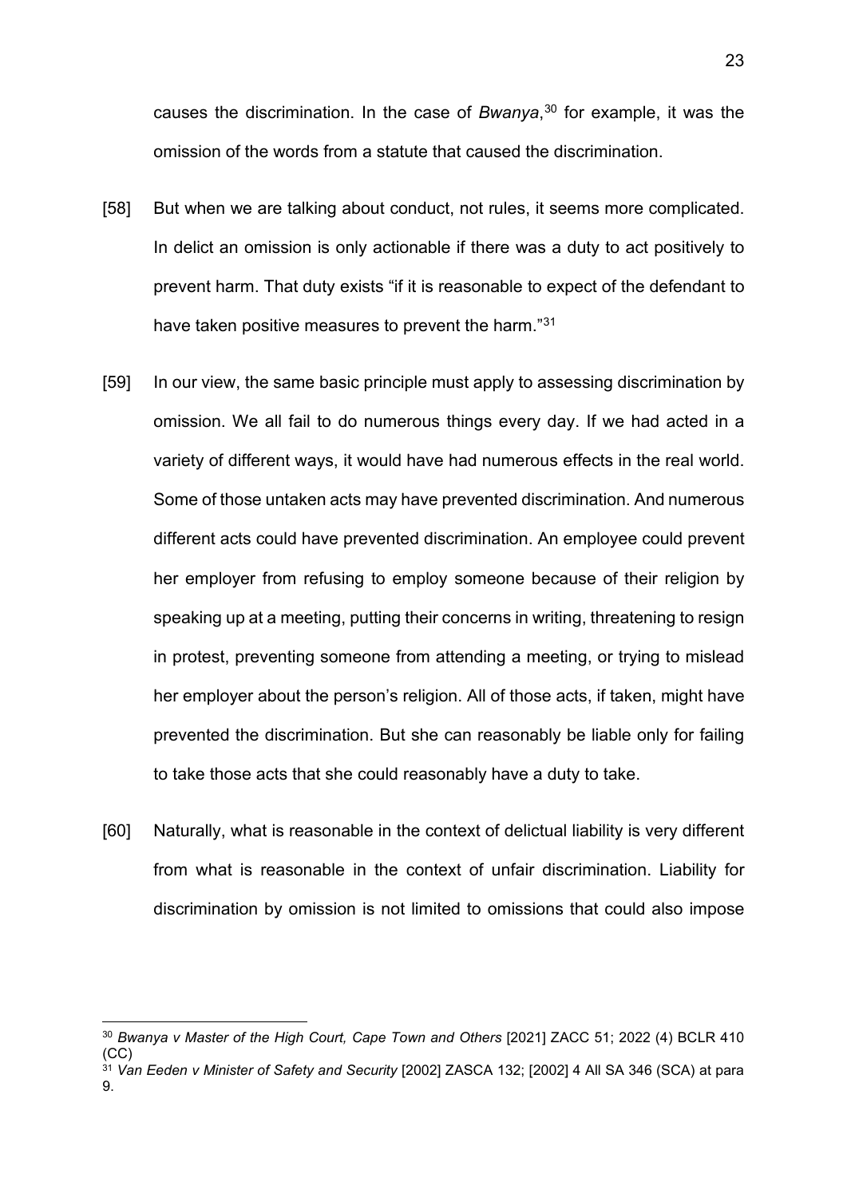causes the discrimination. In the case of *Bwanya*,[30] for example, it was the omission of the words from a statute that caused the discrimination.

[58] But when we are talking about conduct, not rules, it seems more complicated. In delict an omission is only actionable if there was a duty to act positively to prevent harm. That duty exists "if it is reasonable to expect of the defendant to have taken positive measures to prevent the harm."[31]

[59] In our view, the same basic principle must apply to assessing discrimination by omission. We all fail to do numerous things every day. If we had acted in a variety of different ways, it would have had numerous effects in the real world. Some of those untaken acts may have prevented discrimination. And numerous different acts could have prevented discrimination. An employee could prevent her employer from refusing to employ someone because of their religion by speaking up at a meeting, putting their concerns in writing, threatening to resign in protest, preventing someone from attending a meeting, or trying to mislead her employer about the person's religion. All of those acts, if taken, might have prevented the discrimination. But she can reasonably be liable only for failing to take those acts that she could reasonably have a duty to take.

[60] Naturally, what is reasonable in the context of delictual liability is very different from what is reasonable in the context of unfair discrimination. Liability for discrimination by omission is not limited to omissions that could also impose

---

[30] *Bwanya v Master of the High Court, Cape Town and Others* [2021] ZACC 51; 2022 (4) BCLR 410 (CC)

[31] *Van Eeden v Minister of Safety and Security* [2002] ZASCA 132; [2002] 4 All SA 346 (SCA) at para 9.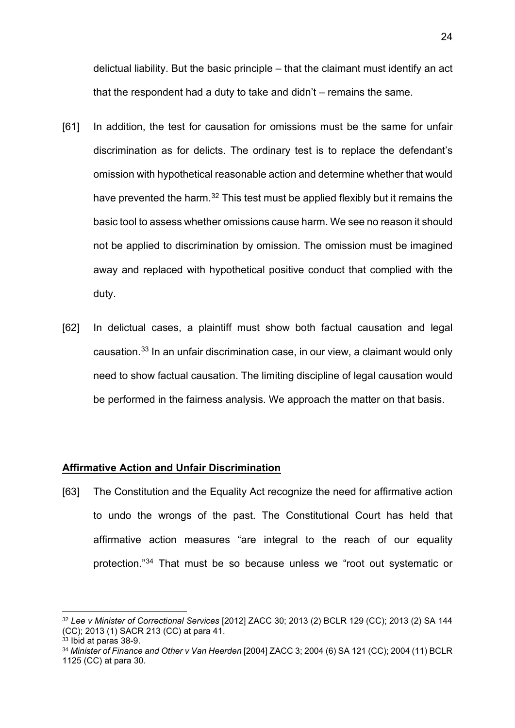delictual liability. But the basic principle – that the claimant must identify an act that the respondent had a duty to take and didn't – remains the same.

[61] In addition, the test for causation for omissions must be the same for unfair discrimination as for delicts. The ordinary test is to replace the defendant's omission with hypothetical reasonable action and determine whether that would have prevented the harm.[32] This test must be applied flexibly but it remains the basic tool to assess whether omissions cause harm. We see no reason it should not be applied to discrimination by omission. The omission must be imagined away and replaced with hypothetical positive conduct that complied with the duty.

[62] In delictual cases, a plaintiff must show both factual causation and legal causation.[33] In an unfair discrimination case, in our view, a claimant would only need to show factual causation. The limiting discipline of legal causation would be performed in the fairness analysis. We approach the matter on that basis.

## Affirmative Action and Unfair Discrimination

[63] The Constitution and the Equality Act recognize the need for affirmative action to undo the wrongs of the past. The Constitutional Court has held that affirmative action measures "are integral to the reach of our equality protection."[34] That must be so because unless we "root out systematic or

[32] *Lee v Minister of Correctional Services* [2012] ZACC 30; 2013 (2) BCLR 129 (CC); 2013 (2) SA 144 (CC); 2013 (1) SACR 213 (CC) at para 41.

[33] Ibid at paras 38-9.

[34] *Minister of Finance and Other v Van Heerden* [2004] ZACC 3; 2004 (6) SA 121 (CC); 2004 (11) BCLR 1125 (CC) at para 30.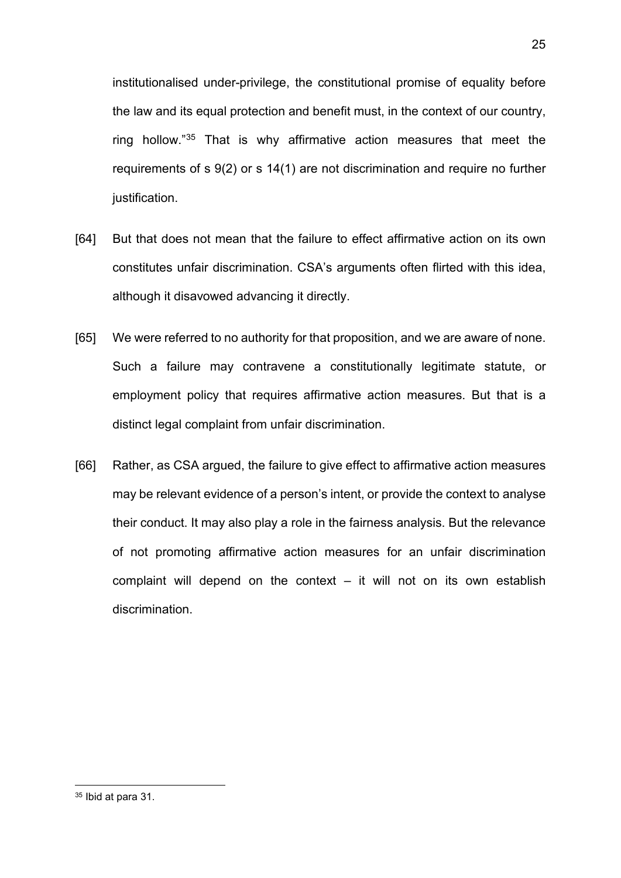institutionalised under-privilege, the constitutional promise of equality before the law and its equal protection and benefit must, in the context of our country, ring hollow."[35] That is why affirmative action measures that meet the requirements of s 9(2) or s 14(1) are not discrimination and require no further justification.

[64] But that does not mean that the failure to effect affirmative action on its own constitutes unfair discrimination. CSA's arguments often flirted with this idea, although it disavowed advancing it directly.

[65] We were referred to no authority for that proposition, and we are aware of none. Such a failure may contravene a constitutionally legitimate statute, or employment policy that requires affirmative action measures. But that is a distinct legal complaint from unfair discrimination.

[66] Rather, as CSA argued, the failure to give effect to affirmative action measures may be relevant evidence of a person's intent, or provide the context to analyse their conduct. It may also play a role in the fairness analysis. But the relevance of not promoting affirmative action measures for an unfair discrimination complaint will depend on the context – it will not on its own establish discrimination.

---

[35] Ibid at para 31.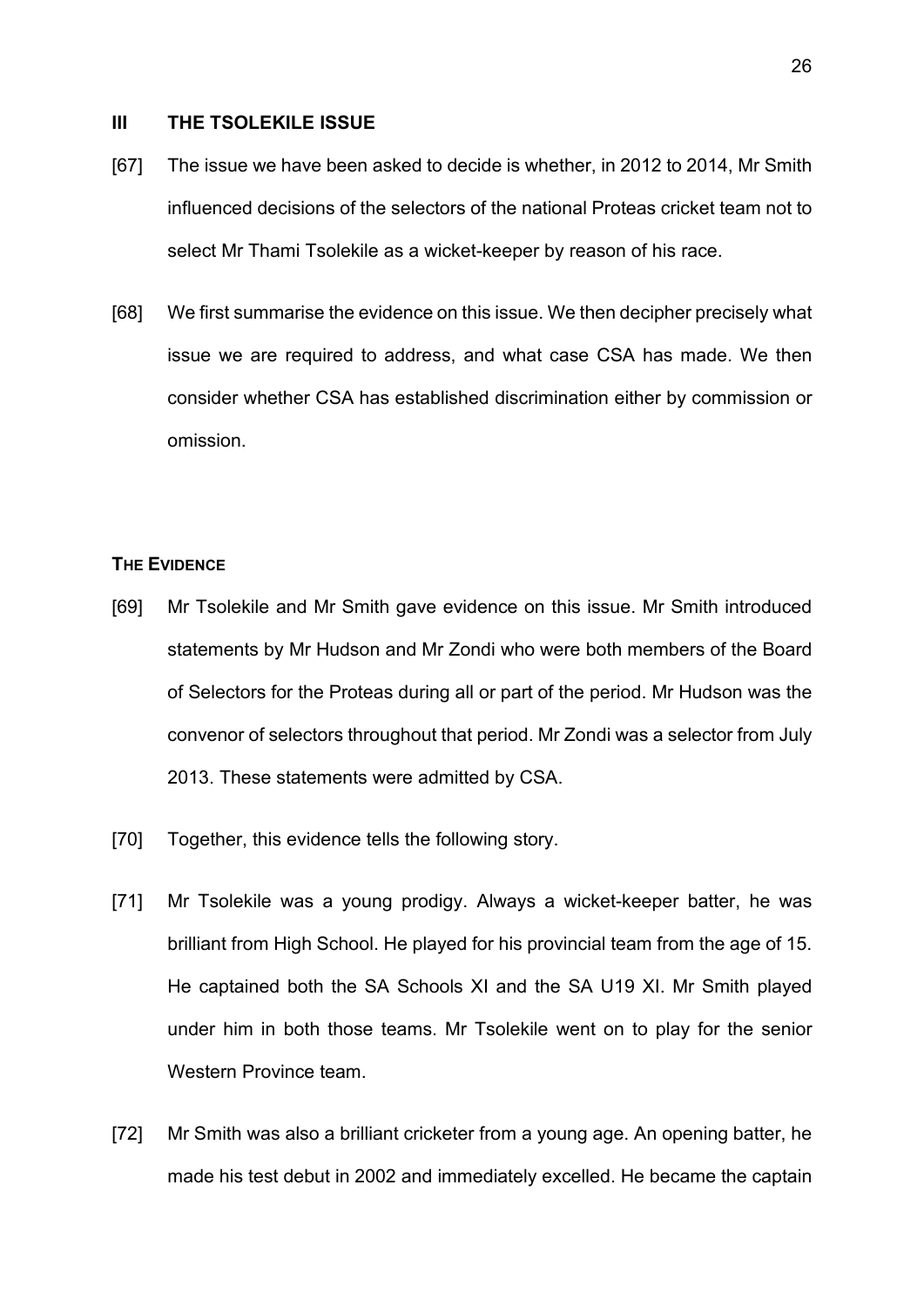## III THE TSOLEKILE ISSUE

[67] The issue we have been asked to decide is whether, in 2012 to 2014, Mr Smith influenced decisions of the selectors of the national Proteas cricket team not to select Mr Thami Tsolekile as a wicket-keeper by reason of his race.

[68] We first summarise the evidence on this issue. We then decipher precisely what issue we are required to address, and what case CSA has made. We then consider whether CSA has established discrimination either by commission or omission.

### THE EVIDENCE

[69] Mr Tsolekile and Mr Smith gave evidence on this issue. Mr Smith introduced statements by Mr Hudson and Mr Zondi who were both members of the Board of Selectors for the Proteas during all or part of the period. Mr Hudson was the convenor of selectors throughout that period. Mr Zondi was a selector from July 2013. These statements were admitted by CSA.

[70] Together, this evidence tells the following story.

[71] Mr Tsolekile was a young prodigy. Always a wicket-keeper batter, he was brilliant from High School. He played for his provincial team from the age of 15. He captained both the SA Schools XI and the SA U19 XI. Mr Smith played under him in both those teams. Mr Tsolekile went on to play for the senior Western Province team.

[72] Mr Smith was also a brilliant cricketer from a young age. An opening batter, he made his test debut in 2002 and immediately excelled. He became the captain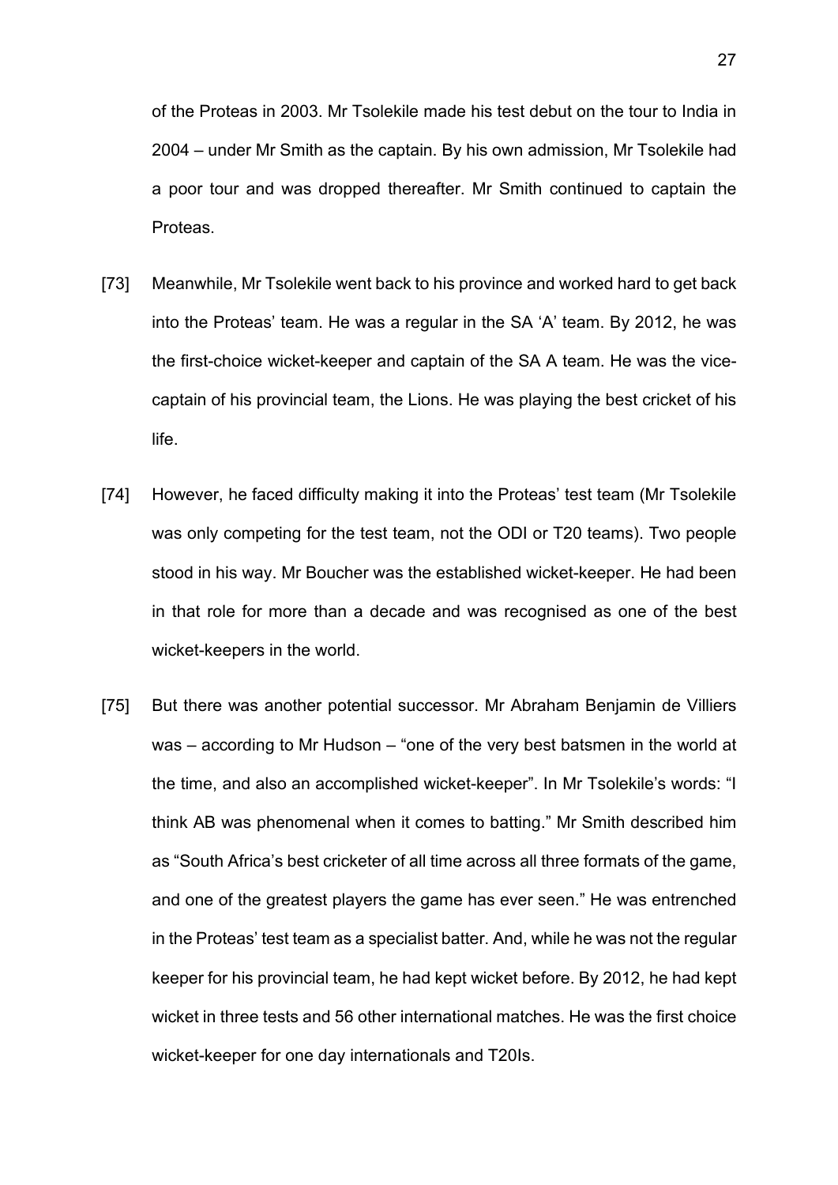of the Proteas in 2003. Mr Tsolekile made his test debut on the tour to India in 2004 – under Mr Smith as the captain. By his own admission, Mr Tsolekile had a poor tour and was dropped thereafter. Mr Smith continued to captain the Proteas.

[73] Meanwhile, Mr Tsolekile went back to his province and worked hard to get back into the Proteas' team. He was a regular in the SA 'A' team. By 2012, he was the first-choice wicket-keeper and captain of the SA A team. He was the vice-captain of his provincial team, the Lions. He was playing the best cricket of his life.

[74] However, he faced difficulty making it into the Proteas' test team (Mr Tsolekile was only competing for the test team, not the ODI or T20 teams). Two people stood in his way. Mr Boucher was the established wicket-keeper. He had been in that role for more than a decade and was recognised as one of the best wicket-keepers in the world.

[75] But there was another potential successor. Mr Abraham Benjamin de Villiers was – according to Mr Hudson – "one of the very best batsmen in the world at the time, and also an accomplished wicket-keeper". In Mr Tsolekile's words: "I think AB was phenomenal when it comes to batting." Mr Smith described him as "South Africa's best cricketer of all time across all three formats of the game, and one of the greatest players the game has ever seen." He was entrenched in the Proteas' test team as a specialist batter. And, while he was not the regular keeper for his provincial team, he had kept wicket before. By 2012, he had kept wicket in three tests and 56 other international matches. He was the first choice wicket-keeper for one day internationals and T20Is.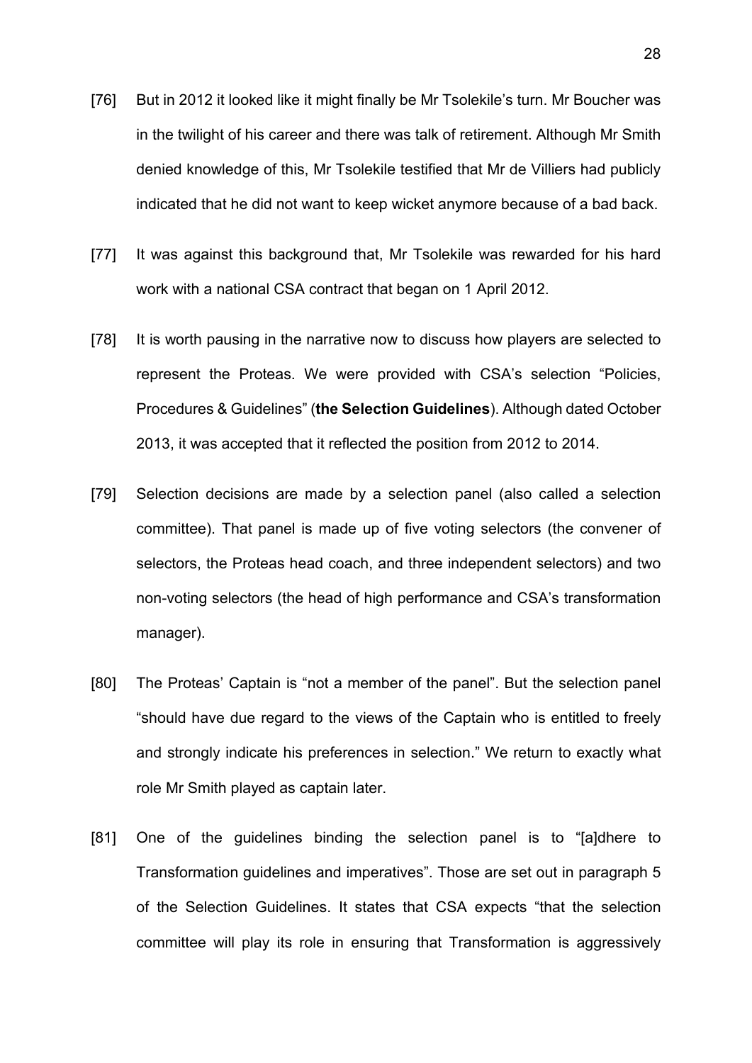[76] But in 2012 it looked like it might finally be Mr Tsolekile's turn. Mr Boucher was in the twilight of his career and there was talk of retirement. Although Mr Smith denied knowledge of this, Mr Tsolekile testified that Mr de Villiers had publicly indicated that he did not want to keep wicket anymore because of a bad back.

[77] It was against this background that, Mr Tsolekile was rewarded for his hard work with a national CSA contract that began on 1 April 2012.

[78] It is worth pausing in the narrative now to discuss how players are selected to represent the Proteas. We were provided with CSA's selection "Policies, Procedures & Guidelines" (**the Selection Guidelines**). Although dated October 2013, it was accepted that it reflected the position from 2012 to 2014.

[79] Selection decisions are made by a selection panel (also called a selection committee). That panel is made up of five voting selectors (the convener of selectors, the Proteas head coach, and three independent selectors) and two non-voting selectors (the head of high performance and CSA's transformation manager).

[80] The Proteas' Captain is "not a member of the panel". But the selection panel "should have due regard to the views of the Captain who is entitled to freely and strongly indicate his preferences in selection." We return to exactly what role Mr Smith played as captain later.

[81] One of the guidelines binding the selection panel is to "[a]dhere to Transformation guidelines and imperatives". Those are set out in paragraph 5 of the Selection Guidelines. It states that CSA expects "that the selection committee will play its role in ensuring that Transformation is aggressively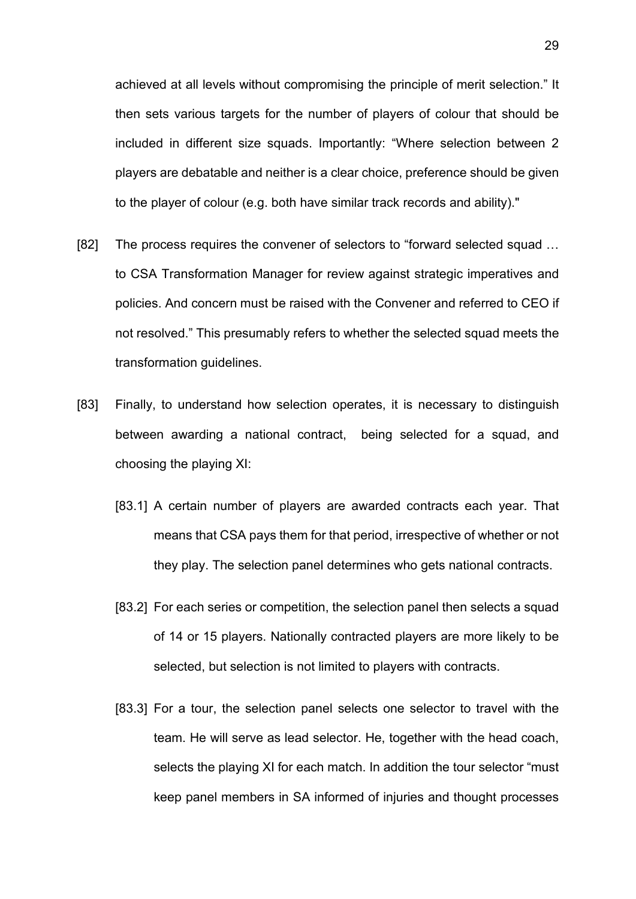achieved at all levels without compromising the principle of merit selection." It then sets various targets for the number of players of colour that should be included in different size squads. Importantly: "Where selection between 2 players are debatable and neither is a clear choice, preference should be given to the player of colour (e.g. both have similar track records and ability)."

[82] The process requires the convener of selectors to "forward selected squad … to CSA Transformation Manager for review against strategic imperatives and policies. And concern must be raised with the Convener and referred to CEO if not resolved." This presumably refers to whether the selected squad meets the transformation guidelines.

[83] Finally, to understand how selection operates, it is necessary to distinguish between awarding a national contract, being selected for a squad, and choosing the playing XI:

[83.1] A certain number of players are awarded contracts each year. That means that CSA pays them for that period, irrespective of whether or not they play. The selection panel determines who gets national contracts.

[83.2] For each series or competition, the selection panel then selects a squad of 14 or 15 players. Nationally contracted players are more likely to be selected, but selection is not limited to players with contracts.

[83.3] For a tour, the selection panel selects one selector to travel with the team. He will serve as lead selector. He, together with the head coach, selects the playing XI for each match. In addition the tour selector "must keep panel members in SA informed of injuries and thought processes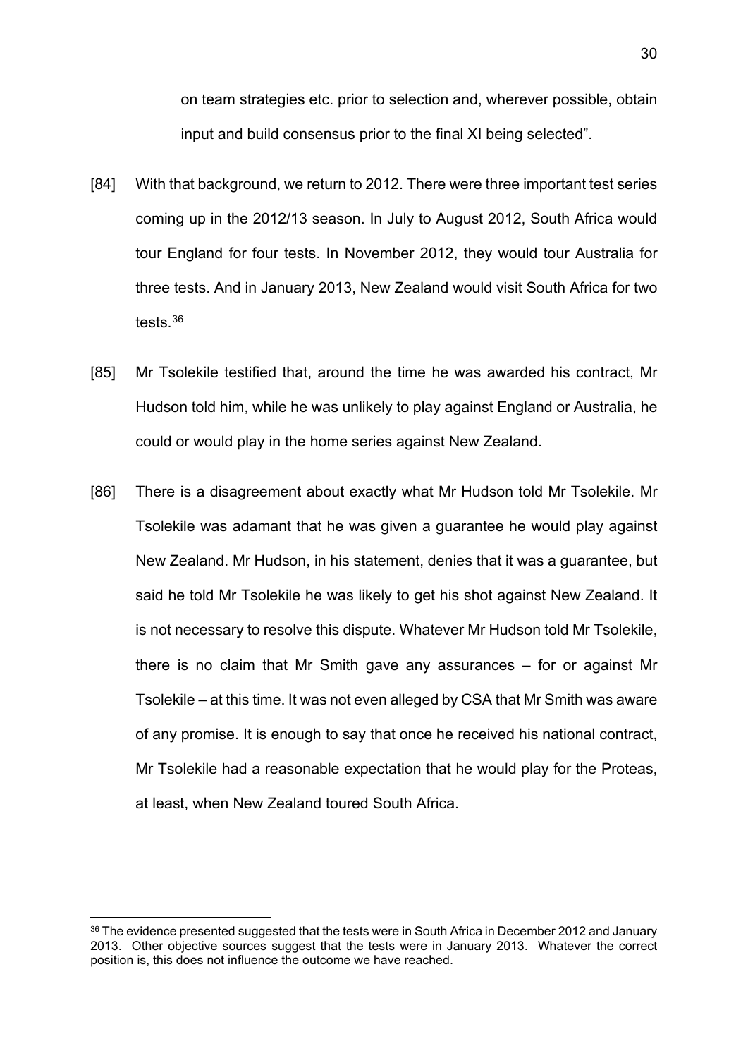on team strategies etc. prior to selection and, wherever possible, obtain input and build consensus prior to the final XI being selected".

[84] With that background, we return to 2012. There were three important test series coming up in the 2012/13 season. In July to August 2012, South Africa would tour England for four tests. In November 2012, they would tour Australia for three tests. And in January 2013, New Zealand would visit South Africa for two tests.[36]

[85] Mr Tsolekile testified that, around the time he was awarded his contract, Mr Hudson told him, while he was unlikely to play against England or Australia, he could or would play in the home series against New Zealand.

[86] There is a disagreement about exactly what Mr Hudson told Mr Tsolekile. Mr Tsolekile was adamant that he was given a guarantee he would play against New Zealand. Mr Hudson, in his statement, denies that it was a guarantee, but said he told Mr Tsolekile he was likely to get his shot against New Zealand. It is not necessary to resolve this dispute. Whatever Mr Hudson told Mr Tsolekile, there is no claim that Mr Smith gave any assurances – for or against Mr Tsolekile – at this time. It was not even alleged by CSA that Mr Smith was aware of any promise. It is enough to say that once he received his national contract, Mr Tsolekile had a reasonable expectation that he would play for the Proteas, at least, when New Zealand toured South Africa.

[36] The evidence presented suggested that the tests were in South Africa in December 2012 and January 2013. Other objective sources suggest that the tests were in January 2013. Whatever the correct position is, this does not influence the outcome we have reached.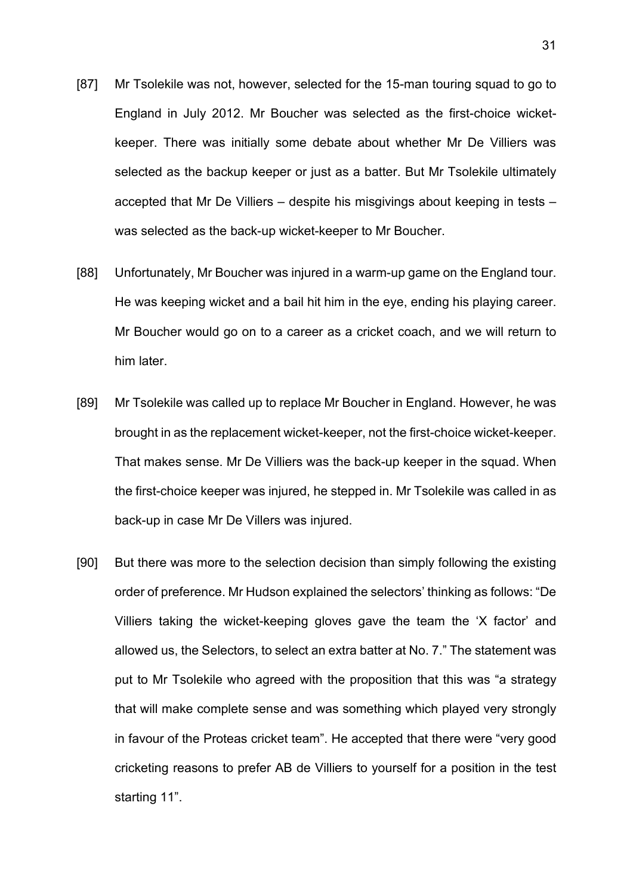[87] Mr Tsolekile was not, however, selected for the 15-man touring squad to go to England in July 2012. Mr Boucher was selected as the first-choice wicket-keeper. There was initially some debate about whether Mr De Villiers was selected as the backup keeper or just as a batter. But Mr Tsolekile ultimately accepted that Mr De Villiers – despite his misgivings about keeping in tests – was selected as the back-up wicket-keeper to Mr Boucher.

[88] Unfortunately, Mr Boucher was injured in a warm-up game on the England tour. He was keeping wicket and a bail hit him in the eye, ending his playing career. Mr Boucher would go on to a career as a cricket coach, and we will return to him later.

[89] Mr Tsolekile was called up to replace Mr Boucher in England. However, he was brought in as the replacement wicket-keeper, not the first-choice wicket-keeper. That makes sense. Mr De Villiers was the back-up keeper in the squad. When the first-choice keeper was injured, he stepped in. Mr Tsolekile was called in as back-up in case Mr De Villers was injured.

[90] But there was more to the selection decision than simply following the existing order of preference. Mr Hudson explained the selectors' thinking as follows: "De Villiers taking the wicket-keeping gloves gave the team the 'X factor' and allowed us, the Selectors, to select an extra batter at No. 7." The statement was put to Mr Tsolekile who agreed with the proposition that this was "a strategy that will make complete sense and was something which played very strongly in favour of the Proteas cricket team". He accepted that there were "very good cricketing reasons to prefer AB de Villiers to yourself for a position in the test starting 11".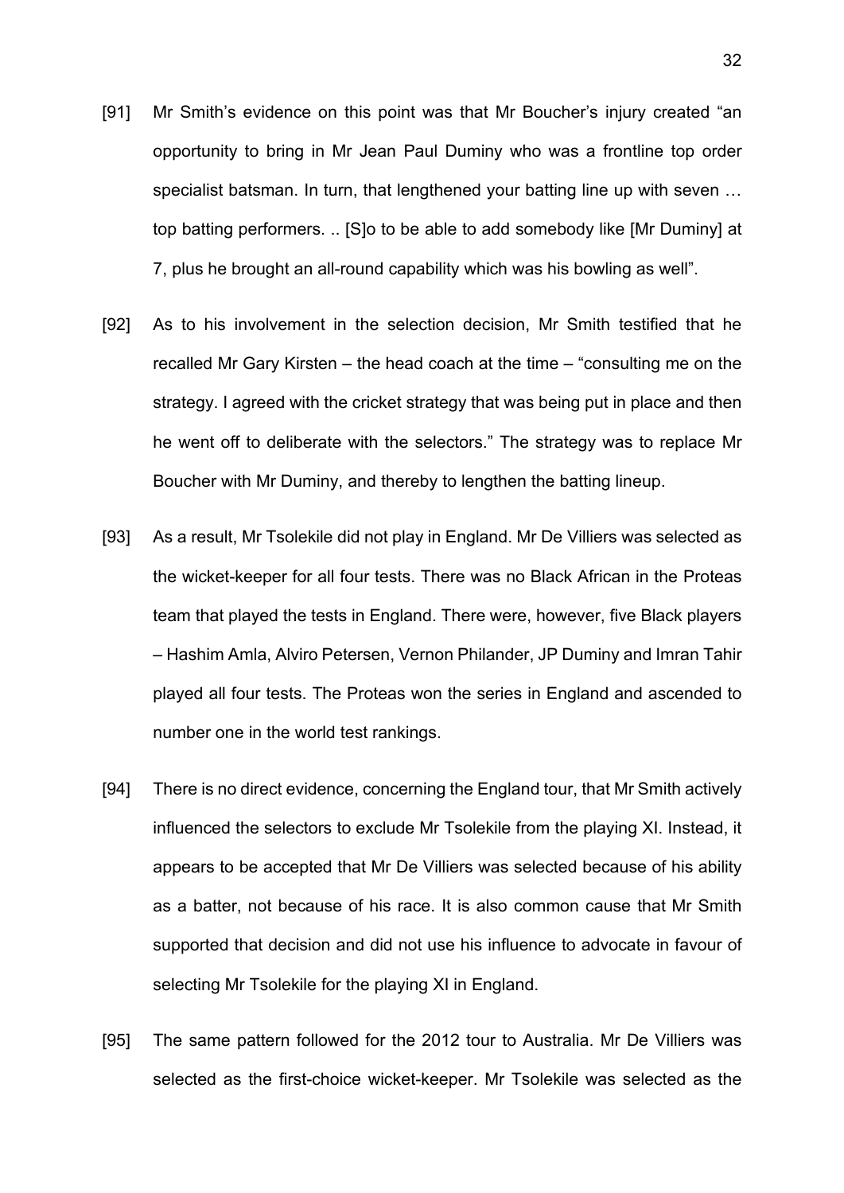[91] Mr Smith's evidence on this point was that Mr Boucher's injury created "an opportunity to bring in Mr Jean Paul Duminy who was a frontline top order specialist batsman. In turn, that lengthened your batting line up with seven … top batting performers. .. [S]o to be able to add somebody like [Mr Duminy] at 7, plus he brought an all-round capability which was his bowling as well".

[92] As to his involvement in the selection decision, Mr Smith testified that he recalled Mr Gary Kirsten – the head coach at the time – "consulting me on the strategy. I agreed with the cricket strategy that was being put in place and then he went off to deliberate with the selectors." The strategy was to replace Mr Boucher with Mr Duminy, and thereby to lengthen the batting lineup.

[93] As a result, Mr Tsolekile did not play in England. Mr De Villiers was selected as the wicket-keeper for all four tests. There was no Black African in the Proteas team that played the tests in England. There were, however, five Black players – Hashim Amla, Alviro Petersen, Vernon Philander, JP Duminy and Imran Tahir played all four tests. The Proteas won the series in England and ascended to number one in the world test rankings.

[94] There is no direct evidence, concerning the England tour, that Mr Smith actively influenced the selectors to exclude Mr Tsolekile from the playing XI. Instead, it appears to be accepted that Mr De Villiers was selected because of his ability as a batter, not because of his race. It is also common cause that Mr Smith supported that decision and did not use his influence to advocate in favour of selecting Mr Tsolekile for the playing XI in England.

[95] The same pattern followed for the 2012 tour to Australia. Mr De Villiers was selected as the first-choice wicket-keeper. Mr Tsolekile was selected as the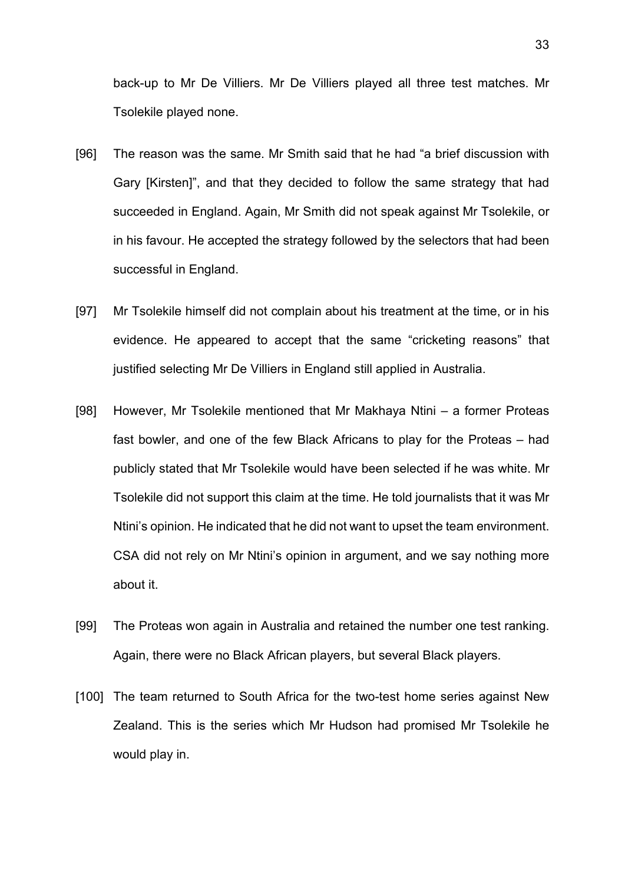back-up to Mr De Villiers. Mr De Villiers played all three test matches. Mr Tsolekile played none.

[96] The reason was the same. Mr Smith said that he had "a brief discussion with Gary [Kirsten]", and that they decided to follow the same strategy that had succeeded in England. Again, Mr Smith did not speak against Mr Tsolekile, or in his favour. He accepted the strategy followed by the selectors that had been successful in England.

[97] Mr Tsolekile himself did not complain about his treatment at the time, or in his evidence. He appeared to accept that the same "cricketing reasons" that justified selecting Mr De Villiers in England still applied in Australia.

[98] However, Mr Tsolekile mentioned that Mr Makhaya Ntini – a former Proteas fast bowler, and one of the few Black Africans to play for the Proteas – had publicly stated that Mr Tsolekile would have been selected if he was white. Mr Tsolekile did not support this claim at the time. He told journalists that it was Mr Ntini's opinion. He indicated that he did not want to upset the team environment. CSA did not rely on Mr Ntini's opinion in argument, and we say nothing more about it.

[99] The Proteas won again in Australia and retained the number one test ranking. Again, there were no Black African players, but several Black players.

[100] The team returned to South Africa for the two-test home series against New Zealand. This is the series which Mr Hudson had promised Mr Tsolekile he would play in.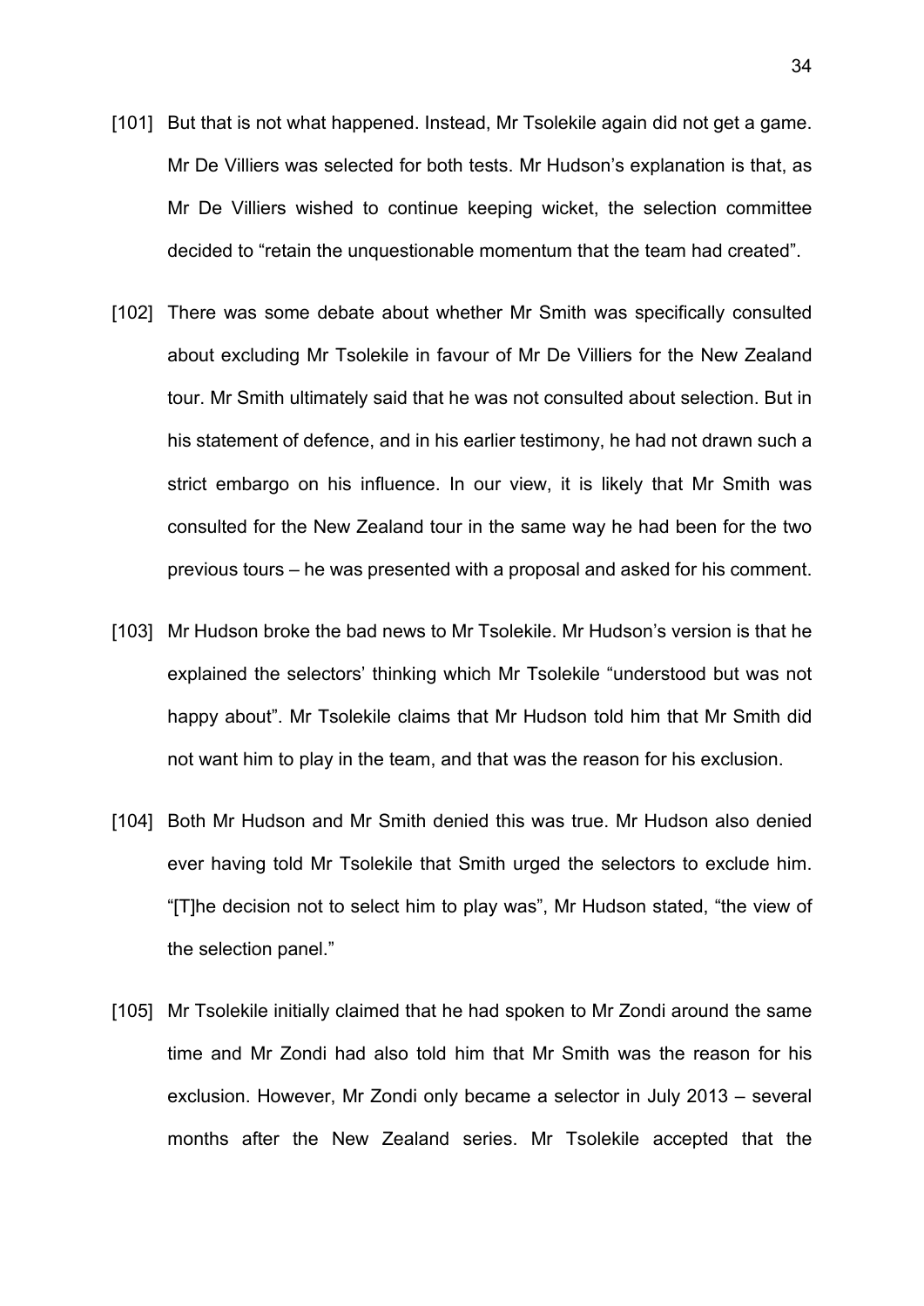[101] But that is not what happened. Instead, Mr Tsolekile again did not get a game. Mr De Villiers was selected for both tests. Mr Hudson's explanation is that, as Mr De Villiers wished to continue keeping wicket, the selection committee decided to "retain the unquestionable momentum that the team had created".

[102] There was some debate about whether Mr Smith was specifically consulted about excluding Mr Tsolekile in favour of Mr De Villiers for the New Zealand tour. Mr Smith ultimately said that he was not consulted about selection. But in his statement of defence, and in his earlier testimony, he had not drawn such a strict embargo on his influence. In our view, it is likely that Mr Smith was consulted for the New Zealand tour in the same way he had been for the two previous tours – he was presented with a proposal and asked for his comment.

[103] Mr Hudson broke the bad news to Mr Tsolekile. Mr Hudson's version is that he explained the selectors' thinking which Mr Tsolekile "understood but was not happy about". Mr Tsolekile claims that Mr Hudson told him that Mr Smith did not want him to play in the team, and that was the reason for his exclusion.

[104] Both Mr Hudson and Mr Smith denied this was true. Mr Hudson also denied ever having told Mr Tsolekile that Smith urged the selectors to exclude him. "[T]he decision not to select him to play was", Mr Hudson stated, "the view of the selection panel."

[105] Mr Tsolekile initially claimed that he had spoken to Mr Zondi around the same time and Mr Zondi had also told him that Mr Smith was the reason for his exclusion. However, Mr Zondi only became a selector in July 2013 – several months after the New Zealand series. Mr Tsolekile accepted that the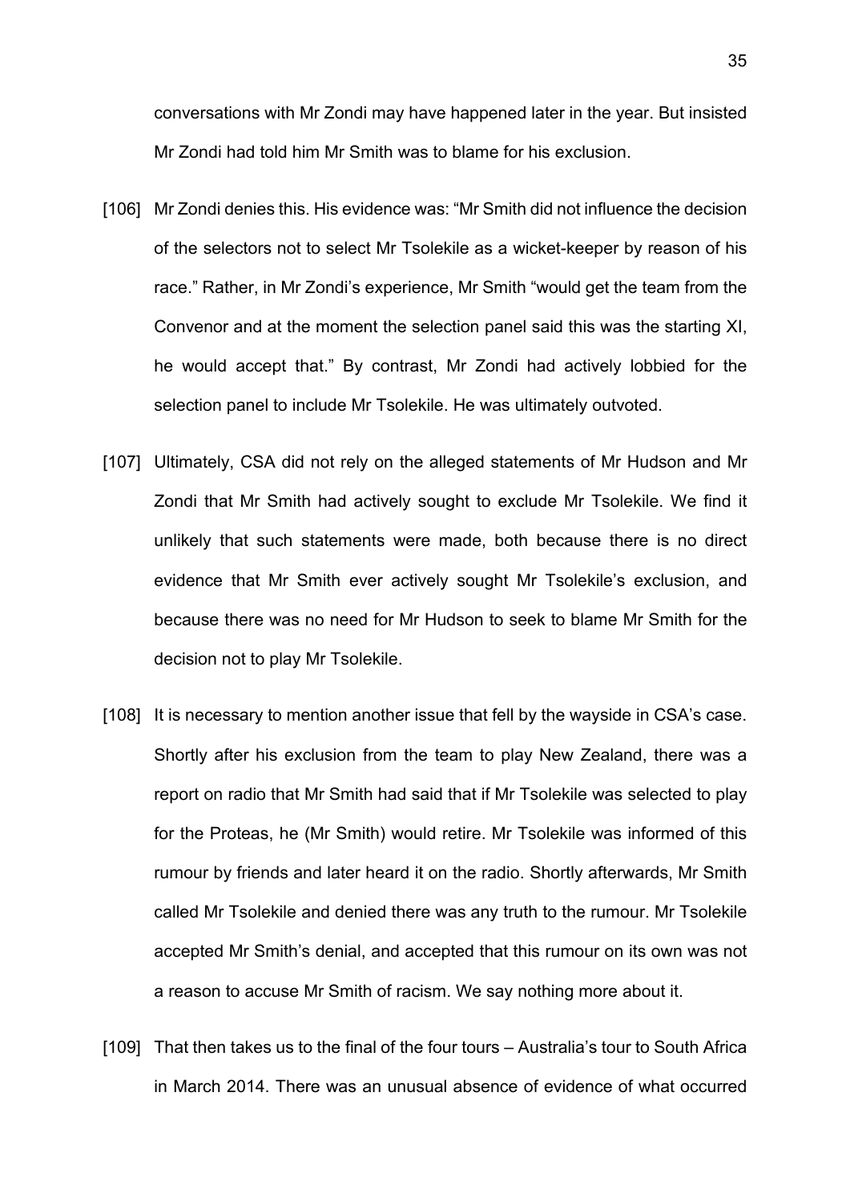conversations with Mr Zondi may have happened later in the year. But insisted Mr Zondi had told him Mr Smith was to blame for his exclusion.

[106] Mr Zondi denies this. His evidence was: "Mr Smith did not influence the decision of the selectors not to select Mr Tsolekile as a wicket-keeper by reason of his race." Rather, in Mr Zondi's experience, Mr Smith "would get the team from the Convenor and at the moment the selection panel said this was the starting XI, he would accept that." By contrast, Mr Zondi had actively lobbied for the selection panel to include Mr Tsolekile. He was ultimately outvoted.

[107] Ultimately, CSA did not rely on the alleged statements of Mr Hudson and Mr Zondi that Mr Smith had actively sought to exclude Mr Tsolekile. We find it unlikely that such statements were made, both because there is no direct evidence that Mr Smith ever actively sought Mr Tsolekile's exclusion, and because there was no need for Mr Hudson to seek to blame Mr Smith for the decision not to play Mr Tsolekile.

[108] It is necessary to mention another issue that fell by the wayside in CSA's case. Shortly after his exclusion from the team to play New Zealand, there was a report on radio that Mr Smith had said that if Mr Tsolekile was selected to play for the Proteas, he (Mr Smith) would retire. Mr Tsolekile was informed of this rumour by friends and later heard it on the radio. Shortly afterwards, Mr Smith called Mr Tsolekile and denied there was any truth to the rumour. Mr Tsolekile accepted Mr Smith's denial, and accepted that this rumour on its own was not a reason to accuse Mr Smith of racism. We say nothing more about it.

[109] That then takes us to the final of the four tours – Australia's tour to South Africa in March 2014. There was an unusual absence of evidence of what occurred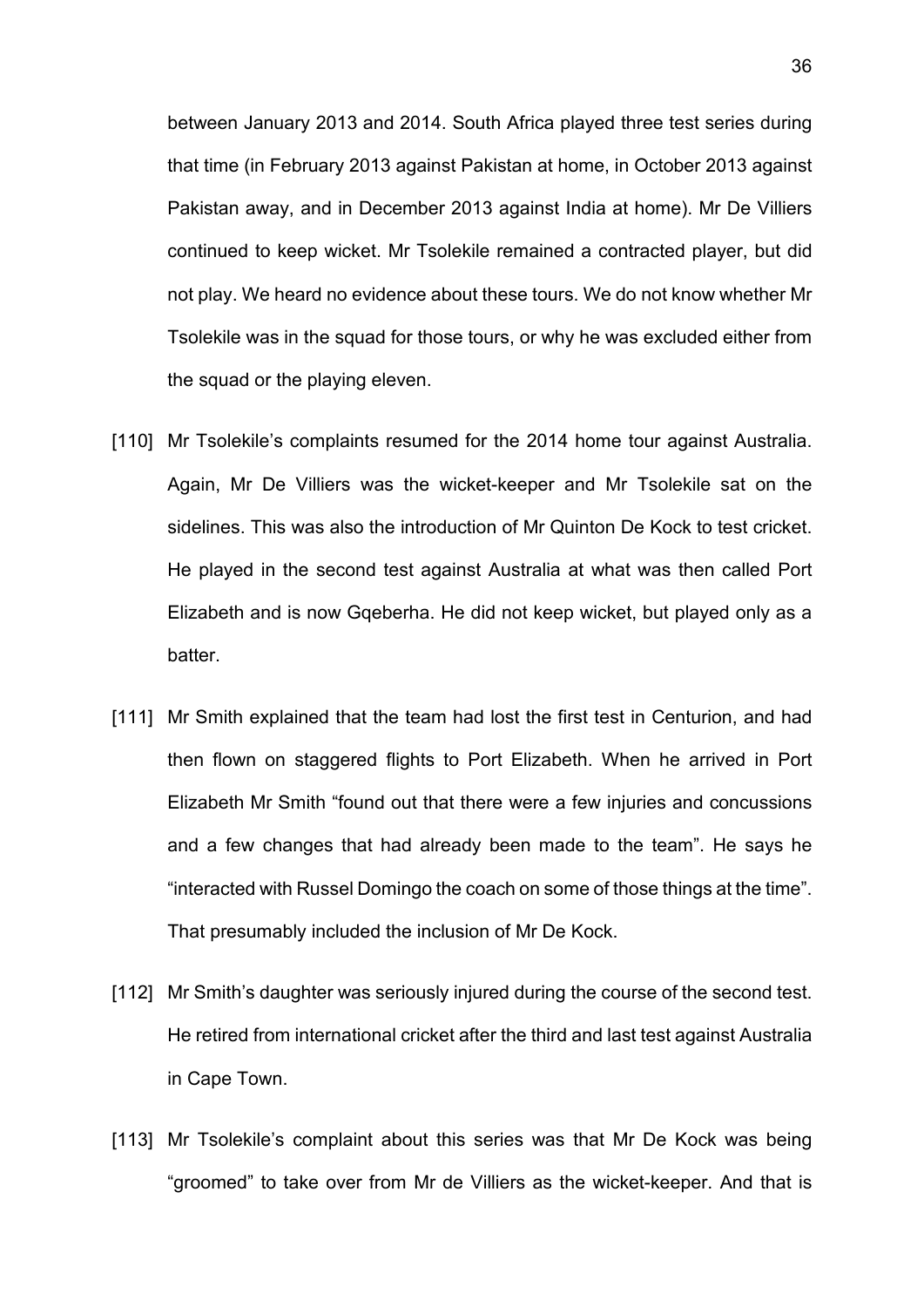between January 2013 and 2014. South Africa played three test series during that time (in February 2013 against Pakistan at home, in October 2013 against Pakistan away, and in December 2013 against India at home). Mr De Villiers continued to keep wicket. Mr Tsolekile remained a contracted player, but did not play. We heard no evidence about these tours. We do not know whether Mr Tsolekile was in the squad for those tours, or why he was excluded either from the squad or the playing eleven.

[110] Mr Tsolekile's complaints resumed for the 2014 home tour against Australia. Again, Mr De Villiers was the wicket-keeper and Mr Tsolekile sat on the sidelines. This was also the introduction of Mr Quinton De Kock to test cricket. He played in the second test against Australia at what was then called Port Elizabeth and is now Gqeberha. He did not keep wicket, but played only as a batter.

[111] Mr Smith explained that the team had lost the first test in Centurion, and had then flown on staggered flights to Port Elizabeth. When he arrived in Port Elizabeth Mr Smith "found out that there were a few injuries and concussions and a few changes that had already been made to the team". He says he "interacted with Russel Domingo the coach on some of those things at the time". That presumably included the inclusion of Mr De Kock.

[112] Mr Smith's daughter was seriously injured during the course of the second test. He retired from international cricket after the third and last test against Australia in Cape Town.

[113] Mr Tsolekile's complaint about this series was that Mr De Kock was being "groomed" to take over from Mr de Villiers as the wicket-keeper. And that is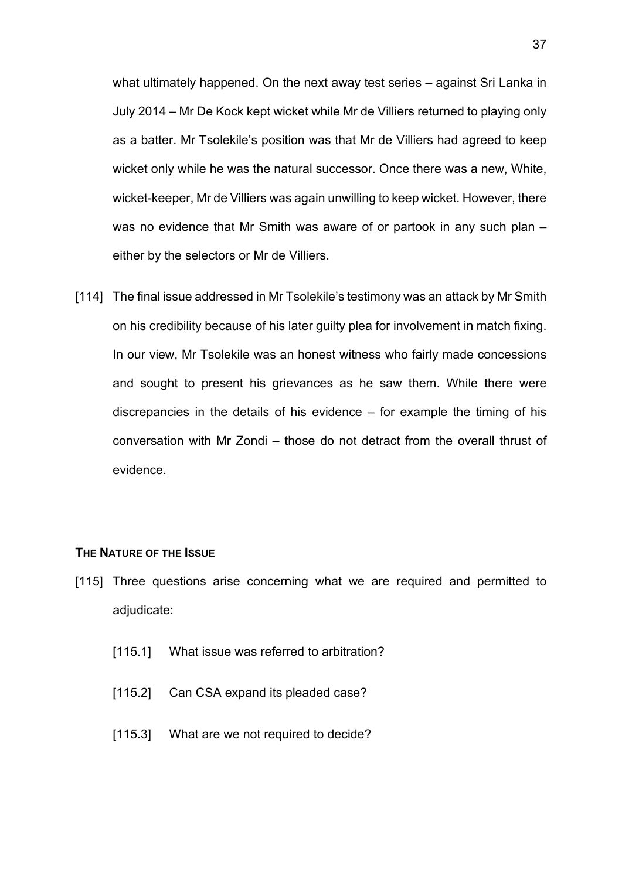what ultimately happened. On the next away test series – against Sri Lanka in July 2014 – Mr De Kock kept wicket while Mr de Villiers returned to playing only as a batter. Mr Tsolekile's position was that Mr de Villiers had agreed to keep wicket only while he was the natural successor. Once there was a new, White, wicket-keeper, Mr de Villiers was again unwilling to keep wicket. However, there was no evidence that Mr Smith was aware of or partook in any such plan – either by the selectors or Mr de Villiers.

[114] The final issue addressed in Mr Tsolekile's testimony was an attack by Mr Smith on his credibility because of his later guilty plea for involvement in match fixing. In our view, Mr Tsolekile was an honest witness who fairly made concessions and sought to present his grievances as he saw them. While there were discrepancies in the details of his evidence – for example the timing of his conversation with Mr Zondi – those do not detract from the overall thrust of evidence.

## THE NATURE OF THE ISSUE

[115] Three questions arise concerning what we are required and permitted to adjudicate:

[115.1] What issue was referred to arbitration?

[115.2] Can CSA expand its pleaded case?

[115.3] What are we not required to decide?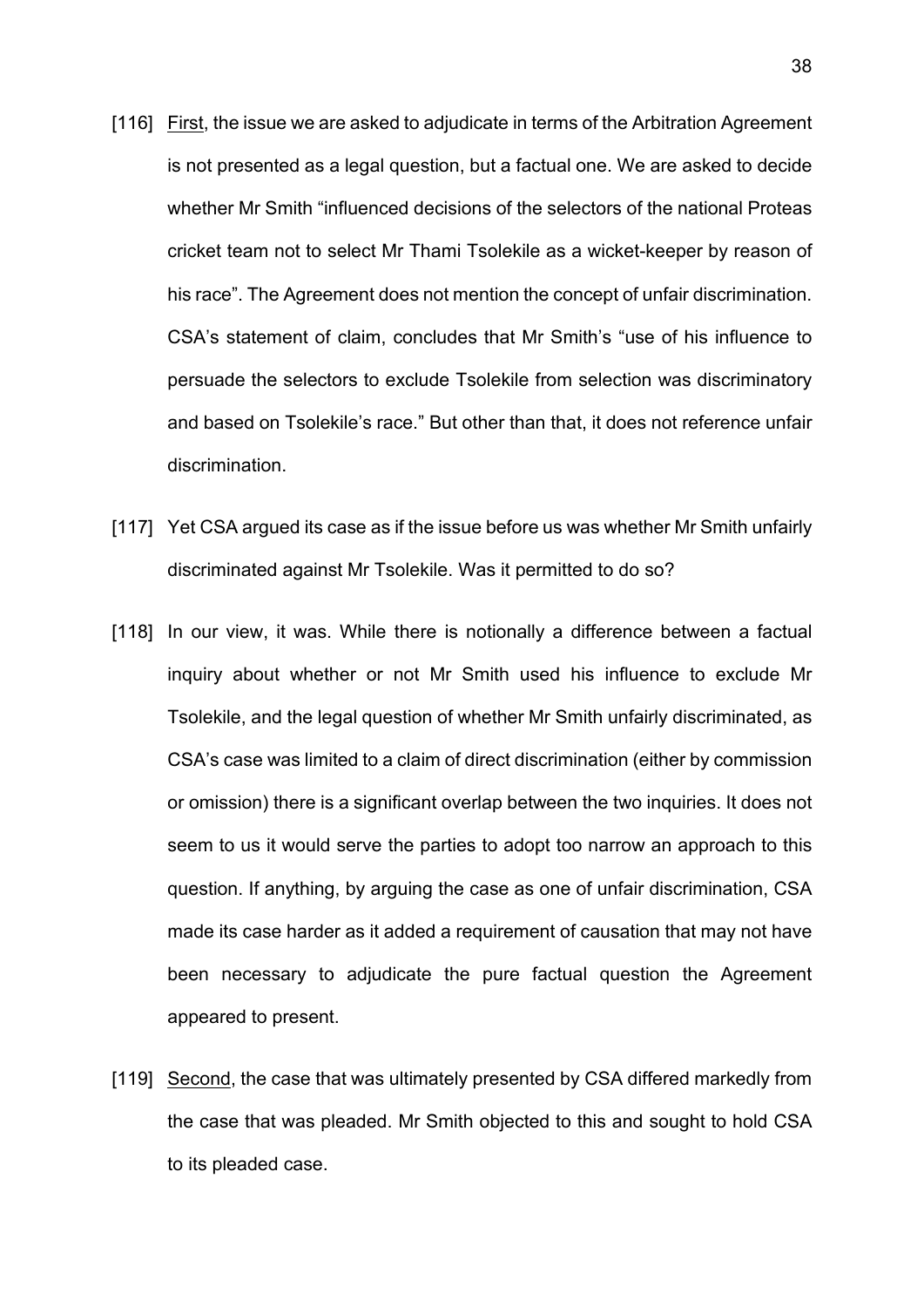[116] First, the issue we are asked to adjudicate in terms of the Arbitration Agreement is not presented as a legal question, but a factual one. We are asked to decide whether Mr Smith "influenced decisions of the selectors of the national Proteas cricket team not to select Mr Thami Tsolekile as a wicket-keeper by reason of his race". The Agreement does not mention the concept of unfair discrimination. CSA's statement of claim, concludes that Mr Smith's "use of his influence to persuade the selectors to exclude Tsolekile from selection was discriminatory and based on Tsolekile's race." But other than that, it does not reference unfair discrimination.

[117] Yet CSA argued its case as if the issue before us was whether Mr Smith unfairly discriminated against Mr Tsolekile. Was it permitted to do so?

[118] In our view, it was. While there is notionally a difference between a factual inquiry about whether or not Mr Smith used his influence to exclude Mr Tsolekile, and the legal question of whether Mr Smith unfairly discriminated, as CSA's case was limited to a claim of direct discrimination (either by commission or omission) there is a significant overlap between the two inquiries. It does not seem to us it would serve the parties to adopt too narrow an approach to this question. If anything, by arguing the case as one of unfair discrimination, CSA made its case harder as it added a requirement of causation that may not have been necessary to adjudicate the pure factual question the Agreement appeared to present.

[119] Second, the case that was ultimately presented by CSA differed markedly from the case that was pleaded. Mr Smith objected to this and sought to hold CSA to its pleaded case.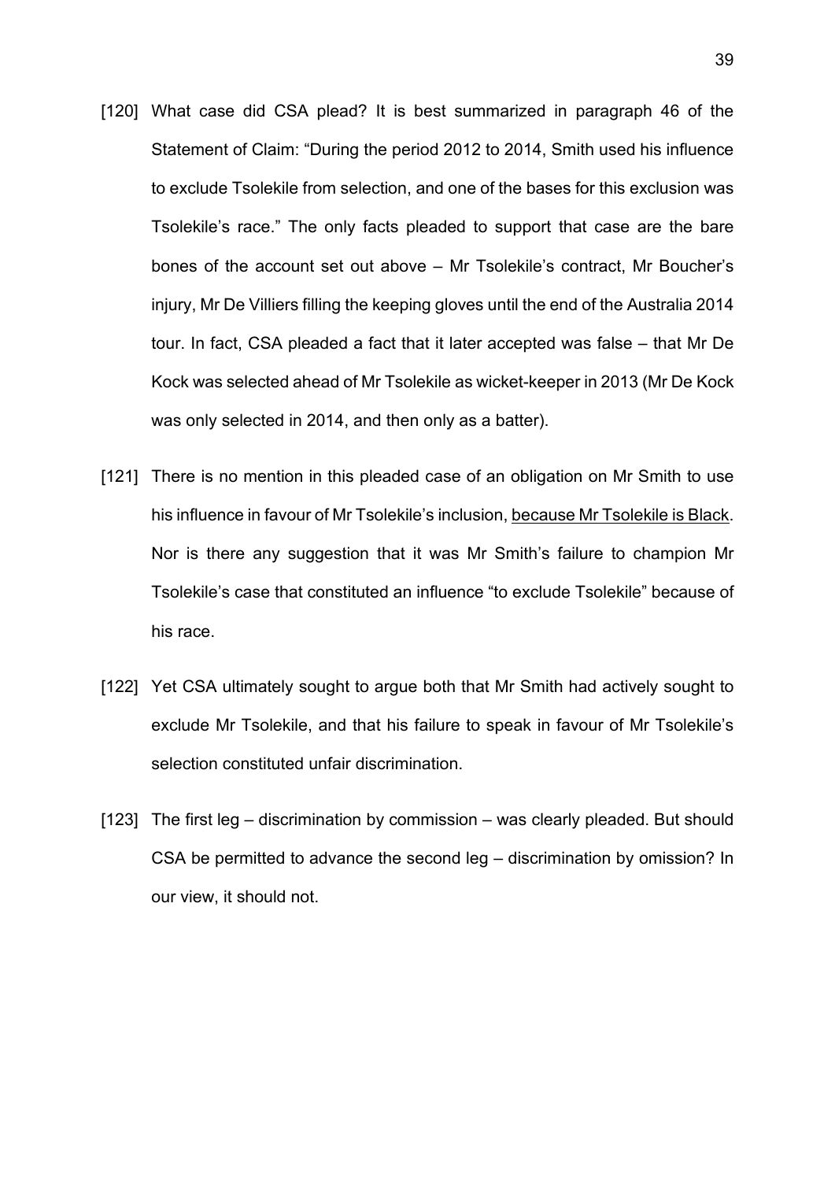[120] What case did CSA plead? It is best summarized in paragraph 46 of the Statement of Claim: "During the period 2012 to 2014, Smith used his influence to exclude Tsolekile from selection, and one of the bases for this exclusion was Tsolekile's race." The only facts pleaded to support that case are the bare bones of the account set out above – Mr Tsolekile's contract, Mr Boucher's injury, Mr De Villiers filling the keeping gloves until the end of the Australia 2014 tour. In fact, CSA pleaded a fact that it later accepted was false – that Mr De Kock was selected ahead of Mr Tsolekile as wicket-keeper in 2013 (Mr De Kock was only selected in 2014, and then only as a batter).

[121] There is no mention in this pleaded case of an obligation on Mr Smith to use his influence in favour of Mr Tsolekile's inclusion, <u>because Mr Tsolekile is Black</u>. Nor is there any suggestion that it was Mr Smith's failure to champion Mr Tsolekile's case that constituted an influence "to exclude Tsolekile" because of his race.

[122] Yet CSA ultimately sought to argue both that Mr Smith had actively sought to exclude Mr Tsolekile, and that his failure to speak in favour of Mr Tsolekile's selection constituted unfair discrimination.

[123] The first leg – discrimination by commission – was clearly pleaded. But should CSA be permitted to advance the second leg – discrimination by omission? In our view, it should not.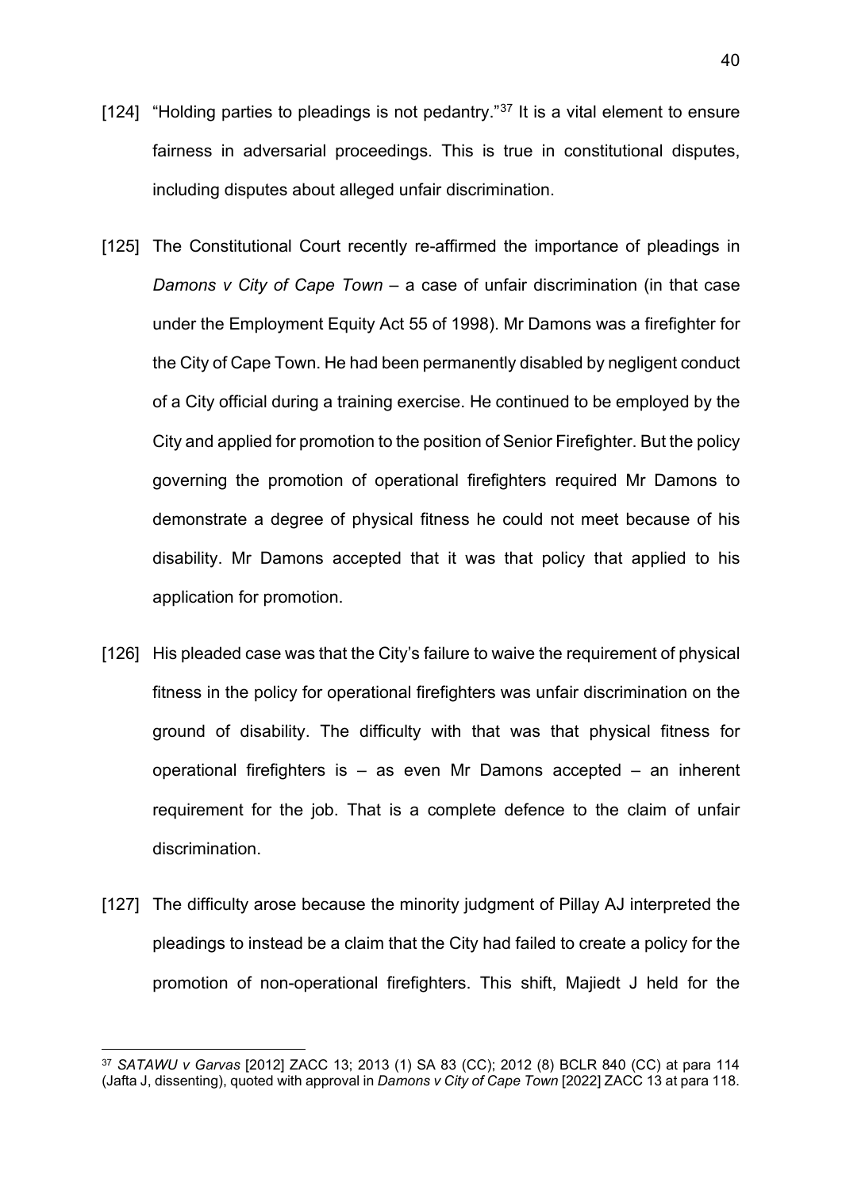[124] "Holding parties to pleadings is not pedantry."[37] It is a vital element to ensure fairness in adversarial proceedings. This is true in constitutional disputes, including disputes about alleged unfair discrimination.

[125] The Constitutional Court recently re-affirmed the importance of pleadings in *Damons v City of Cape Town* – a case of unfair discrimination (in that case under the Employment Equity Act 55 of 1998). Mr Damons was a firefighter for the City of Cape Town. He had been permanently disabled by negligent conduct of a City official during a training exercise. He continued to be employed by the City and applied for promotion to the position of Senior Firefighter. But the policy governing the promotion of operational firefighters required Mr Damons to demonstrate a degree of physical fitness he could not meet because of his disability. Mr Damons accepted that it was that policy that applied to his application for promotion.

[126] His pleaded case was that the City's failure to waive the requirement of physical fitness in the policy for operational firefighters was unfair discrimination on the ground of disability. The difficulty with that was that physical fitness for operational firefighters is – as even Mr Damons accepted – an inherent requirement for the job. That is a complete defence to the claim of unfair discrimination.

[127] The difficulty arose because the minority judgment of Pillay AJ interpreted the pleadings to instead be a claim that the City had failed to create a policy for the promotion of non-operational firefighters. This shift, Majiedt J held for the

---

[37] *SATAWU v Garvas* [2012] ZACC 13; 2013 (1) SA 83 (CC); 2012 (8) BCLR 840 (CC) at para 114 (Jafta J, dissenting), quoted with approval in *Damons v City of Cape Town* [2022] ZACC 13 at para 118.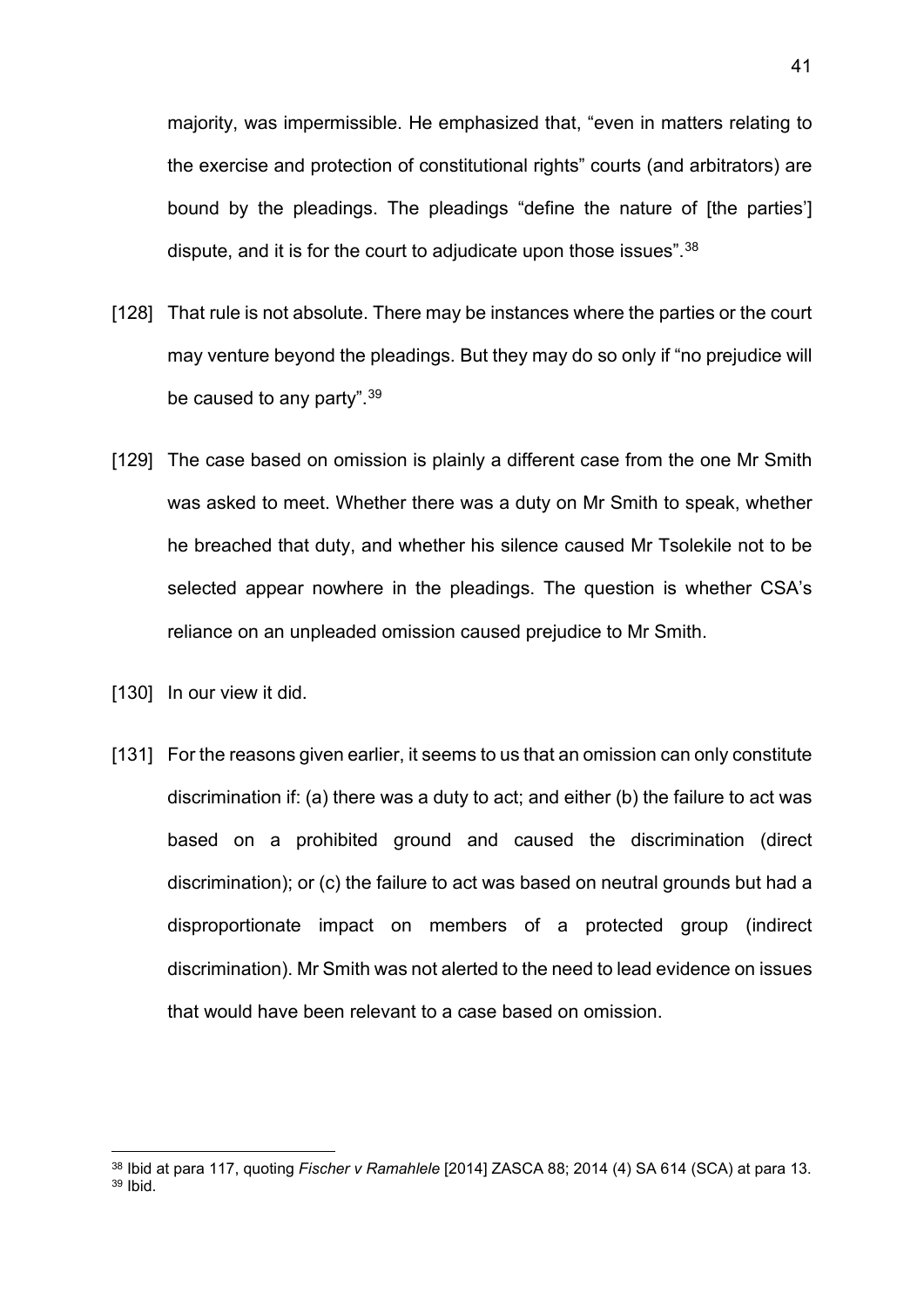majority, was impermissible. He emphasized that, "even in matters relating to the exercise and protection of constitutional rights" courts (and arbitrators) are bound by the pleadings. The pleadings "define the nature of [the parties'] dispute, and it is for the court to adjudicate upon those issues".[38]

[128] That rule is not absolute. There may be instances where the parties or the court may venture beyond the pleadings. But they may do so only if "no prejudice will be caused to any party".[39]

[129] The case based on omission is plainly a different case from the one Mr Smith was asked to meet. Whether there was a duty on Mr Smith to speak, whether he breached that duty, and whether his silence caused Mr Tsolekile not to be selected appear nowhere in the pleadings. The question is whether CSA's reliance on an unpleaded omission caused prejudice to Mr Smith.

[130] In our view it did.

[131] For the reasons given earlier, it seems to us that an omission can only constitute discrimination if: (a) there was a duty to act; and either (b) the failure to act was based on a prohibited ground and caused the discrimination (direct discrimination); or (c) the failure to act was based on neutral grounds but had a disproportionate impact on members of a protected group (indirect discrimination). Mr Smith was not alerted to the need to lead evidence on issues that would have been relevant to a case based on omission.

---

[38] Ibid at para 117, quoting *Fischer v Ramahlele* [2014] ZASCA 88; 2014 (4) SA 614 (SCA) at para 13.
[39] Ibid.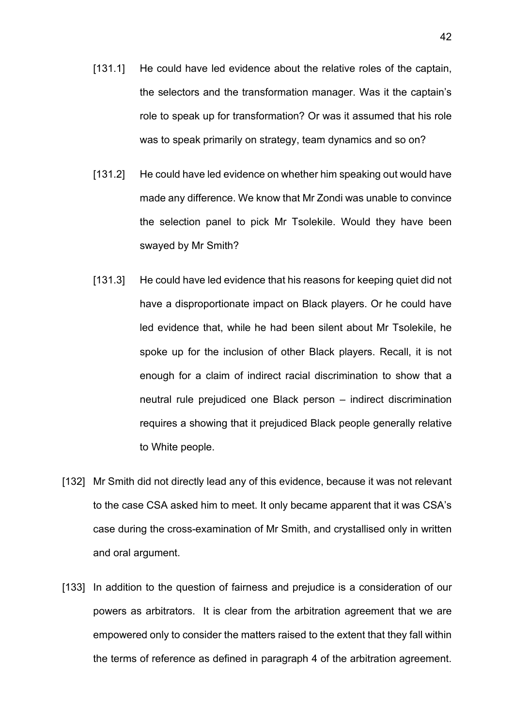[131.1] He could have led evidence about the relative roles of the captain, the selectors and the transformation manager. Was it the captain's role to speak up for transformation? Or was it assumed that his role was to speak primarily on strategy, team dynamics and so on?

[131.2] He could have led evidence on whether him speaking out would have made any difference. We know that Mr Zondi was unable to convince the selection panel to pick Mr Tsolekile. Would they have been swayed by Mr Smith?

[131.3] He could have led evidence that his reasons for keeping quiet did not have a disproportionate impact on Black players. Or he could have led evidence that, while he had been silent about Mr Tsolekile, he spoke up for the inclusion of other Black players. Recall, it is not enough for a claim of indirect racial discrimination to show that a neutral rule prejudiced one Black person – indirect discrimination requires a showing that it prejudiced Black people generally relative to White people.

[132] Mr Smith did not directly lead any of this evidence, because it was not relevant to the case CSA asked him to meet. It only became apparent that it was CSA's case during the cross-examination of Mr Smith, and crystallised only in written and oral argument.

[133] In addition to the question of fairness and prejudice is a consideration of our powers as arbitrators. It is clear from the arbitration agreement that we are empowered only to consider the matters raised to the extent that they fall within the terms of reference as defined in paragraph 4 of the arbitration agreement.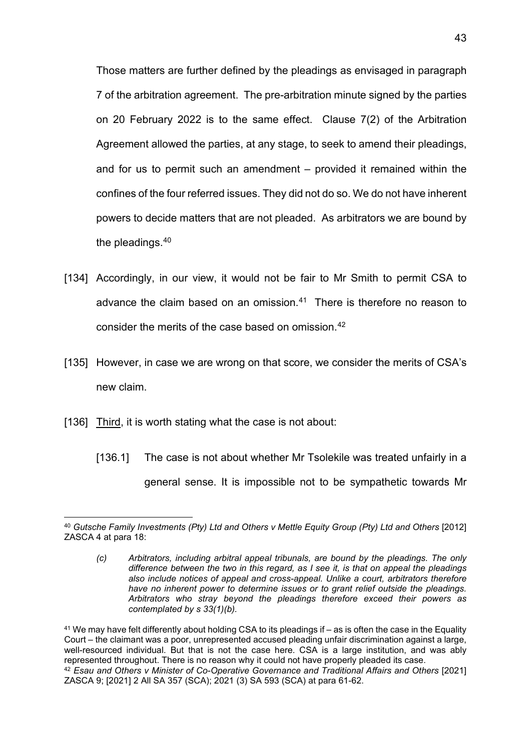Those matters are further defined by the pleadings as envisaged in paragraph 7 of the arbitration agreement. The pre-arbitration minute signed by the parties on 20 February 2022 is to the same effect. Clause 7(2) of the Arbitration Agreement allowed the parties, at any stage, to seek to amend their pleadings, and for us to permit such an amendment – provided it remained within the confines of the four referred issues. They did not do so. We do not have inherent powers to decide matters that are not pleaded. As arbitrators we are bound by the pleadings.[40]

[134] Accordingly, in our view, it would not be fair to Mr Smith to permit CSA to advance the claim based on an omission.[41] There is therefore no reason to consider the merits of the case based on omission.[42]

[135] However, in case we are wrong on that score, we consider the merits of CSA's new claim.

[136] <u>Third</u>, it is worth stating what the case is not about:

[136.1] The case is not about whether Mr Tsolekile was treated unfairly in a general sense. It is impossible not to be sympathetic towards Mr

---

[40] *Gutsche Family Investments (Pty) Ltd and Others v Mettle Equity Group (Pty) Ltd and Others* [2012] ZASCA 4 at para 18:

> *(c) Arbitrators, including arbitral appeal tribunals, are bound by the pleadings. The only difference between the two in this regard, as I see it, is that on appeal the pleadings also include notices of appeal and cross-appeal. Unlike a court, arbitrators therefore have no inherent power to determine issues or to grant relief outside the pleadings. Arbitrators who stray beyond the pleadings therefore exceed their powers as contemplated by s 33(1)(b).*

[41] We may have felt differently about holding CSA to its pleadings if – as is often the case in the Equality Court – the claimant was a poor, unrepresented accused pleading unfair discrimination against a large, well-resourced individual. But that is not the case here. CSA is a large institution, and was ably represented throughout. There is no reason why it could not have properly pleaded its case.

[42] *Esau and Others v Minister of Co-Operative Governance and Traditional Affairs and Others* [2021] ZASCA 9; [2021] 2 All SA 357 (SCA); 2021 (3) SA 593 (SCA) at para 61-62.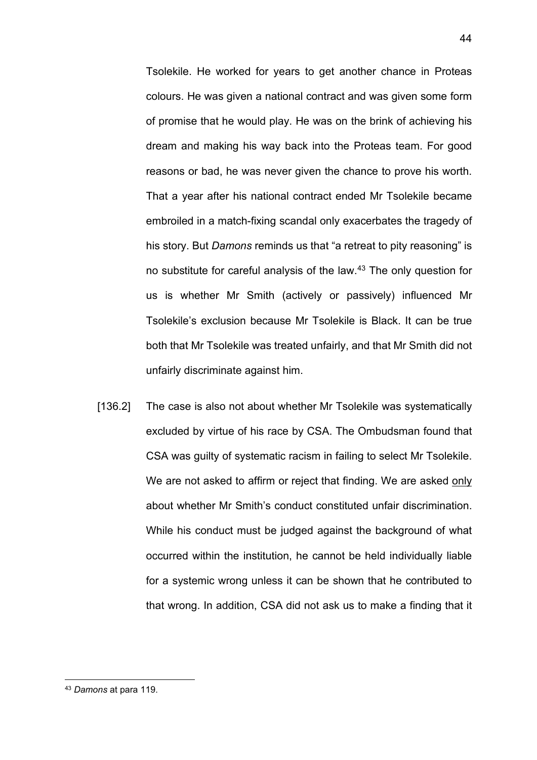Tsolekile. He worked for years to get another chance in Proteas colours. He was given a national contract and was given some form of promise that he would play. He was on the brink of achieving his dream and making his way back into the Proteas team. For good reasons or bad, he was never given the chance to prove his worth. That a year after his national contract ended Mr Tsolekile became embroiled in a match-fixing scandal only exacerbates the tragedy of his story. But *Damons* reminds us that "a retreat to pity reasoning" is no substitute for careful analysis of the law.[43] The only question for us is whether Mr Smith (actively or passively) influenced Mr Tsolekile's exclusion because Mr Tsolekile is Black. It can be true both that Mr Tsolekile was treated unfairly, and that Mr Smith did not unfairly discriminate against him.

[136.2] The case is also not about whether Mr Tsolekile was systematically excluded by virtue of his race by CSA. The Ombudsman found that CSA was guilty of systematic racism in failing to select Mr Tsolekile. We are not asked to affirm or reject that finding. We are asked <u>only</u> about whether Mr Smith's conduct constituted unfair discrimination. While his conduct must be judged against the background of what occurred within the institution, he cannot be held individually liable for a systemic wrong unless it can be shown that he contributed to that wrong. In addition, CSA did not ask us to make a finding that it

[43] *Damons* at para 119.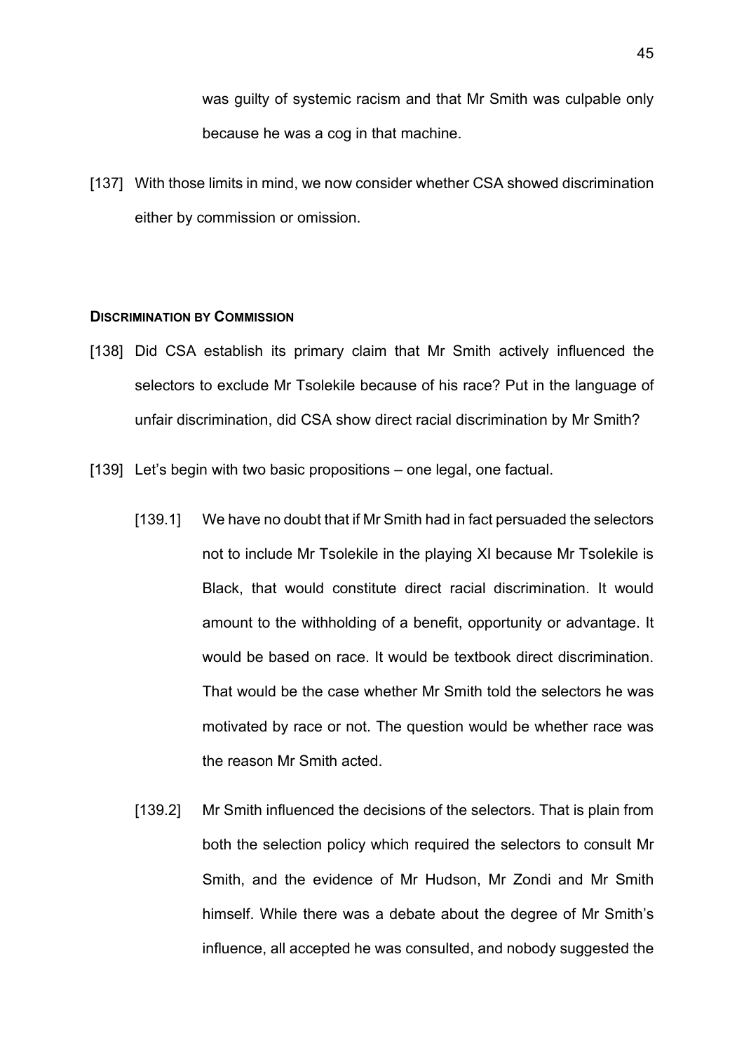was guilty of systemic racism and that Mr Smith was culpable only because he was a cog in that machine.

[137] With those limits in mind, we now consider whether CSA showed discrimination either by commission or omission.

#### DISCRIMINATION BY COMMISSION

[138] Did CSA establish its primary claim that Mr Smith actively influenced the selectors to exclude Mr Tsolekile because of his race? Put in the language of unfair discrimination, did CSA show direct racial discrimination by Mr Smith?

[139] Let's begin with two basic propositions – one legal, one factual.

[139.1] We have no doubt that if Mr Smith had in fact persuaded the selectors not to include Mr Tsolekile in the playing XI because Mr Tsolekile is Black, that would constitute direct racial discrimination. It would amount to the withholding of a benefit, opportunity or advantage. It would be based on race. It would be textbook direct discrimination. That would be the case whether Mr Smith told the selectors he was motivated by race or not. The question would be whether race was the reason Mr Smith acted.

[139.2] Mr Smith influenced the decisions of the selectors. That is plain from both the selection policy which required the selectors to consult Mr Smith, and the evidence of Mr Hudson, Mr Zondi and Mr Smith himself. While there was a debate about the degree of Mr Smith's influence, all accepted he was consulted, and nobody suggested the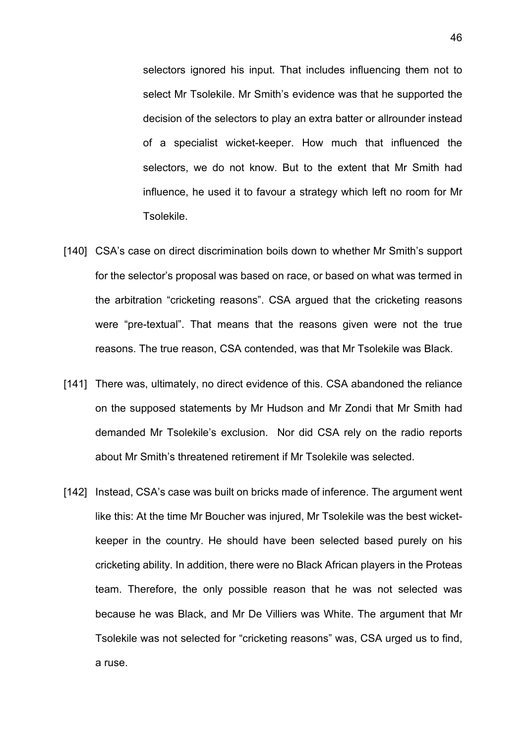selectors ignored his input. That includes influencing them not to select Mr Tsolekile. Mr Smith's evidence was that he supported the decision of the selectors to play an extra batter or allrounder instead of a specialist wicket-keeper. How much that influenced the selectors, we do not know. But to the extent that Mr Smith had influence, he used it to favour a strategy which left no room for Mr Tsolekile.

[140] CSA's case on direct discrimination boils down to whether Mr Smith's support for the selector's proposal was based on race, or based on what was termed in the arbitration "cricketing reasons". CSA argued that the cricketing reasons were "pre-textual". That means that the reasons given were not the true reasons. The true reason, CSA contended, was that Mr Tsolekile was Black.

[141] There was, ultimately, no direct evidence of this. CSA abandoned the reliance on the supposed statements by Mr Hudson and Mr Zondi that Mr Smith had demanded Mr Tsolekile's exclusion. Nor did CSA rely on the radio reports about Mr Smith's threatened retirement if Mr Tsolekile was selected.

[142] Instead, CSA's case was built on bricks made of inference. The argument went like this: At the time Mr Boucher was injured, Mr Tsolekile was the best wicket-keeper in the country. He should have been selected based purely on his cricketing ability. In addition, there were no Black African players in the Proteas team. Therefore, the only possible reason that he was not selected was because he was Black, and Mr De Villiers was White. The argument that Mr Tsolekile was not selected for "cricketing reasons" was, CSA urged us to find, a ruse.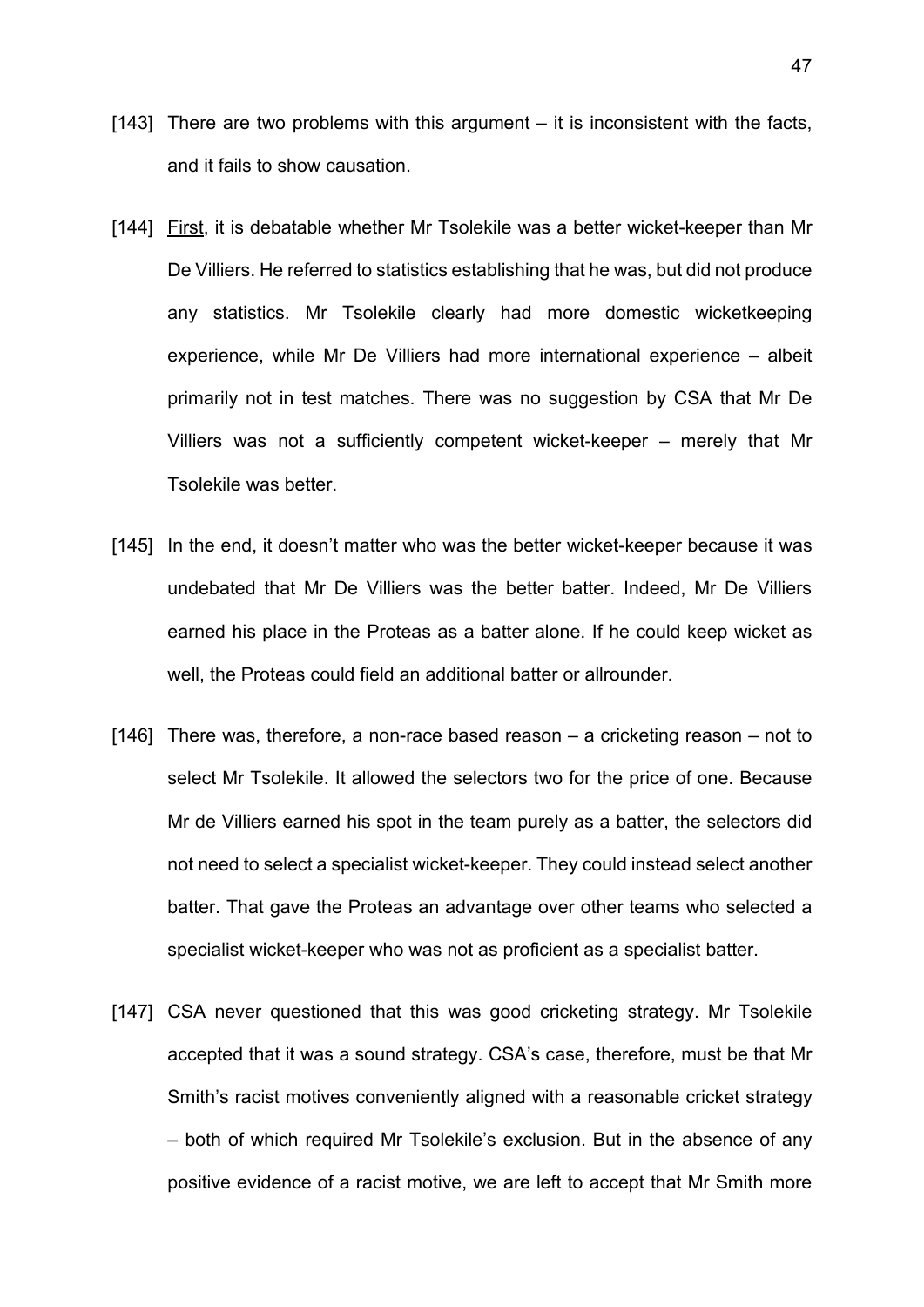[143] There are two problems with this argument – it is inconsistent with the facts, and it fails to show causation.

[144] First, it is debatable whether Mr Tsolekile was a better wicket-keeper than Mr De Villiers. He referred to statistics establishing that he was, but did not produce any statistics. Mr Tsolekile clearly had more domestic wicketkeeping experience, while Mr De Villiers had more international experience – albeit primarily not in test matches. There was no suggestion by CSA that Mr De Villiers was not a sufficiently competent wicket-keeper – merely that Mr Tsolekile was better.

[145] In the end, it doesn't matter who was the better wicket-keeper because it was undebated that Mr De Villiers was the better batter. Indeed, Mr De Villiers earned his place in the Proteas as a batter alone. If he could keep wicket as well, the Proteas could field an additional batter or allrounder.

[146] There was, therefore, a non-race based reason – a cricketing reason – not to select Mr Tsolekile. It allowed the selectors two for the price of one. Because Mr de Villiers earned his spot in the team purely as a batter, the selectors did not need to select a specialist wicket-keeper. They could instead select another batter. That gave the Proteas an advantage over other teams who selected a specialist wicket-keeper who was not as proficient as a specialist batter.

[147] CSA never questioned that this was good cricketing strategy. Mr Tsolekile accepted that it was a sound strategy. CSA's case, therefore, must be that Mr Smith's racist motives conveniently aligned with a reasonable cricket strategy – both of which required Mr Tsolekile's exclusion. But in the absence of any positive evidence of a racist motive, we are left to accept that Mr Smith more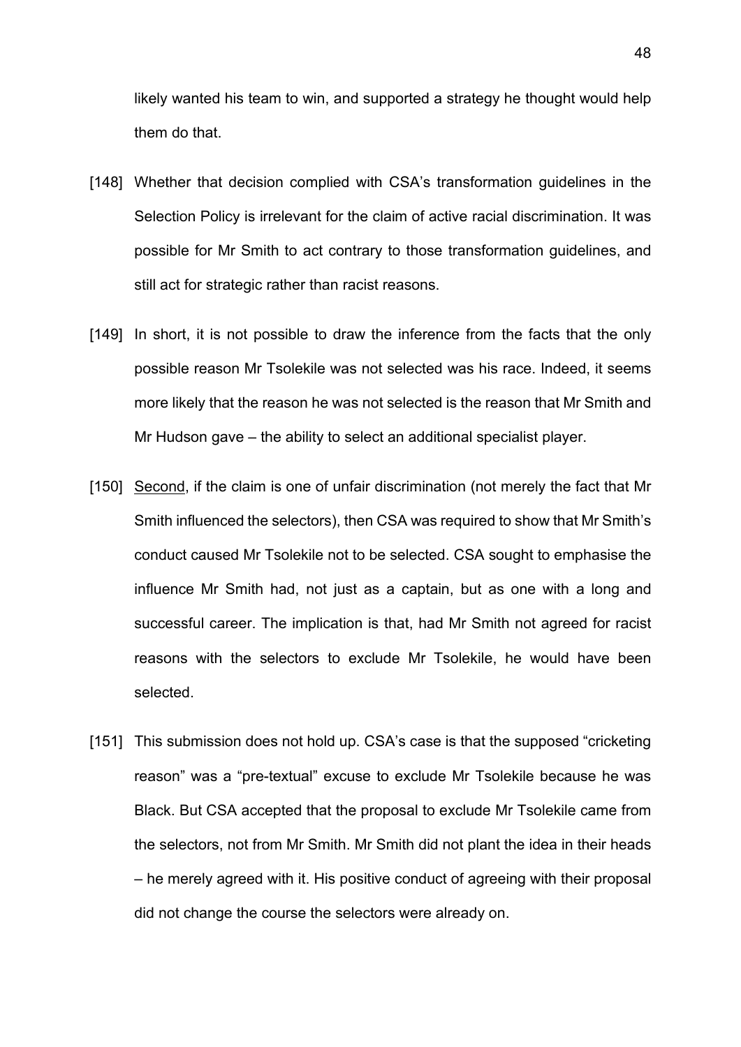likely wanted his team to win, and supported a strategy he thought would help them do that.

[148] Whether that decision complied with CSA's transformation guidelines in the Selection Policy is irrelevant for the claim of active racial discrimination. It was possible for Mr Smith to act contrary to those transformation guidelines, and still act for strategic rather than racist reasons.

[149] In short, it is not possible to draw the inference from the facts that the only possible reason Mr Tsolekile was not selected was his race. Indeed, it seems more likely that the reason he was not selected is the reason that Mr Smith and Mr Hudson gave – the ability to select an additional specialist player.

[150] <u>Second</u>, if the claim is one of unfair discrimination (not merely the fact that Mr Smith influenced the selectors), then CSA was required to show that Mr Smith's conduct caused Mr Tsolekile not to be selected. CSA sought to emphasise the influence Mr Smith had, not just as a captain, but as one with a long and successful career. The implication is that, had Mr Smith not agreed for racist reasons with the selectors to exclude Mr Tsolekile, he would have been selected.

[151] This submission does not hold up. CSA's case is that the supposed "cricketing reason" was a "pre-textual" excuse to exclude Mr Tsolekile because he was Black. But CSA accepted that the proposal to exclude Mr Tsolekile came from the selectors, not from Mr Smith. Mr Smith did not plant the idea in their heads – he merely agreed with it. His positive conduct of agreeing with their proposal did not change the course the selectors were already on.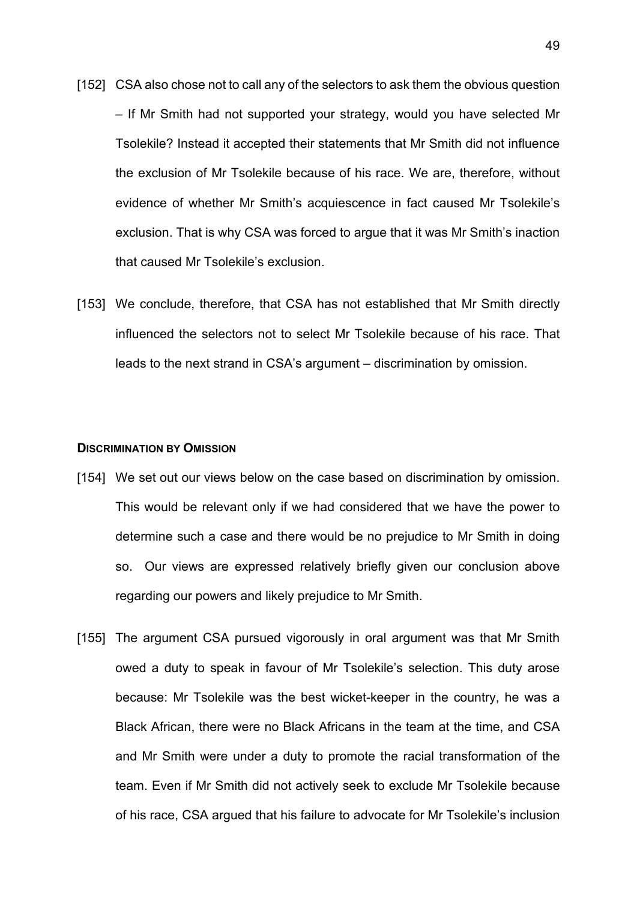[152] CSA also chose not to call any of the selectors to ask them the obvious question – If Mr Smith had not supported your strategy, would you have selected Mr Tsolekile? Instead it accepted their statements that Mr Smith did not influence the exclusion of Mr Tsolekile because of his race. We are, therefore, without evidence of whether Mr Smith's acquiescence in fact caused Mr Tsolekile's exclusion. That is why CSA was forced to argue that it was Mr Smith's inaction that caused Mr Tsolekile's exclusion.

[153] We conclude, therefore, that CSA has not established that Mr Smith directly influenced the selectors not to select Mr Tsolekile because of his race. That leads to the next strand in CSA's argument – discrimination by omission.

## DISCRIMINATION BY OMISSION

[154] We set out our views below on the case based on discrimination by omission. This would be relevant only if we had considered that we have the power to determine such a case and there would be no prejudice to Mr Smith in doing so. Our views are expressed relatively briefly given our conclusion above regarding our powers and likely prejudice to Mr Smith.

[155] The argument CSA pursued vigorously in oral argument was that Mr Smith owed a duty to speak in favour of Mr Tsolekile's selection. This duty arose because: Mr Tsolekile was the best wicket-keeper in the country, he was a Black African, there were no Black Africans in the team at the time, and CSA and Mr Smith were under a duty to promote the racial transformation of the team. Even if Mr Smith did not actively seek to exclude Mr Tsolekile because of his race, CSA argued that his failure to advocate for Mr Tsolekile's inclusion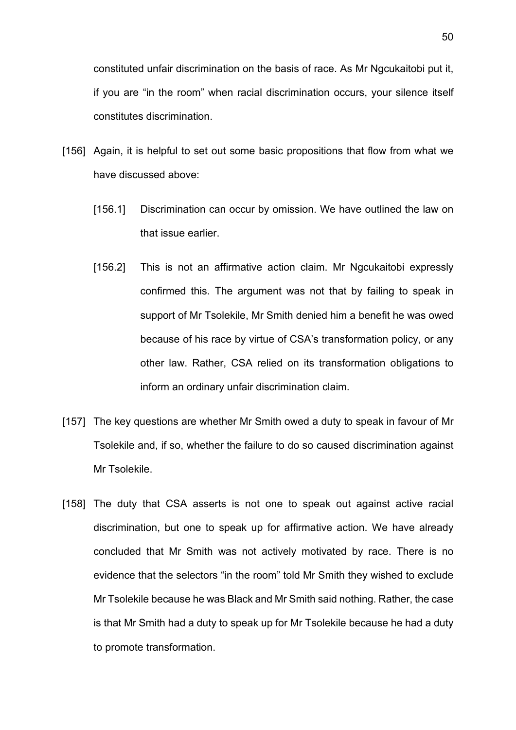constituted unfair discrimination on the basis of race. As Mr Ngcukaitobi put it, if you are "in the room" when racial discrimination occurs, your silence itself constitutes discrimination.

[156] Again, it is helpful to set out some basic propositions that flow from what we have discussed above:

[156.1] Discrimination can occur by omission. We have outlined the law on that issue earlier.

[156.2] This is not an affirmative action claim. Mr Ngcukaitobi expressly confirmed this. The argument was not that by failing to speak in support of Mr Tsolekile, Mr Smith denied him a benefit he was owed because of his race by virtue of CSA's transformation policy, or any other law. Rather, CSA relied on its transformation obligations to inform an ordinary unfair discrimination claim.

[157] The key questions are whether Mr Smith owed a duty to speak in favour of Mr Tsolekile and, if so, whether the failure to do so caused discrimination against Mr Tsolekile.

[158] The duty that CSA asserts is not one to speak out against active racial discrimination, but one to speak up for affirmative action. We have already concluded that Mr Smith was not actively motivated by race. There is no evidence that the selectors "in the room" told Mr Smith they wished to exclude Mr Tsolekile because he was Black and Mr Smith said nothing. Rather, the case is that Mr Smith had a duty to speak up for Mr Tsolekile because he had a duty to promote transformation.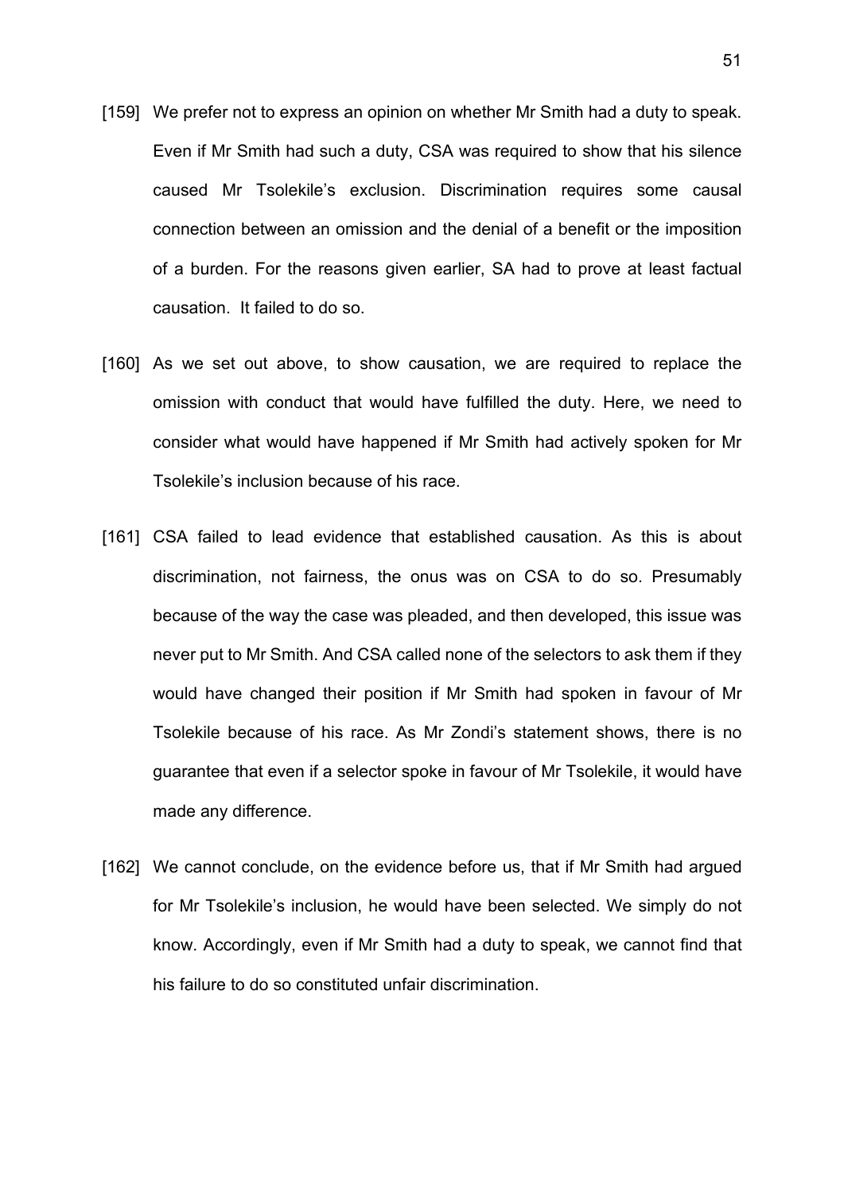[159] We prefer not to express an opinion on whether Mr Smith had a duty to speak. Even if Mr Smith had such a duty, CSA was required to show that his silence caused Mr Tsolekile's exclusion. Discrimination requires some causal connection between an omission and the denial of a benefit or the imposition of a burden. For the reasons given earlier, SA had to prove at least factual causation. It failed to do so.

[160] As we set out above, to show causation, we are required to replace the omission with conduct that would have fulfilled the duty. Here, we need to consider what would have happened if Mr Smith had actively spoken for Mr Tsolekile's inclusion because of his race.

[161] CSA failed to lead evidence that established causation. As this is about discrimination, not fairness, the onus was on CSA to do so. Presumably because of the way the case was pleaded, and then developed, this issue was never put to Mr Smith. And CSA called none of the selectors to ask them if they would have changed their position if Mr Smith had spoken in favour of Mr Tsolekile because of his race. As Mr Zondi's statement shows, there is no guarantee that even if a selector spoke in favour of Mr Tsolekile, it would have made any difference.

[162] We cannot conclude, on the evidence before us, that if Mr Smith had argued for Mr Tsolekile's inclusion, he would have been selected. We simply do not know. Accordingly, even if Mr Smith had a duty to speak, we cannot find that his failure to do so constituted unfair discrimination.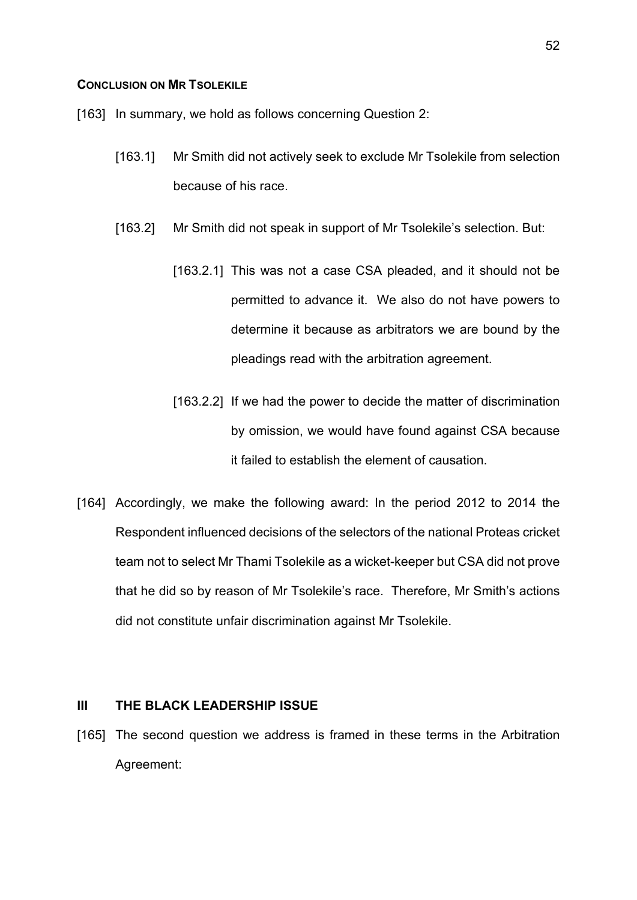**CONCLUSION ON MR TSOLEKILE**

[163] In summary, we hold as follows concerning Question 2:

[163.1] Mr Smith did not actively seek to exclude Mr Tsolekile from selection because of his race.

[163.2] Mr Smith did not speak in support of Mr Tsolekile's selection. But:

[163.2.1] This was not a case CSA pleaded, and it should not be permitted to advance it. We also do not have powers to determine it because as arbitrators we are bound by the pleadings read with the arbitration agreement.

[163.2.2] If we had the power to decide the matter of discrimination by omission, we would have found against CSA because it failed to establish the element of causation.

[164] Accordingly, we make the following award: In the period 2012 to 2014 the Respondent influenced decisions of the selectors of the national Proteas cricket team not to select Mr Thami Tsolekile as a wicket-keeper but CSA did not prove that he did so by reason of Mr Tsolekile's race. Therefore, Mr Smith's actions did not constitute unfair discrimination against Mr Tsolekile.

## III THE BLACK LEADERSHIP ISSUE

[165] The second question we address is framed in these terms in the Arbitration Agreement: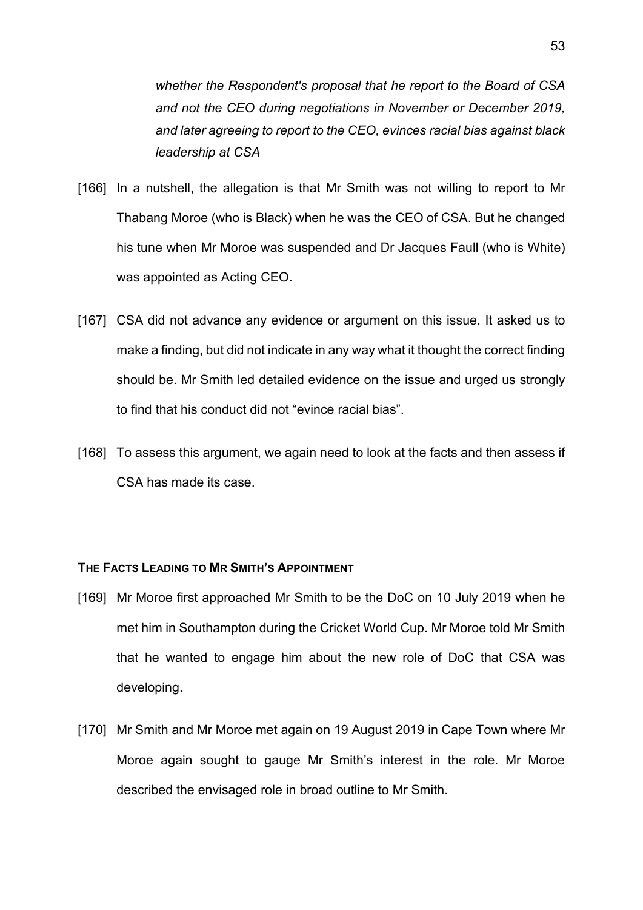*whether the Respondent's proposal that he report to the Board of CSA and not the CEO during negotiations in November or December 2019, and later agreeing to report to the CEO, evinces racial bias against black leadership at CSA*

[166] In a nutshell, the allegation is that Mr Smith was not willing to report to Mr Thabang Moroe (who is Black) when he was the CEO of CSA. But he changed his tune when Mr Moroe was suspended and Dr Jacques Faull (who is White) was appointed as Acting CEO.

[167] CSA did not advance any evidence or argument on this issue. It asked us to make a finding, but did not indicate in any way what it thought the correct finding should be. Mr Smith led detailed evidence on the issue and urged us strongly to find that his conduct did not "evince racial bias".

[168] To assess this argument, we again need to look at the facts and then assess if CSA has made its case.

**THE FACTS LEADING TO MR SMITH'S APPOINTMENT**

[169] Mr Moroe first approached Mr Smith to be the DoC on 10 July 2019 when he met him in Southampton during the Cricket World Cup. Mr Moroe told Mr Smith that he wanted to engage him about the new role of DoC that CSA was developing.

[170] Mr Smith and Mr Moroe met again on 19 August 2019 in Cape Town where Mr Moroe again sought to gauge Mr Smith's interest in the role. Mr Moroe described the envisaged role in broad outline to Mr Smith.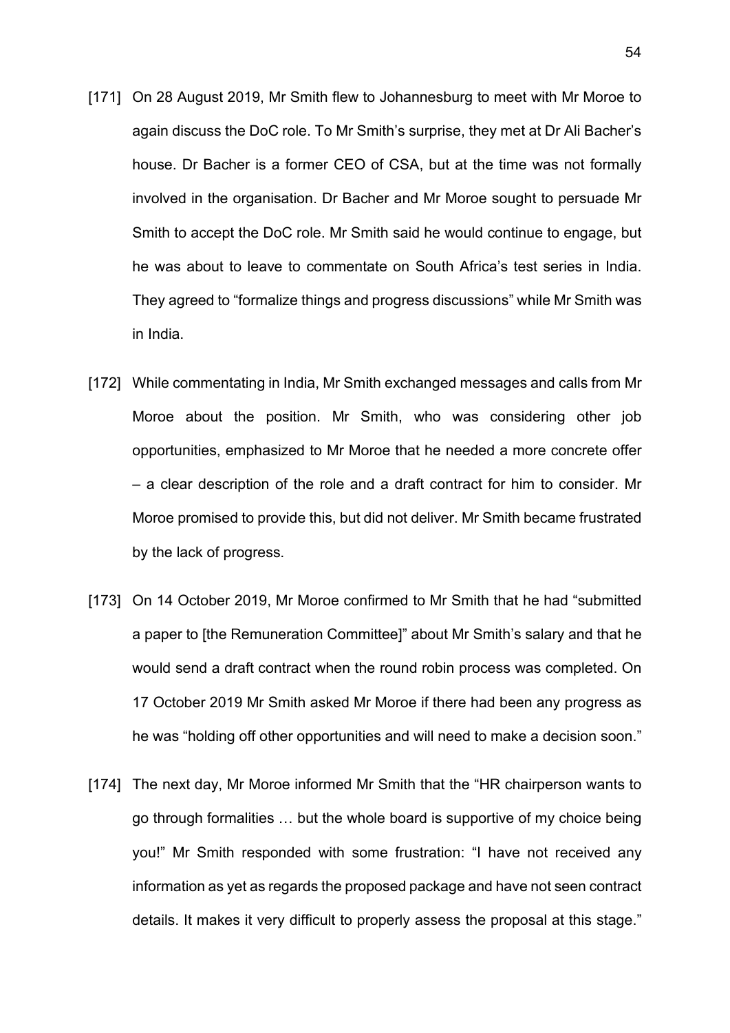[171] On 28 August 2019, Mr Smith flew to Johannesburg to meet with Mr Moroe to again discuss the DoC role. To Mr Smith's surprise, they met at Dr Ali Bacher's house. Dr Bacher is a former CEO of CSA, but at the time was not formally involved in the organisation. Dr Bacher and Mr Moroe sought to persuade Mr Smith to accept the DoC role. Mr Smith said he would continue to engage, but he was about to leave to commentate on South Africa's test series in India. They agreed to "formalize things and progress discussions" while Mr Smith was in India.

[172] While commentating in India, Mr Smith exchanged messages and calls from Mr Moroe about the position. Mr Smith, who was considering other job opportunities, emphasized to Mr Moroe that he needed a more concrete offer – a clear description of the role and a draft contract for him to consider. Mr Moroe promised to provide this, but did not deliver. Mr Smith became frustrated by the lack of progress.

[173] On 14 October 2019, Mr Moroe confirmed to Mr Smith that he had "submitted a paper to [the Remuneration Committee]" about Mr Smith's salary and that he would send a draft contract when the round robin process was completed. On 17 October 2019 Mr Smith asked Mr Moroe if there had been any progress as he was "holding off other opportunities and will need to make a decision soon."

[174] The next day, Mr Moroe informed Mr Smith that the "HR chairperson wants to go through formalities … but the whole board is supportive of my choice being you!" Mr Smith responded with some frustration: "I have not received any information as yet as regards the proposed package and have not seen contract details. It makes it very difficult to properly assess the proposal at this stage."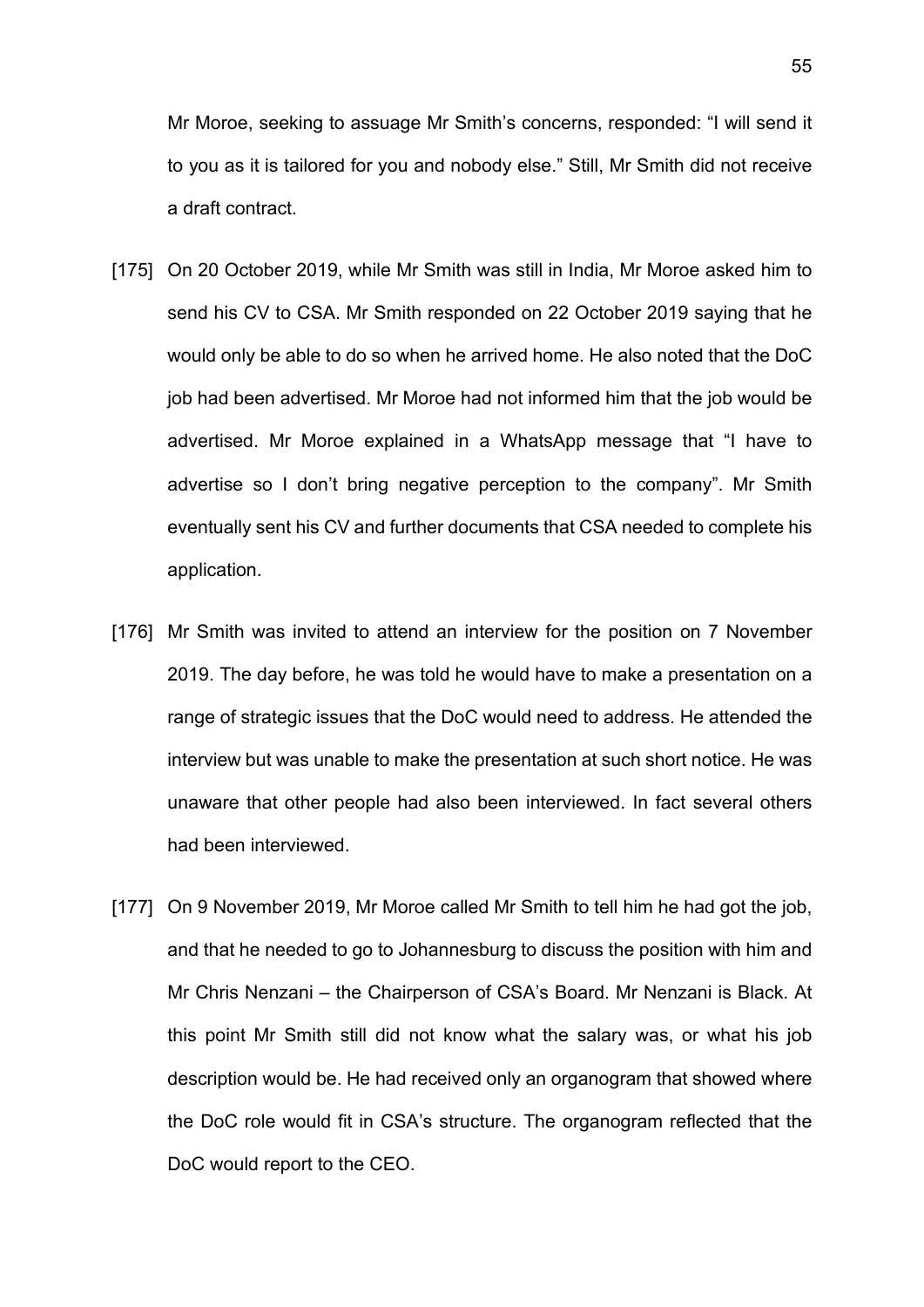Mr Moroe, seeking to assuage Mr Smith's concerns, responded: "I will send it to you as it is tailored for you and nobody else." Still, Mr Smith did not receive a draft contract.

[175] On 20 October 2019, while Mr Smith was still in India, Mr Moroe asked him to send his CV to CSA. Mr Smith responded on 22 October 2019 saying that he would only be able to do so when he arrived home. He also noted that the DoC job had been advertised. Mr Moroe had not informed him that the job would be advertised. Mr Moroe explained in a WhatsApp message that "I have to advertise so I don't bring negative perception to the company". Mr Smith eventually sent his CV and further documents that CSA needed to complete his application.

[176] Mr Smith was invited to attend an interview for the position on 7 November 2019. The day before, he was told he would have to make a presentation on a range of strategic issues that the DoC would need to address. He attended the interview but was unable to make the presentation at such short notice. He was unaware that other people had also been interviewed. In fact several others had been interviewed.

[177] On 9 November 2019, Mr Moroe called Mr Smith to tell him he had got the job, and that he needed to go to Johannesburg to discuss the position with him and Mr Chris Nenzani – the Chairperson of CSA's Board. Mr Nenzani is Black. At this point Mr Smith still did not know what the salary was, or what his job description would be. He had received only an organogram that showed where the DoC role would fit in CSA's structure. The organogram reflected that the DoC would report to the CEO.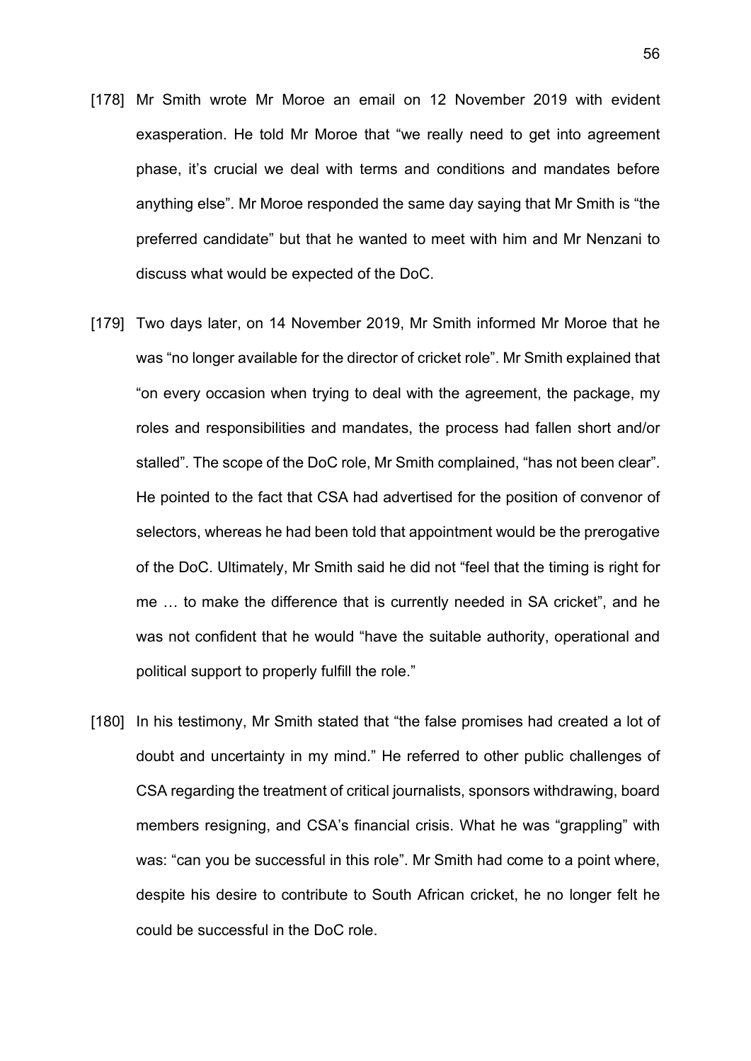[178] Mr Smith wrote Mr Moroe an email on 12 November 2019 with evident exasperation. He told Mr Moroe that "we really need to get into agreement phase, it's crucial we deal with terms and conditions and mandates before anything else". Mr Moroe responded the same day saying that Mr Smith is "the preferred candidate" but that he wanted to meet with him and Mr Nenzani to discuss what would be expected of the DoC.

[179] Two days later, on 14 November 2019, Mr Smith informed Mr Moroe that he was "no longer available for the director of cricket role". Mr Smith explained that "on every occasion when trying to deal with the agreement, the package, my roles and responsibilities and mandates, the process had fallen short and/or stalled". The scope of the DoC role, Mr Smith complained, "has not been clear". He pointed to the fact that CSA had advertised for the position of convenor of selectors, whereas he had been told that appointment would be the prerogative of the DoC. Ultimately, Mr Smith said he did not "feel that the timing is right for me … to make the difference that is currently needed in SA cricket", and he was not confident that he would "have the suitable authority, operational and political support to properly fulfill the role."

[180] In his testimony, Mr Smith stated that "the false promises had created a lot of doubt and uncertainty in my mind." He referred to other public challenges of CSA regarding the treatment of critical journalists, sponsors withdrawing, board members resigning, and CSA's financial crisis. What he was "grappling" with was: "can you be successful in this role". Mr Smith had come to a point where, despite his desire to contribute to South African cricket, he no longer felt he could be successful in the DoC role.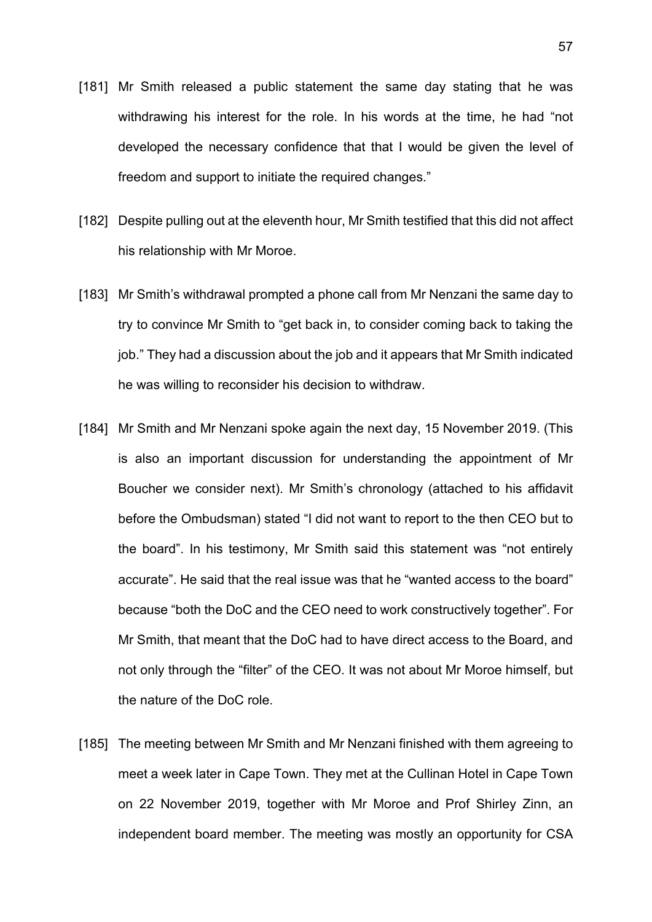[181] Mr Smith released a public statement the same day stating that he was withdrawing his interest for the role. In his words at the time, he had "not developed the necessary confidence that that I would be given the level of freedom and support to initiate the required changes."

[182] Despite pulling out at the eleventh hour, Mr Smith testified that this did not affect his relationship with Mr Moroe.

[183] Mr Smith's withdrawal prompted a phone call from Mr Nenzani the same day to try to convince Mr Smith to "get back in, to consider coming back to taking the job." They had a discussion about the job and it appears that Mr Smith indicated he was willing to reconsider his decision to withdraw.

[184] Mr Smith and Mr Nenzani spoke again the next day, 15 November 2019. (This is also an important discussion for understanding the appointment of Mr Boucher we consider next). Mr Smith's chronology (attached to his affidavit before the Ombudsman) stated "I did not want to report to the then CEO but to the board". In his testimony, Mr Smith said this statement was "not entirely accurate". He said that the real issue was that he "wanted access to the board" because "both the DoC and the CEO need to work constructively together". For Mr Smith, that meant that the DoC had to have direct access to the Board, and not only through the "filter" of the CEO. It was not about Mr Moroe himself, but the nature of the DoC role.

[185] The meeting between Mr Smith and Mr Nenzani finished with them agreeing to meet a week later in Cape Town. They met at the Cullinan Hotel in Cape Town on 22 November 2019, together with Mr Moroe and Prof Shirley Zinn, an independent board member. The meeting was mostly an opportunity for CSA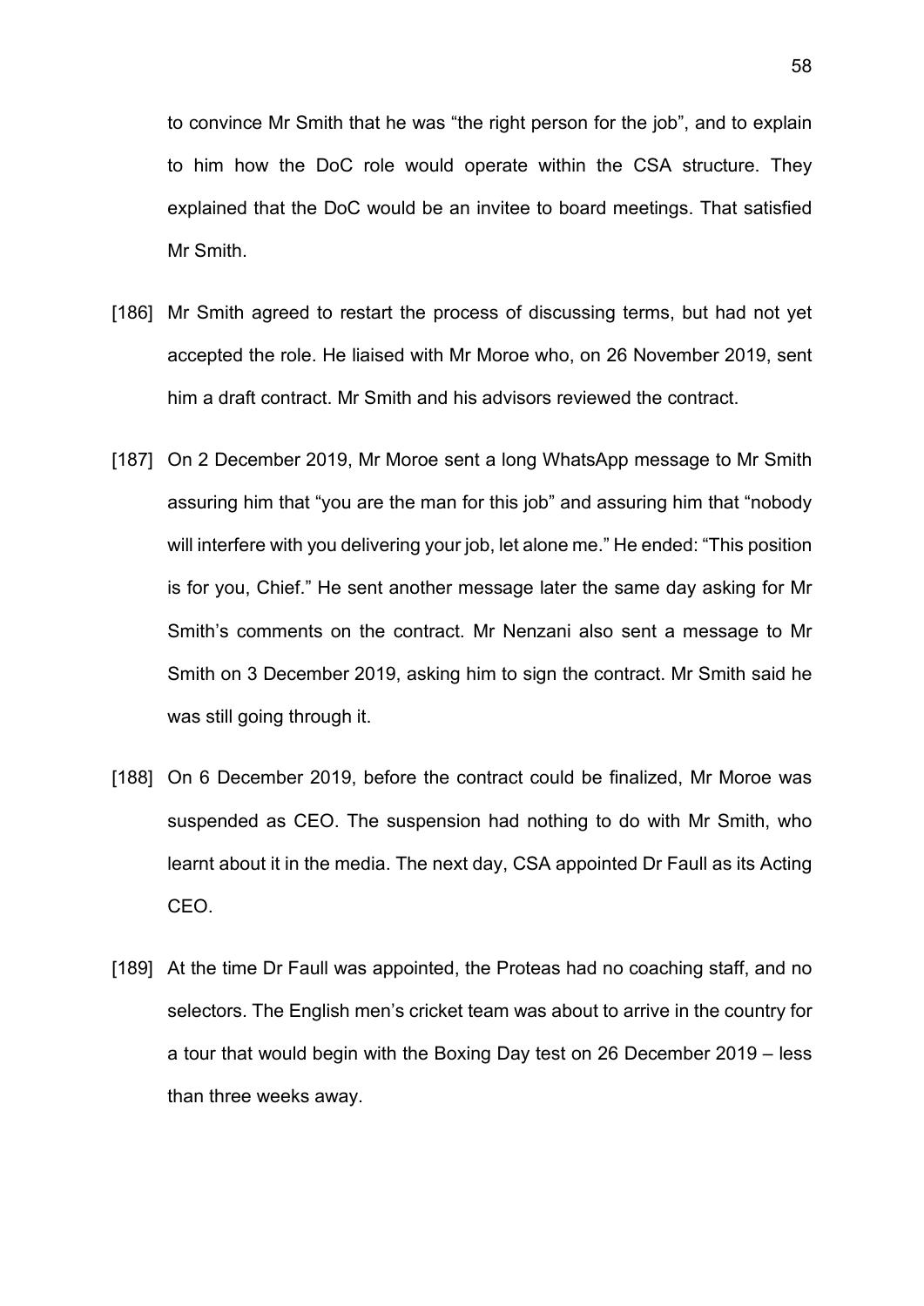to convince Mr Smith that he was "the right person for the job", and to explain to him how the DoC role would operate within the CSA structure. They explained that the DoC would be an invitee to board meetings. That satisfied Mr Smith.

[186] Mr Smith agreed to restart the process of discussing terms, but had not yet accepted the role. He liaised with Mr Moroe who, on 26 November 2019, sent him a draft contract. Mr Smith and his advisors reviewed the contract.

[187] On 2 December 2019, Mr Moroe sent a long WhatsApp message to Mr Smith assuring him that "you are the man for this job" and assuring him that "nobody will interfere with you delivering your job, let alone me." He ended: "This position is for you, Chief." He sent another message later the same day asking for Mr Smith's comments on the contract. Mr Nenzani also sent a message to Mr Smith on 3 December 2019, asking him to sign the contract. Mr Smith said he was still going through it.

[188] On 6 December 2019, before the contract could be finalized, Mr Moroe was suspended as CEO. The suspension had nothing to do with Mr Smith, who learnt about it in the media. The next day, CSA appointed Dr Faull as its Acting CEO.

[189] At the time Dr Faull was appointed, the Proteas had no coaching staff, and no selectors. The English men's cricket team was about to arrive in the country for a tour that would begin with the Boxing Day test on 26 December 2019 – less than three weeks away.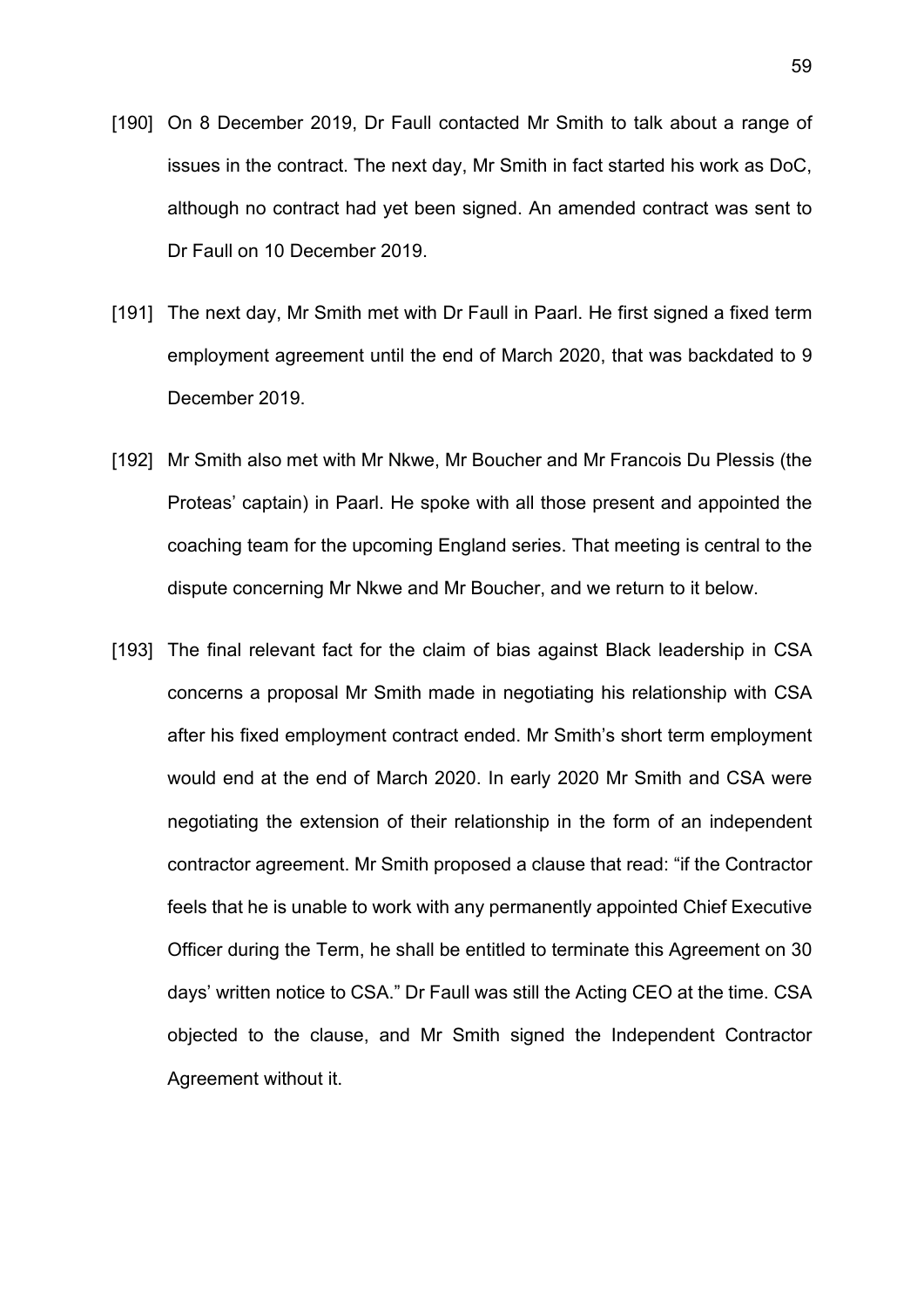[190] On 8 December 2019, Dr Faull contacted Mr Smith to talk about a range of issues in the contract. The next day, Mr Smith in fact started his work as DoC, although no contract had yet been signed. An amended contract was sent to Dr Faull on 10 December 2019.

[191] The next day, Mr Smith met with Dr Faull in Paarl. He first signed a fixed term employment agreement until the end of March 2020, that was backdated to 9 December 2019.

[192] Mr Smith also met with Mr Nkwe, Mr Boucher and Mr Francois Du Plessis (the Proteas' captain) in Paarl. He spoke with all those present and appointed the coaching team for the upcoming England series. That meeting is central to the dispute concerning Mr Nkwe and Mr Boucher, and we return to it below.

[193] The final relevant fact for the claim of bias against Black leadership in CSA concerns a proposal Mr Smith made in negotiating his relationship with CSA after his fixed employment contract ended. Mr Smith's short term employment would end at the end of March 2020. In early 2020 Mr Smith and CSA were negotiating the extension of their relationship in the form of an independent contractor agreement. Mr Smith proposed a clause that read: "if the Contractor feels that he is unable to work with any permanently appointed Chief Executive Officer during the Term, he shall be entitled to terminate this Agreement on 30 days' written notice to CSA." Dr Faull was still the Acting CEO at the time. CSA objected to the clause, and Mr Smith signed the Independent Contractor Agreement without it.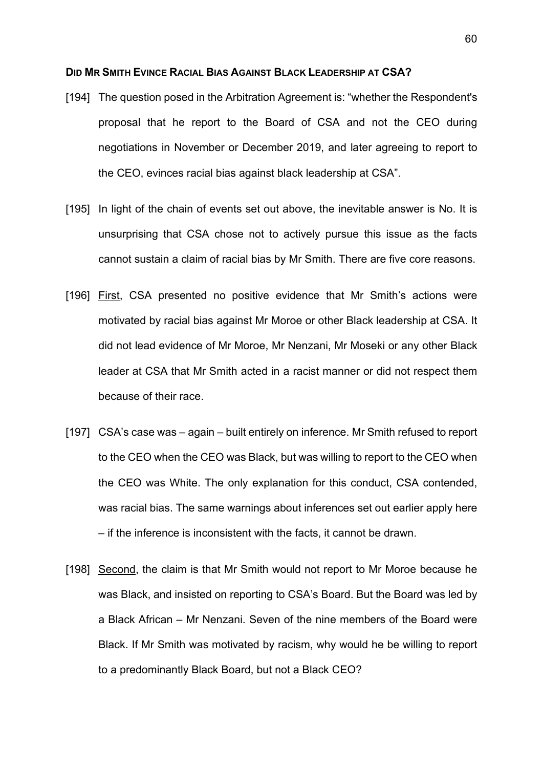**DID MR SMITH EVINCE RACIAL BIAS AGAINST BLACK LEADERSHIP AT CSA?**

[194] The question posed in the Arbitration Agreement is: "whether the Respondent's proposal that he report to the Board of CSA and not the CEO during negotiations in November or December 2019, and later agreeing to report to the CEO, evinces racial bias against black leadership at CSA".

[195] In light of the chain of events set out above, the inevitable answer is No. It is unsurprising that CSA chose not to actively pursue this issue as the facts cannot sustain a claim of racial bias by Mr Smith. There are five core reasons.

[196] <u>First</u>, CSA presented no positive evidence that Mr Smith's actions were motivated by racial bias against Mr Moroe or other Black leadership at CSA. It did not lead evidence of Mr Moroe, Mr Nenzani, Mr Moseki or any other Black leader at CSA that Mr Smith acted in a racist manner or did not respect them because of their race.

[197] CSA's case was – again – built entirely on inference. Mr Smith refused to report to the CEO when the CEO was Black, but was willing to report to the CEO when the CEO was White. The only explanation for this conduct, CSA contended, was racial bias. The same warnings about inferences set out earlier apply here – if the inference is inconsistent with the facts, it cannot be drawn.

[198] <u>Second</u>, the claim is that Mr Smith would not report to Mr Moroe because he was Black, and insisted on reporting to CSA's Board. But the Board was led by a Black African – Mr Nenzani. Seven of the nine members of the Board were Black. If Mr Smith was motivated by racism, why would he be willing to report to a predominantly Black Board, but not a Black CEO?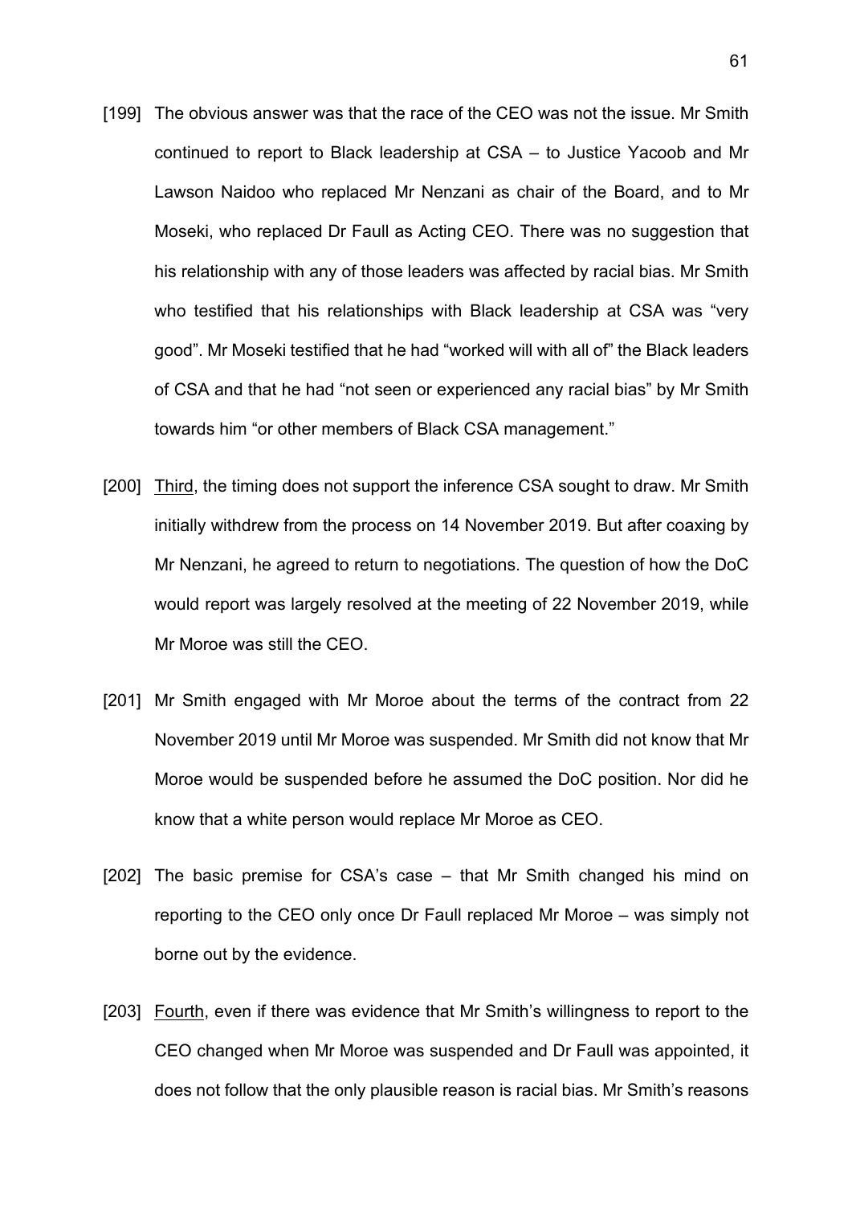[199] The obvious answer was that the race of the CEO was not the issue. Mr Smith continued to report to Black leadership at CSA – to Justice Yacoob and Mr Lawson Naidoo who replaced Mr Nenzani as chair of the Board, and to Mr Moseki, who replaced Dr Faull as Acting CEO. There was no suggestion that his relationship with any of those leaders was affected by racial bias. Mr Smith who testified that his relationships with Black leadership at CSA was "very good". Mr Moseki testified that he had "worked will with all of" the Black leaders of CSA and that he had "not seen or experienced any racial bias" by Mr Smith towards him "or other members of Black CSA management."

[200] <u>Third</u>, the timing does not support the inference CSA sought to draw. Mr Smith initially withdrew from the process on 14 November 2019. But after coaxing by Mr Nenzani, he agreed to return to negotiations. The question of how the DoC would report was largely resolved at the meeting of 22 November 2019, while Mr Moroe was still the CEO.

[201] Mr Smith engaged with Mr Moroe about the terms of the contract from 22 November 2019 until Mr Moroe was suspended. Mr Smith did not know that Mr Moroe would be suspended before he assumed the DoC position. Nor did he know that a white person would replace Mr Moroe as CEO.

[202] The basic premise for CSA's case – that Mr Smith changed his mind on reporting to the CEO only once Dr Faull replaced Mr Moroe – was simply not borne out by the evidence.

[203] <u>Fourth</u>, even if there was evidence that Mr Smith's willingness to report to the CEO changed when Mr Moroe was suspended and Dr Faull was appointed, it does not follow that the only plausible reason is racial bias. Mr Smith's reasons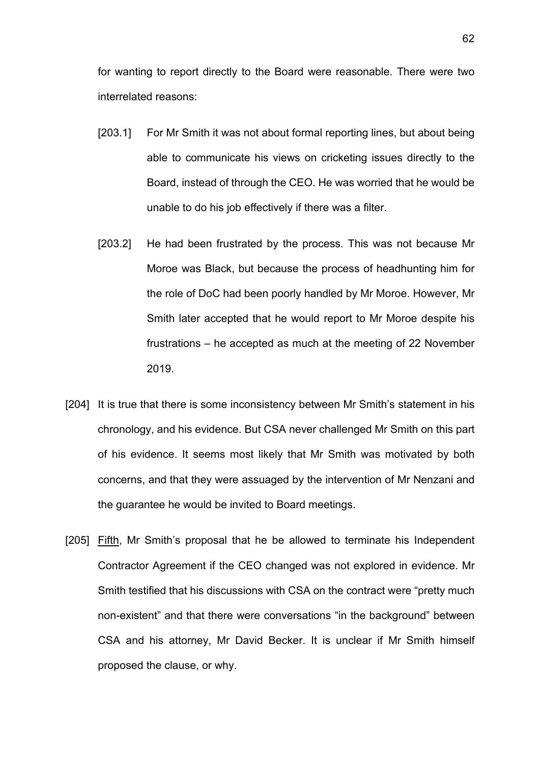for wanting to report directly to the Board were reasonable. There were two interrelated reasons:

[203.1] For Mr Smith it was not about formal reporting lines, but about being able to communicate his views on cricketing issues directly to the Board, instead of through the CEO. He was worried that he would be unable to do his job effectively if there was a filter.

[203.2] He had been frustrated by the process. This was not because Mr Moroe was Black, but because the process of headhunting him for the role of DoC had been poorly handled by Mr Moroe. However, Mr Smith later accepted that he would report to Mr Moroe despite his frustrations – he accepted as much at the meeting of 22 November 2019.

[204] It is true that there is some inconsistency between Mr Smith's statement in his chronology, and his evidence. But CSA never challenged Mr Smith on this part of his evidence. It seems most likely that Mr Smith was motivated by both concerns, and that they were assuaged by the intervention of Mr Nenzani and the guarantee he would be invited to Board meetings.

[205] <u>Fifth</u>, Mr Smith's proposal that he be allowed to terminate his Independent Contractor Agreement if the CEO changed was not explored in evidence. Mr Smith testified that his discussions with CSA on the contract were "pretty much non-existent" and that there were conversations "in the background" between CSA and his attorney, Mr David Becker. It is unclear if Mr Smith himself proposed the clause, or why.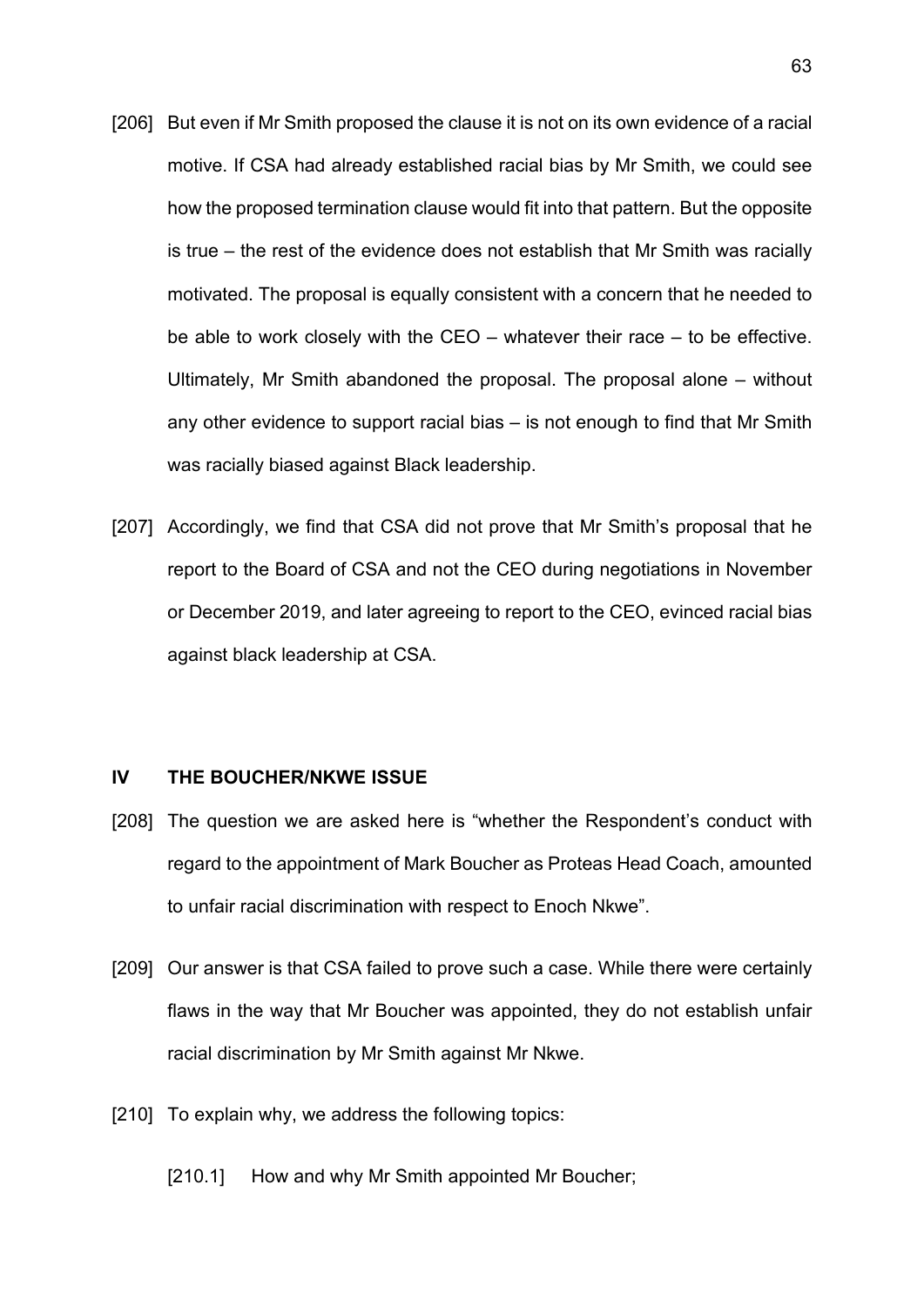[206] But even if Mr Smith proposed the clause it is not on its own evidence of a racial motive. If CSA had already established racial bias by Mr Smith, we could see how the proposed termination clause would fit into that pattern. But the opposite is true – the rest of the evidence does not establish that Mr Smith was racially motivated. The proposal is equally consistent with a concern that he needed to be able to work closely with the CEO – whatever their race – to be effective. Ultimately, Mr Smith abandoned the proposal. The proposal alone – without any other evidence to support racial bias – is not enough to find that Mr Smith was racially biased against Black leadership.

[207] Accordingly, we find that CSA did not prove that Mr Smith's proposal that he report to the Board of CSA and not the CEO during negotiations in November or December 2019, and later agreeing to report to the CEO, evinced racial bias against black leadership at CSA.

## IV THE BOUCHER/NKWE ISSUE

[208] The question we are asked here is "whether the Respondent's conduct with regard to the appointment of Mark Boucher as Proteas Head Coach, amounted to unfair racial discrimination with respect to Enoch Nkwe".

[209] Our answer is that CSA failed to prove such a case. While there were certainly flaws in the way that Mr Boucher was appointed, they do not establish unfair racial discrimination by Mr Smith against Mr Nkwe.

[210] To explain why, we address the following topics:

[210.1] How and why Mr Smith appointed Mr Boucher;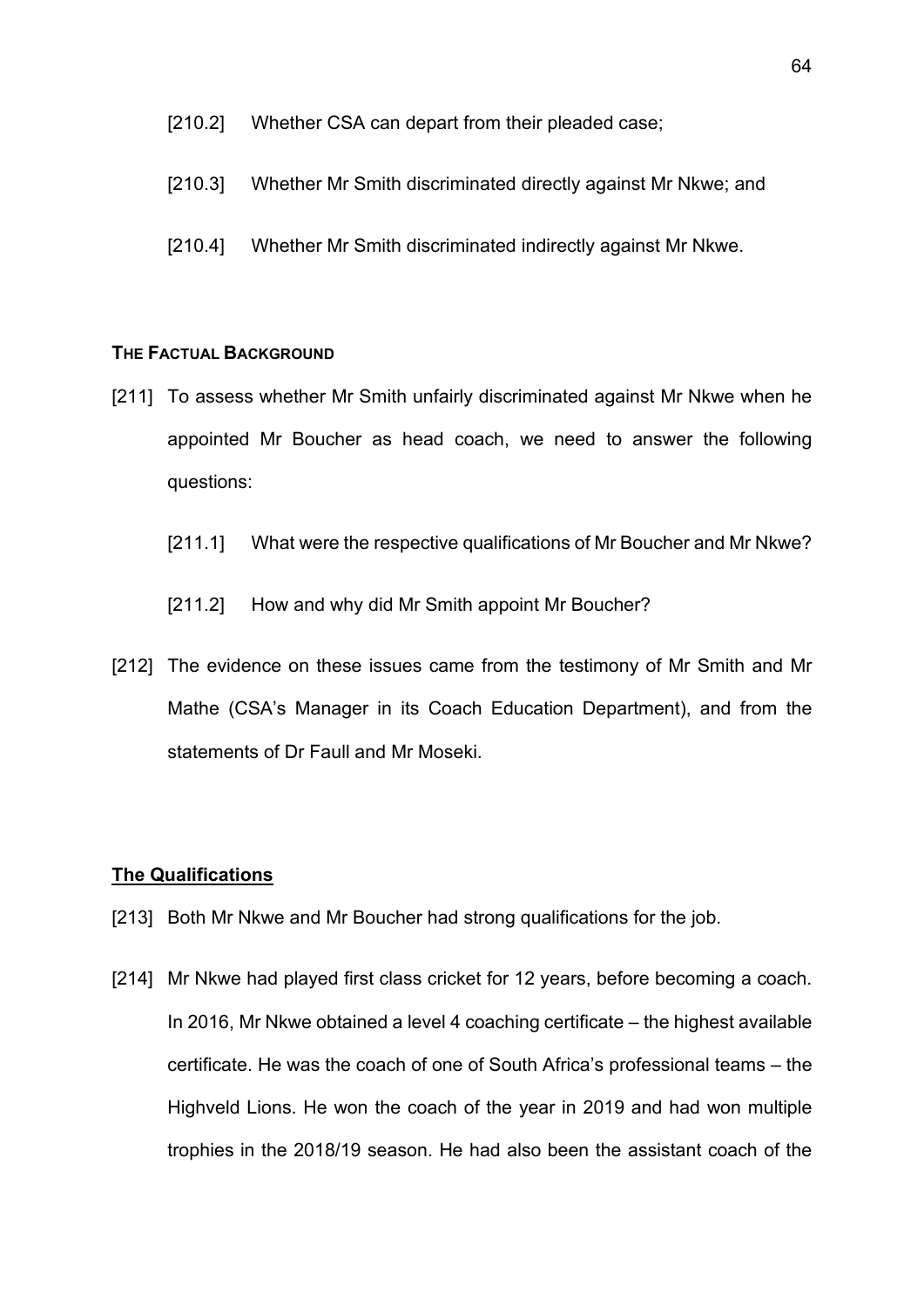[210.2] Whether CSA can depart from their pleaded case;

[210.3] Whether Mr Smith discriminated directly against Mr Nkwe; and

[210.4] Whether Mr Smith discriminated indirectly against Mr Nkwe.

**THE FACTUAL BACKGROUND**

[211] To assess whether Mr Smith unfairly discriminated against Mr Nkwe when he appointed Mr Boucher as head coach, we need to answer the following questions:

[211.1] What were the respective qualifications of Mr Boucher and Mr Nkwe?

[211.2] How and why did Mr Smith appoint Mr Boucher?

[212] The evidence on these issues came from the testimony of Mr Smith and Mr Mathe (CSA's Manager in its Coach Education Department), and from the statements of Dr Faull and Mr Moseki.

**The Qualifications**

[213] Both Mr Nkwe and Mr Boucher had strong qualifications for the job.

[214] Mr Nkwe had played first class cricket for 12 years, before becoming a coach. In 2016, Mr Nkwe obtained a level 4 coaching certificate – the highest available certificate. He was the coach of one of South Africa's professional teams – the Highveld Lions. He won the coach of the year in 2019 and had won multiple trophies in the 2018/19 season. He had also been the assistant coach of the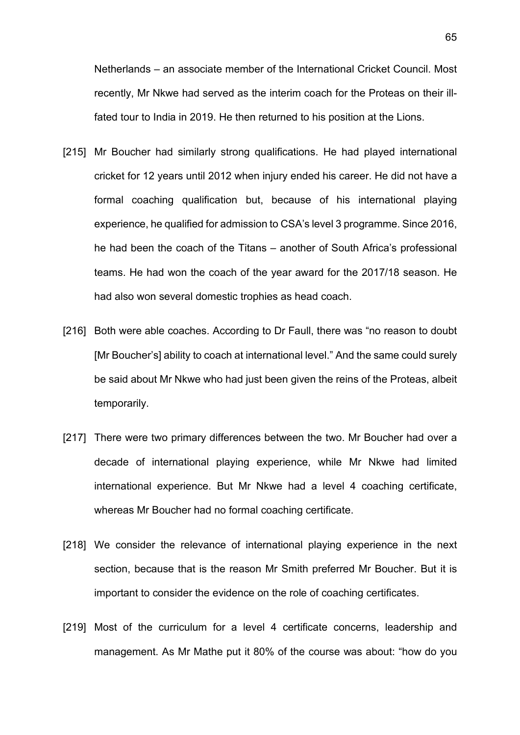Netherlands – an associate member of the International Cricket Council. Most recently, Mr Nkwe had served as the interim coach for the Proteas on their ill-fated tour to India in 2019. He then returned to his position at the Lions.

[215] Mr Boucher had similarly strong qualifications. He had played international cricket for 12 years until 2012 when injury ended his career. He did not have a formal coaching qualification but, because of his international playing experience, he qualified for admission to CSA's level 3 programme. Since 2016, he had been the coach of the Titans – another of South Africa's professional teams. He had won the coach of the year award for the 2017/18 season. He had also won several domestic trophies as head coach.

[216] Both were able coaches. According to Dr Faull, there was "no reason to doubt [Mr Boucher's] ability to coach at international level." And the same could surely be said about Mr Nkwe who had just been given the reins of the Proteas, albeit temporarily.

[217] There were two primary differences between the two. Mr Boucher had over a decade of international playing experience, while Mr Nkwe had limited international experience. But Mr Nkwe had a level 4 coaching certificate, whereas Mr Boucher had no formal coaching certificate.

[218] We consider the relevance of international playing experience in the next section, because that is the reason Mr Smith preferred Mr Boucher. But it is important to consider the evidence on the role of coaching certificates.

[219] Most of the curriculum for a level 4 certificate concerns, leadership and management. As Mr Mathe put it 80% of the course was about: "how do you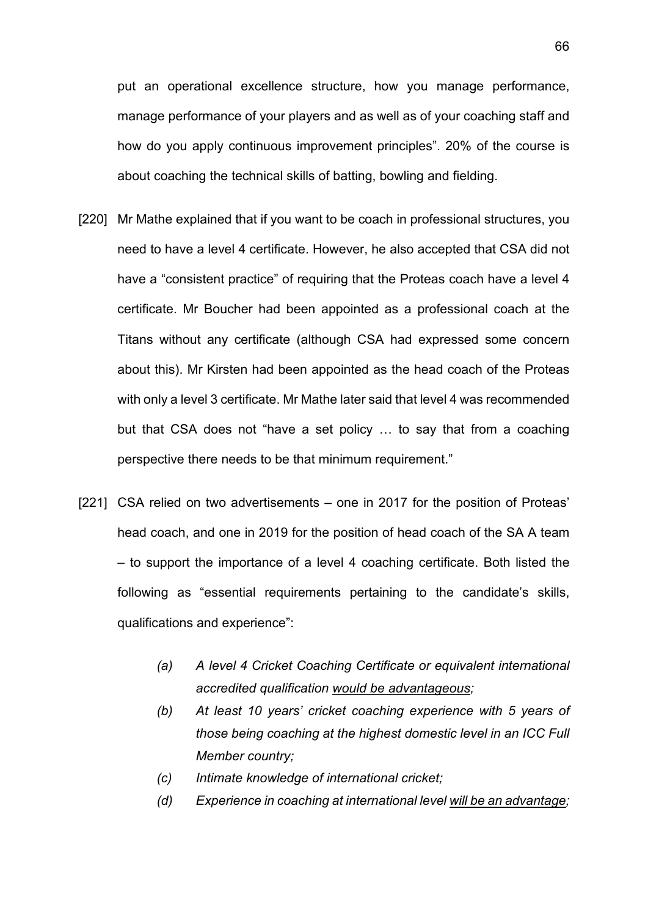put an operational excellence structure, how you manage performance, manage performance of your players and as well as of your coaching staff and how do you apply continuous improvement principles". 20% of the course is about coaching the technical skills of batting, bowling and fielding.

[220] Mr Mathe explained that if you want to be coach in professional structures, you need to have a level 4 certificate. However, he also accepted that CSA did not have a "consistent practice" of requiring that the Proteas coach have a level 4 certificate. Mr Boucher had been appointed as a professional coach at the Titans without any certificate (although CSA had expressed some concern about this). Mr Kirsten had been appointed as the head coach of the Proteas with only a level 3 certificate. Mr Mathe later said that level 4 was recommended but that CSA does not "have a set policy … to say that from a coaching perspective there needs to be that minimum requirement."

[221] CSA relied on two advertisements – one in 2017 for the position of Proteas' head coach, and one in 2019 for the position of head coach of the SA A team – to support the importance of a level 4 coaching certificate. Both listed the following as "essential requirements pertaining to the candidate's skills, qualifications and experience":

> *(a) A level 4 Cricket Coaching Certificate or equivalent international accredited qualification <u>would be advantageous</u>;*
>
> *(b) At least 10 years' cricket coaching experience with 5 years of those being coaching at the highest domestic level in an ICC Full Member country;*
>
> *(c) Intimate knowledge of international cricket;*
>
> *(d) Experience in coaching at international level <u>will be an advantage</u>;*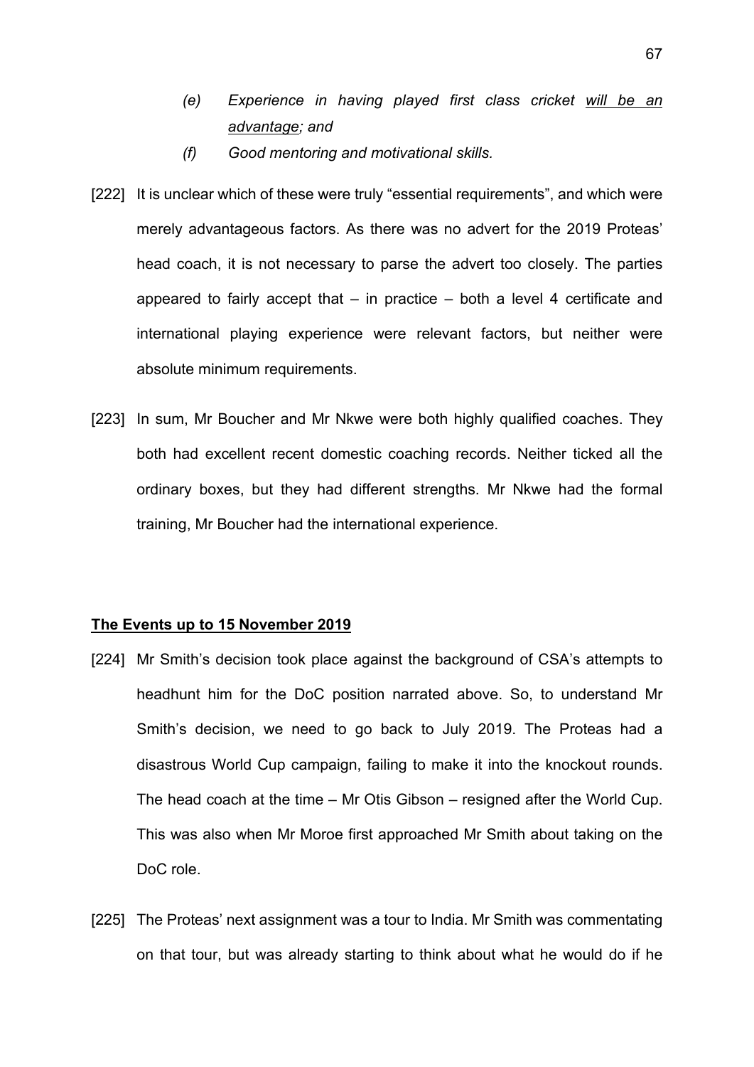- *(e) Experience in having played first class cricket <u>will be an advantage</u>; and*
- *(f) Good mentoring and motivational skills.*

[222] It is unclear which of these were truly "essential requirements", and which were merely advantageous factors. As there was no advert for the 2019 Proteas' head coach, it is not necessary to parse the advert too closely. The parties appeared to fairly accept that – in practice – both a level 4 certificate and international playing experience were relevant factors, but neither were absolute minimum requirements.

[223] In sum, Mr Boucher and Mr Nkwe were both highly qualified coaches. They both had excellent recent domestic coaching records. Neither ticked all the ordinary boxes, but they had different strengths. Mr Nkwe had the formal training, Mr Boucher had the international experience.

## The Events up to 15 November 2019

[224] Mr Smith's decision took place against the background of CSA's attempts to headhunt him for the DoC position narrated above. So, to understand Mr Smith's decision, we need to go back to July 2019. The Proteas had a disastrous World Cup campaign, failing to make it into the knockout rounds. The head coach at the time – Mr Otis Gibson – resigned after the World Cup. This was also when Mr Moroe first approached Mr Smith about taking on the DoC role.

[225] The Proteas' next assignment was a tour to India. Mr Smith was commentating on that tour, but was already starting to think about what he would do if he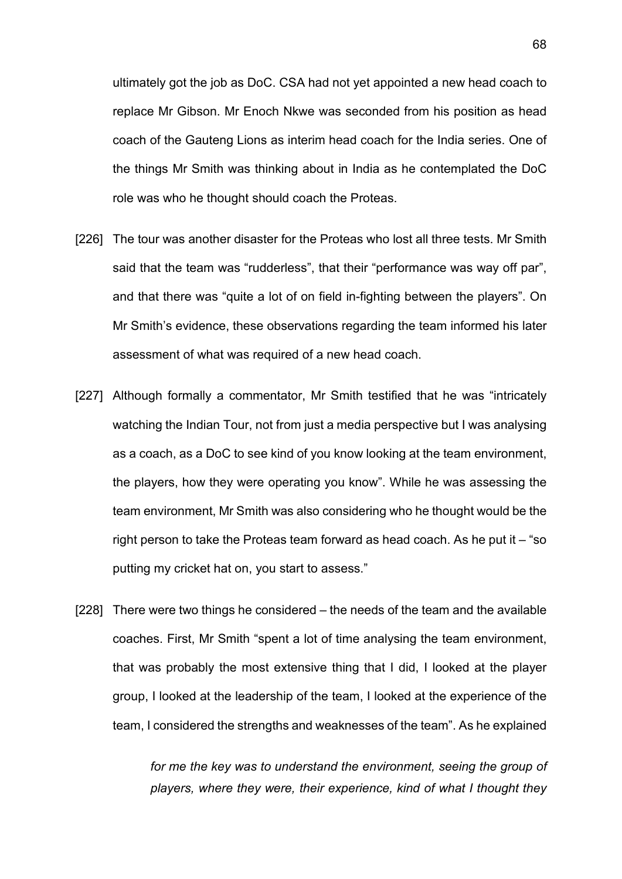ultimately got the job as DoC. CSA had not yet appointed a new head coach to replace Mr Gibson. Mr Enoch Nkwe was seconded from his position as head coach of the Gauteng Lions as interim head coach for the India series. One of the things Mr Smith was thinking about in India as he contemplated the DoC role was who he thought should coach the Proteas.

[226] The tour was another disaster for the Proteas who lost all three tests. Mr Smith said that the team was "rudderless", that their "performance was way off par", and that there was "quite a lot of on field in-fighting between the players". On Mr Smith's evidence, these observations regarding the team informed his later assessment of what was required of a new head coach.

[227] Although formally a commentator, Mr Smith testified that he was "intricately watching the Indian Tour, not from just a media perspective but I was analysing as a coach, as a DoC to see kind of you know looking at the team environment, the players, how they were operating you know". While he was assessing the team environment, Mr Smith was also considering who he thought would be the right person to take the Proteas team forward as head coach. As he put it – "so putting my cricket hat on, you start to assess."

[228] There were two things he considered – the needs of the team and the available coaches. First, Mr Smith "spent a lot of time analysing the team environment, that was probably the most extensive thing that I did, I looked at the player group, I looked at the leadership of the team, I looked at the experience of the team, I considered the strengths and weaknesses of the team". As he explained

> *for me the key was to understand the environment, seeing the group of players, where they were, their experience, kind of what I thought they*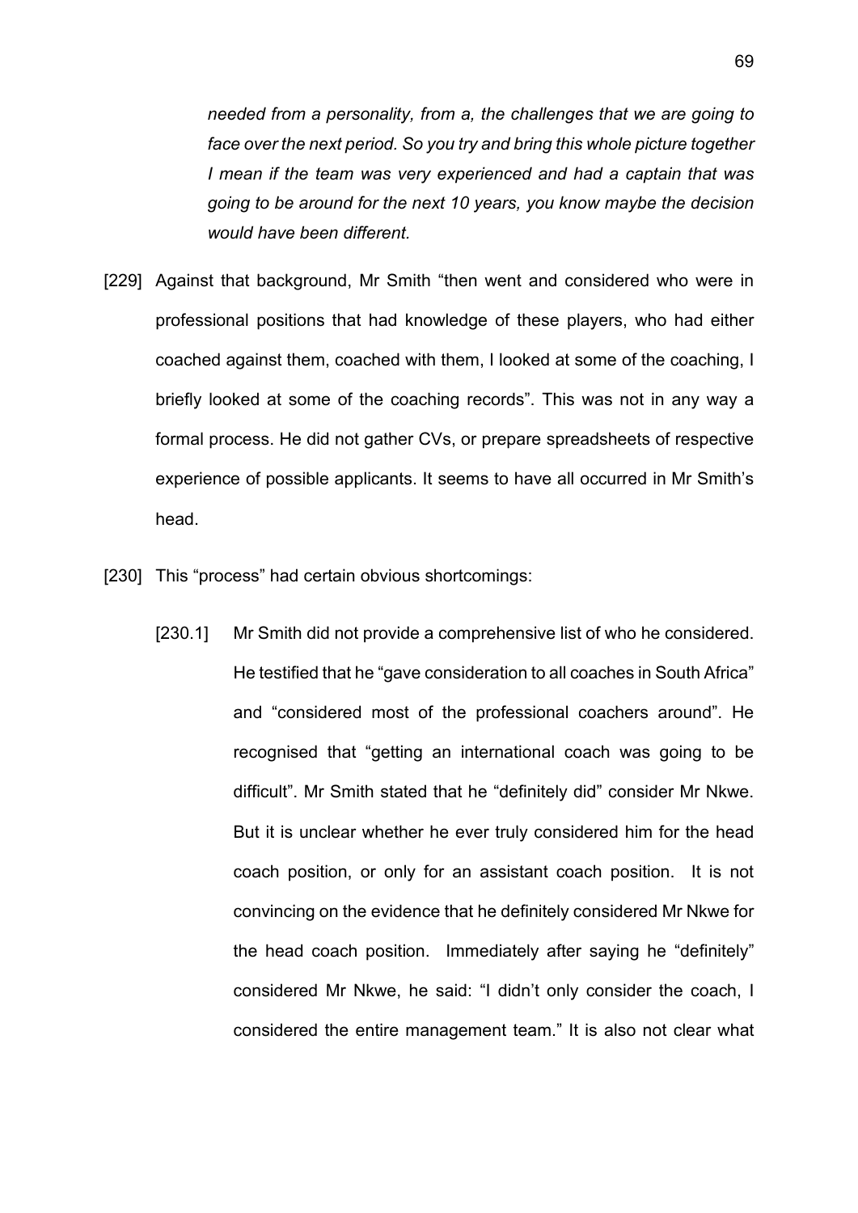*needed from a personality, from a, the challenges that we are going to face over the next period. So you try and bring this whole picture together I mean if the team was very experienced and had a captain that was going to be around for the next 10 years, you know maybe the decision would have been different.*

[229] Against that background, Mr Smith "then went and considered who were in professional positions that had knowledge of these players, who had either coached against them, coached with them, I looked at some of the coaching, I briefly looked at some of the coaching records". This was not in any way a formal process. He did not gather CVs, or prepare spreadsheets of respective experience of possible applicants. It seems to have all occurred in Mr Smith's head.

[230] This "process" had certain obvious shortcomings:

[230.1] Mr Smith did not provide a comprehensive list of who he considered. He testified that he "gave consideration to all coaches in South Africa" and "considered most of the professional coachers around". He recognised that "getting an international coach was going to be difficult". Mr Smith stated that he "definitely did" consider Mr Nkwe. But it is unclear whether he ever truly considered him for the head coach position, or only for an assistant coach position. It is not convincing on the evidence that he definitely considered Mr Nkwe for the head coach position. Immediately after saying he "definitely" considered Mr Nkwe, he said: "I didn't only consider the coach, I considered the entire management team." It is also not clear what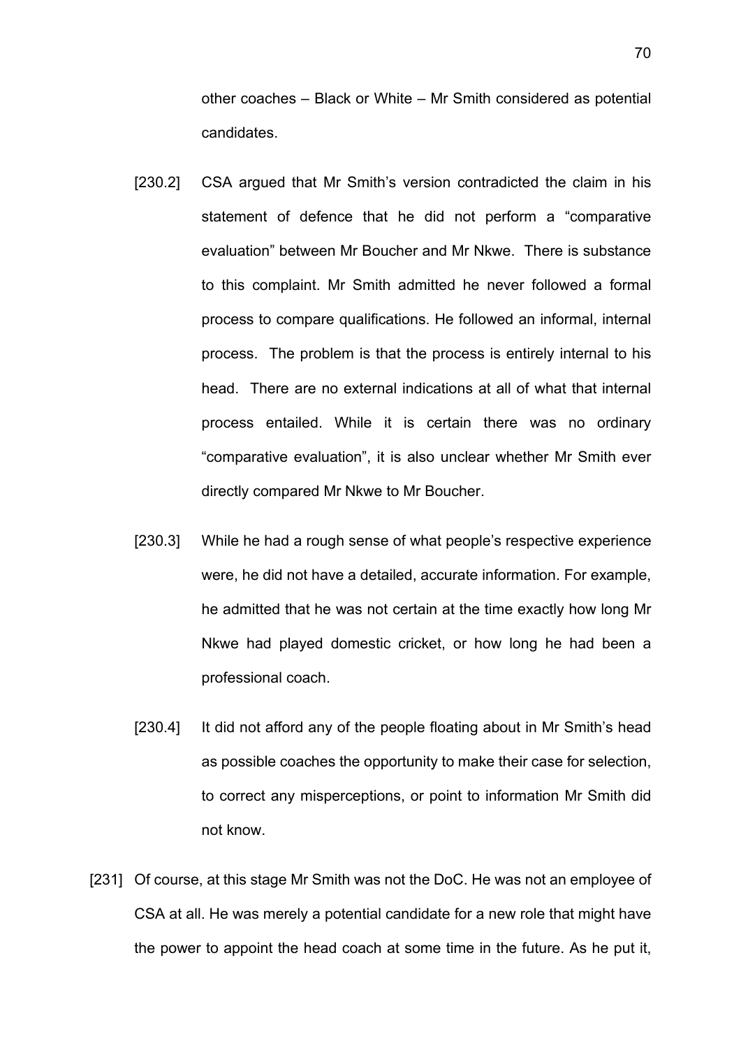other coaches – Black or White – Mr Smith considered as potential candidates.

[230.2] CSA argued that Mr Smith's version contradicted the claim in his statement of defence that he did not perform a "comparative evaluation" between Mr Boucher and Mr Nkwe. There is substance to this complaint. Mr Smith admitted he never followed a formal process to compare qualifications. He followed an informal, internal process. The problem is that the process is entirely internal to his head. There are no external indications at all of what that internal process entailed. While it is certain there was no ordinary "comparative evaluation", it is also unclear whether Mr Smith ever directly compared Mr Nkwe to Mr Boucher.

[230.3] While he had a rough sense of what people's respective experience were, he did not have a detailed, accurate information. For example, he admitted that he was not certain at the time exactly how long Mr Nkwe had played domestic cricket, or how long he had been a professional coach.

[230.4] It did not afford any of the people floating about in Mr Smith's head as possible coaches the opportunity to make their case for selection, to correct any misperceptions, or point to information Mr Smith did not know.

[231] Of course, at this stage Mr Smith was not the DoC. He was not an employee of CSA at all. He was merely a potential candidate for a new role that might have the power to appoint the head coach at some time in the future. As he put it,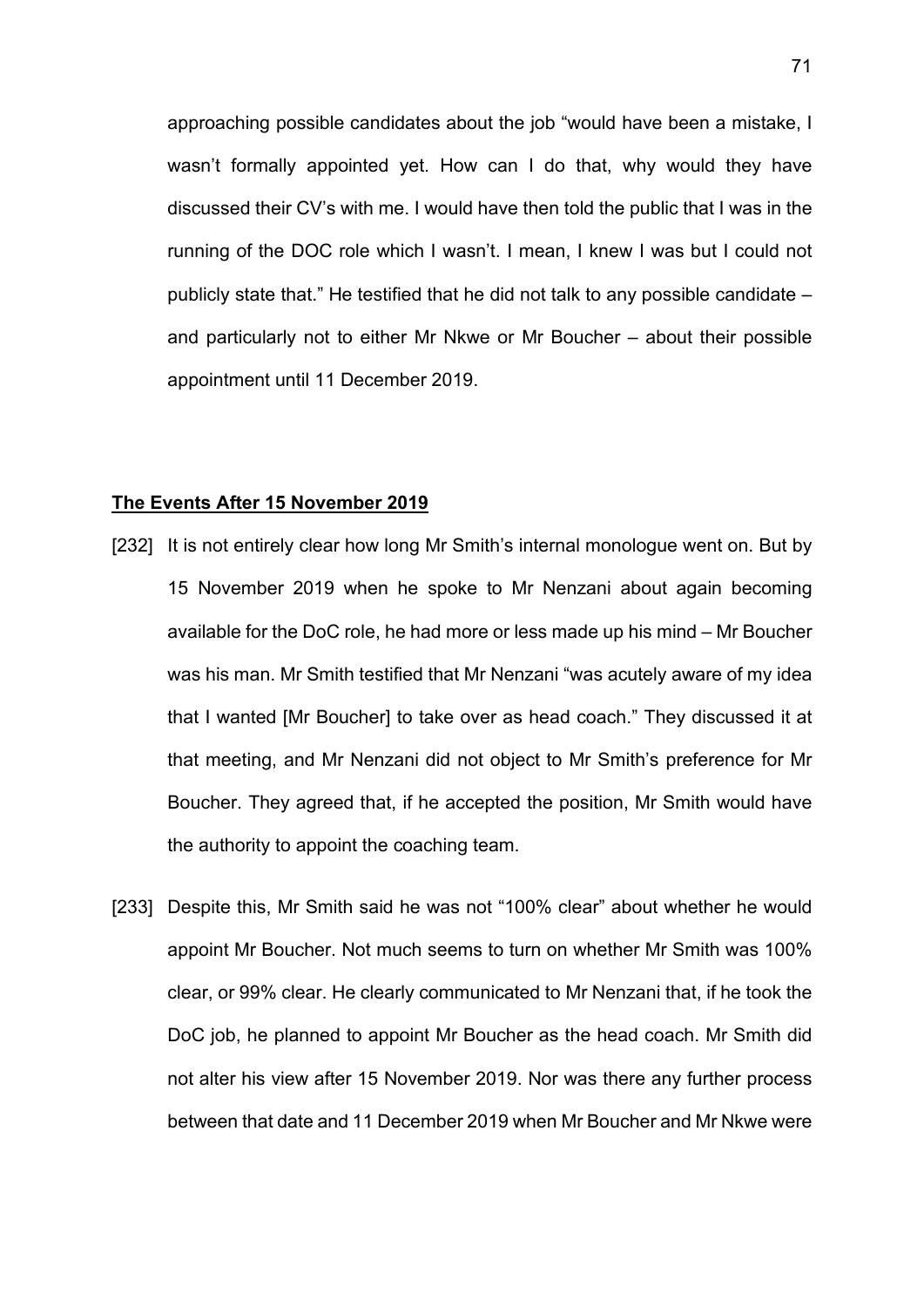approaching possible candidates about the job "would have been a mistake, I wasn't formally appointed yet. How can I do that, why would they have discussed their CV's with me. I would have then told the public that I was in the running of the DOC role which I wasn't. I mean, I knew I was but I could not publicly state that." He testified that he did not talk to any possible candidate – and particularly not to either Mr Nkwe or Mr Boucher – about their possible appointment until 11 December 2019.

**The Events After 15 November 2019**

[232] It is not entirely clear how long Mr Smith's internal monologue went on. But by 15 November 2019 when he spoke to Mr Nenzani about again becoming available for the DoC role, he had more or less made up his mind – Mr Boucher was his man. Mr Smith testified that Mr Nenzani "was acutely aware of my idea that I wanted [Mr Boucher] to take over as head coach." They discussed it at that meeting, and Mr Nenzani did not object to Mr Smith's preference for Mr Boucher. They agreed that, if he accepted the position, Mr Smith would have the authority to appoint the coaching team.

[233] Despite this, Mr Smith said he was not "100% clear" about whether he would appoint Mr Boucher. Not much seems to turn on whether Mr Smith was 100% clear, or 99% clear. He clearly communicated to Mr Nenzani that, if he took the DoC job, he planned to appoint Mr Boucher as the head coach. Mr Smith did not alter his view after 15 November 2019. Nor was there any further process between that date and 11 December 2019 when Mr Boucher and Mr Nkwe were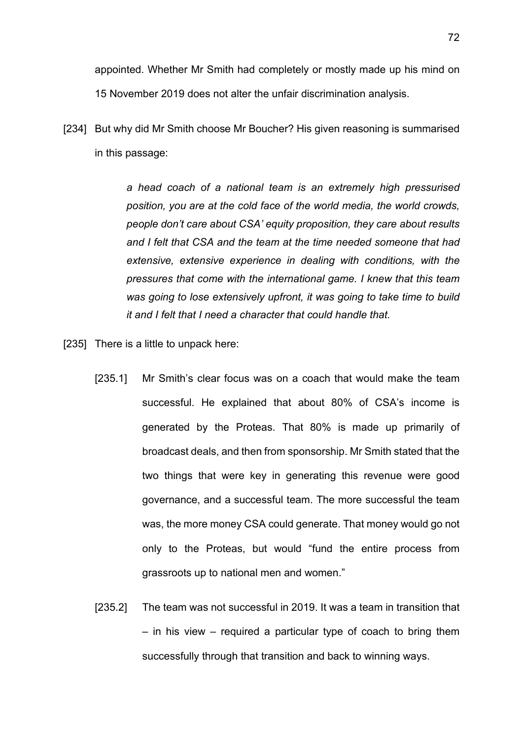appointed. Whether Mr Smith had completely or mostly made up his mind on 15 November 2019 does not alter the unfair discrimination analysis.

[234] But why did Mr Smith choose Mr Boucher? His given reasoning is summarised in this passage:

> *a head coach of a national team is an extremely high pressurised position, you are at the cold face of the world media, the world crowds, people don't care about CSA' equity proposition, they care about results and I felt that CSA and the team at the time needed someone that had extensive, extensive experience in dealing with conditions, with the pressures that come with the international game. I knew that this team was going to lose extensively upfront, it was going to take time to build it and I felt that I need a character that could handle that.*

[235] There is a little to unpack here:

[235.1] Mr Smith's clear focus was on a coach that would make the team successful. He explained that about 80% of CSA's income is generated by the Proteas. That 80% is made up primarily of broadcast deals, and then from sponsorship. Mr Smith stated that the two things that were key in generating this revenue were good governance, and a successful team. The more successful the team was, the more money CSA could generate. That money would go not only to the Proteas, but would "fund the entire process from grassroots up to national men and women."

[235.2] The team was not successful in 2019. It was a team in transition that – in his view – required a particular type of coach to bring them successfully through that transition and back to winning ways.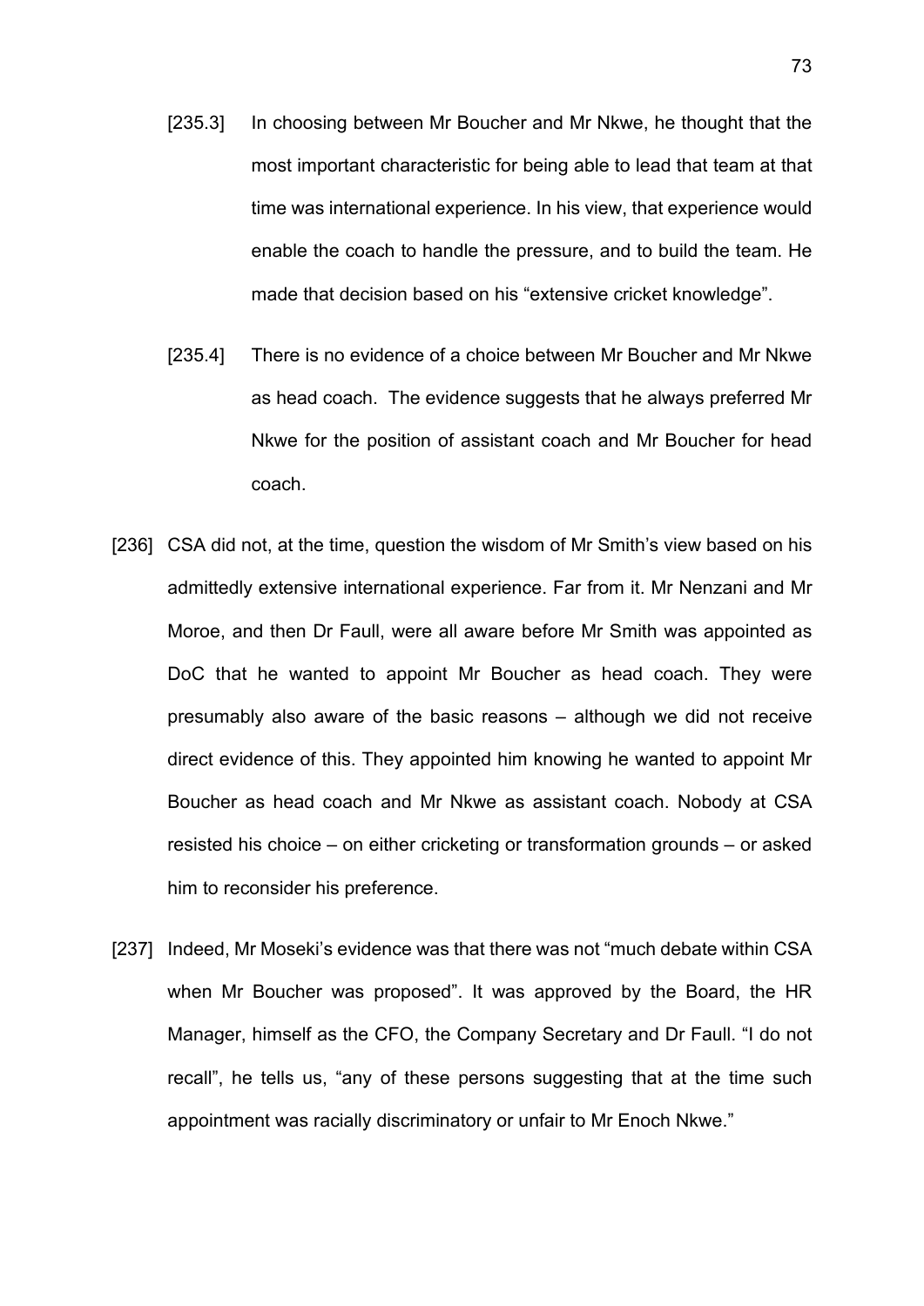[235.3] In choosing between Mr Boucher and Mr Nkwe, he thought that the most important characteristic for being able to lead that team at that time was international experience. In his view, that experience would enable the coach to handle the pressure, and to build the team. He made that decision based on his "extensive cricket knowledge".

[235.4] There is no evidence of a choice between Mr Boucher and Mr Nkwe as head coach. The evidence suggests that he always preferred Mr Nkwe for the position of assistant coach and Mr Boucher for head coach.

[236] CSA did not, at the time, question the wisdom of Mr Smith's view based on his admittedly extensive international experience. Far from it. Mr Nenzani and Mr Moroe, and then Dr Faull, were all aware before Mr Smith was appointed as DoC that he wanted to appoint Mr Boucher as head coach. They were presumably also aware of the basic reasons – although we did not receive direct evidence of this. They appointed him knowing he wanted to appoint Mr Boucher as head coach and Mr Nkwe as assistant coach. Nobody at CSA resisted his choice – on either cricketing or transformation grounds – or asked him to reconsider his preference.

[237] Indeed, Mr Moseki's evidence was that there was not "much debate within CSA when Mr Boucher was proposed". It was approved by the Board, the HR Manager, himself as the CFO, the Company Secretary and Dr Faull. "I do not recall", he tells us, "any of these persons suggesting that at the time such appointment was racially discriminatory or unfair to Mr Enoch Nkwe."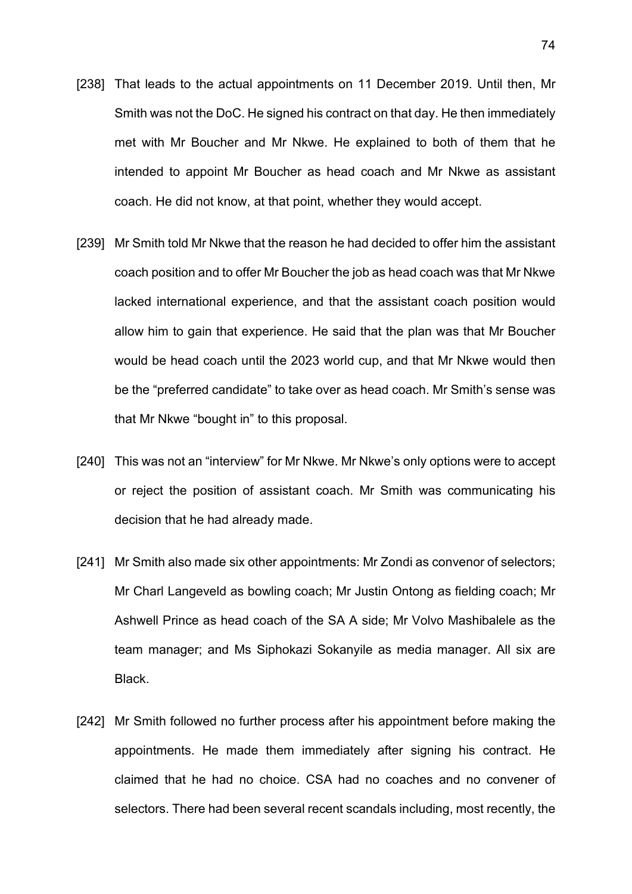[238] That leads to the actual appointments on 11 December 2019. Until then, Mr Smith was not the DoC. He signed his contract on that day. He then immediately met with Mr Boucher and Mr Nkwe. He explained to both of them that he intended to appoint Mr Boucher as head coach and Mr Nkwe as assistant coach. He did not know, at that point, whether they would accept.

[239] Mr Smith told Mr Nkwe that the reason he had decided to offer him the assistant coach position and to offer Mr Boucher the job as head coach was that Mr Nkwe lacked international experience, and that the assistant coach position would allow him to gain that experience. He said that the plan was that Mr Boucher would be head coach until the 2023 world cup, and that Mr Nkwe would then be the "preferred candidate" to take over as head coach. Mr Smith's sense was that Mr Nkwe "bought in" to this proposal.

[240] This was not an "interview" for Mr Nkwe. Mr Nkwe's only options were to accept or reject the position of assistant coach. Mr Smith was communicating his decision that he had already made.

[241] Mr Smith also made six other appointments: Mr Zondi as convenor of selectors; Mr Charl Langeveld as bowling coach; Mr Justin Ontong as fielding coach; Mr Ashwell Prince as head coach of the SA A side; Mr Volvo Mashibalele as the team manager; and Ms Siphokazi Sokanyile as media manager. All six are Black.

[242] Mr Smith followed no further process after his appointment before making the appointments. He made them immediately after signing his contract. He claimed that he had no choice. CSA had no coaches and no convener of selectors. There had been several recent scandals including, most recently, the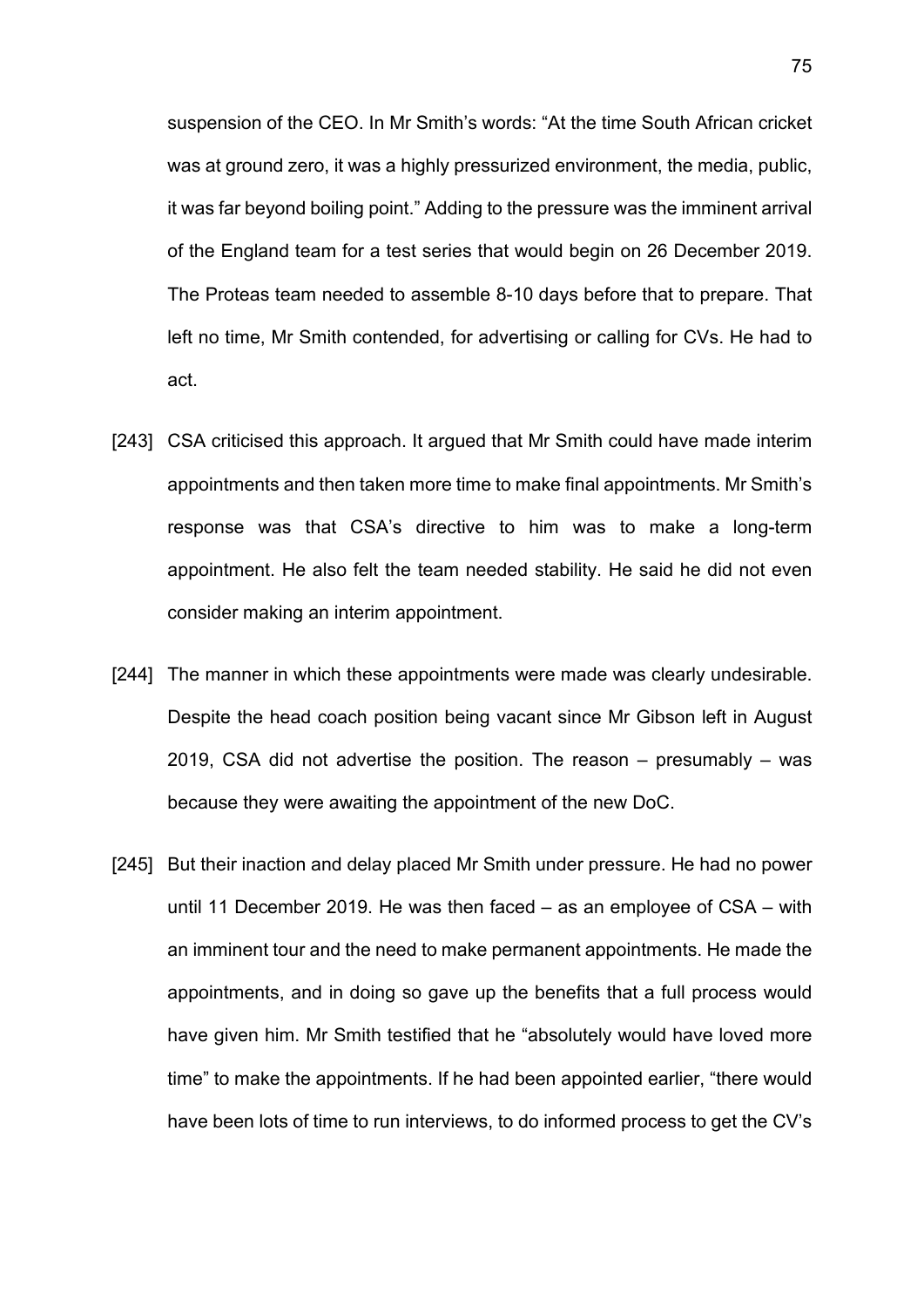suspension of the CEO. In Mr Smith's words: "At the time South African cricket was at ground zero, it was a highly pressurized environment, the media, public, it was far beyond boiling point." Adding to the pressure was the imminent arrival of the England team for a test series that would begin on 26 December 2019. The Proteas team needed to assemble 8-10 days before that to prepare. That left no time, Mr Smith contended, for advertising or calling for CVs. He had to act.

[243] CSA criticised this approach. It argued that Mr Smith could have made interim appointments and then taken more time to make final appointments. Mr Smith's response was that CSA's directive to him was to make a long-term appointment. He also felt the team needed stability. He said he did not even consider making an interim appointment.

[244] The manner in which these appointments were made was clearly undesirable. Despite the head coach position being vacant since Mr Gibson left in August 2019, CSA did not advertise the position. The reason – presumably – was because they were awaiting the appointment of the new DoC.

[245] But their inaction and delay placed Mr Smith under pressure. He had no power until 11 December 2019. He was then faced – as an employee of CSA – with an imminent tour and the need to make permanent appointments. He made the appointments, and in doing so gave up the benefits that a full process would have given him. Mr Smith testified that he "absolutely would have loved more time" to make the appointments. If he had been appointed earlier, "there would have been lots of time to run interviews, to do informed process to get the CV's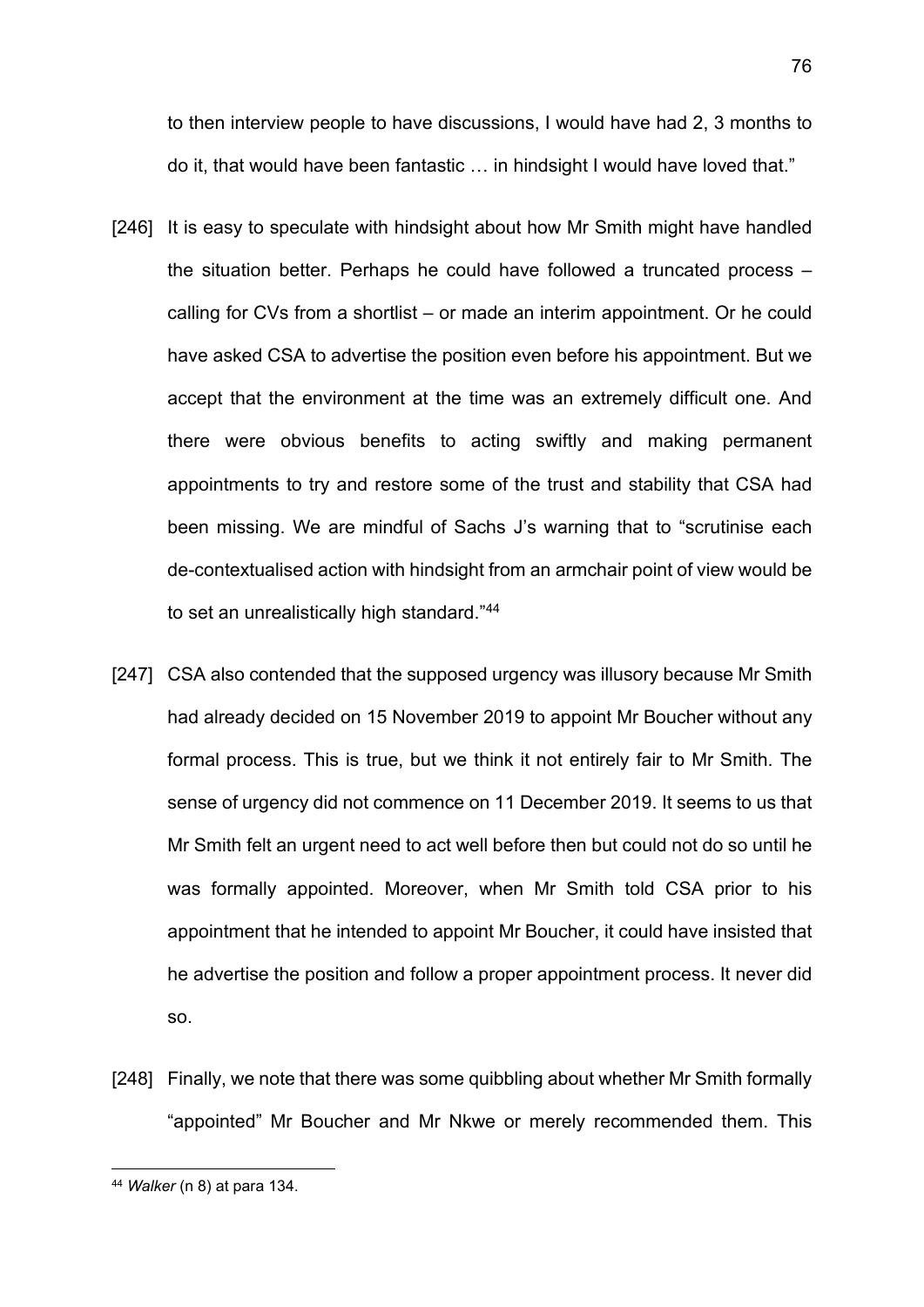to then interview people to have discussions, I would have had 2, 3 months to do it, that would have been fantastic … in hindsight I would have loved that."

[246] It is easy to speculate with hindsight about how Mr Smith might have handled the situation better. Perhaps he could have followed a truncated process – calling for CVs from a shortlist – or made an interim appointment. Or he could have asked CSA to advertise the position even before his appointment. But we accept that the environment at the time was an extremely difficult one. And there were obvious benefits to acting swiftly and making permanent appointments to try and restore some of the trust and stability that CSA had been missing. We are mindful of Sachs J's warning that to "scrutinise each de-contextualised action with hindsight from an armchair point of view would be to set an unrealistically high standard."[44]

[247] CSA also contended that the supposed urgency was illusory because Mr Smith had already decided on 15 November 2019 to appoint Mr Boucher without any formal process. This is true, but we think it not entirely fair to Mr Smith. The sense of urgency did not commence on 11 December 2019. It seems to us that Mr Smith felt an urgent need to act well before then but could not do so until he was formally appointed. Moreover, when Mr Smith told CSA prior to his appointment that he intended to appoint Mr Boucher, it could have insisted that he advertise the position and follow a proper appointment process. It never did so.

[248] Finally, we note that there was some quibbling about whether Mr Smith formally "appointed" Mr Boucher and Mr Nkwe or merely recommended them. This

---

[44] *Walker* (n 8) at para 134.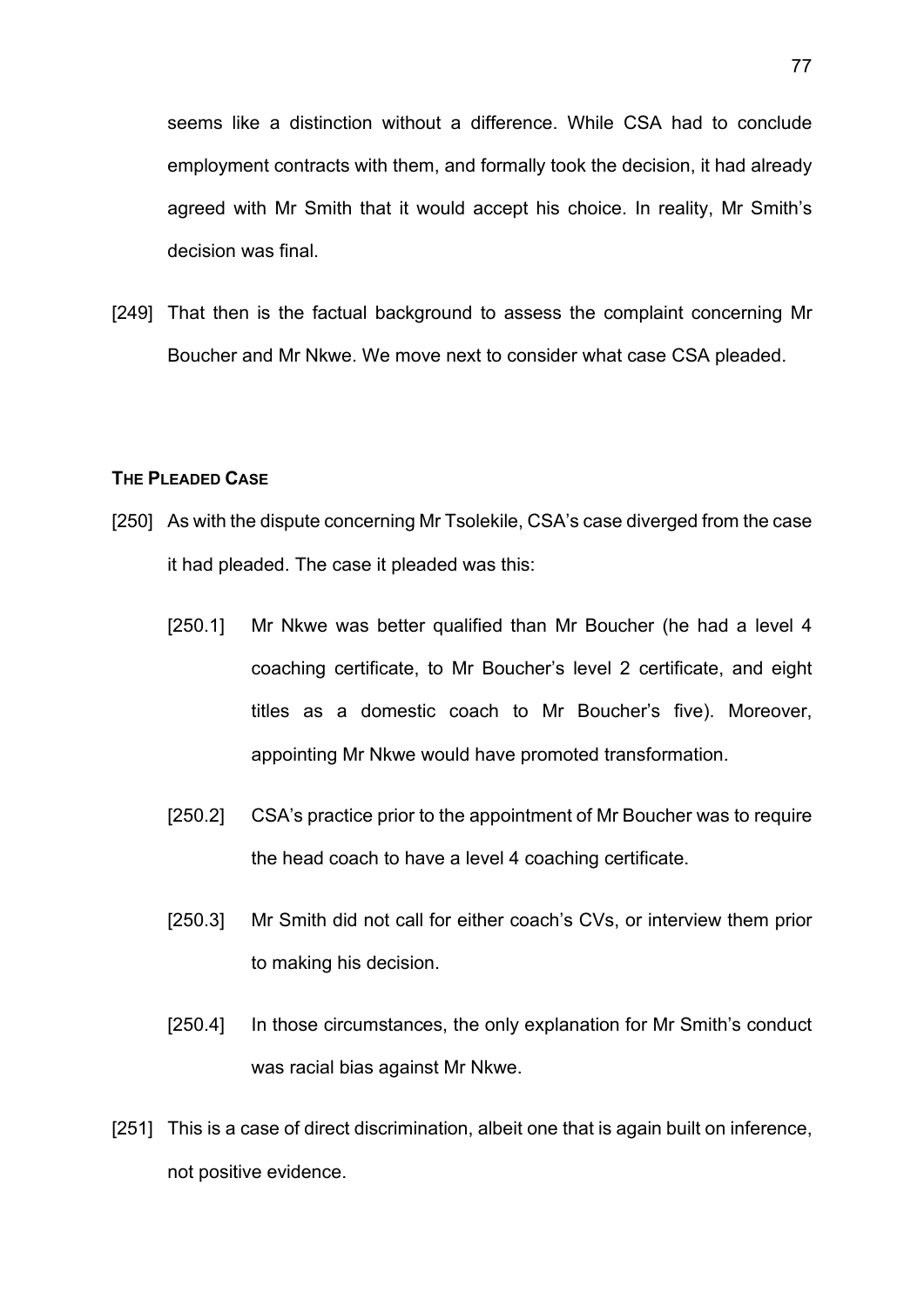seems like a distinction without a difference. While CSA had to conclude employment contracts with them, and formally took the decision, it had already agreed with Mr Smith that it would accept his choice. In reality, Mr Smith's decision was final.

[249] That then is the factual background to assess the complaint concerning Mr Boucher and Mr Nkwe. We move next to consider what case CSA pleaded.

## THE PLEADED CASE

[250] As with the dispute concerning Mr Tsolekile, CSA's case diverged from the case it had pleaded. The case it pleaded was this:

[250.1] Mr Nkwe was better qualified than Mr Boucher (he had a level 4 coaching certificate, to Mr Boucher's level 2 certificate, and eight titles as a domestic coach to Mr Boucher's five). Moreover, appointing Mr Nkwe would have promoted transformation.

[250.2] CSA's practice prior to the appointment of Mr Boucher was to require the head coach to have a level 4 coaching certificate.

[250.3] Mr Smith did not call for either coach's CVs, or interview them prior to making his decision.

[250.4] In those circumstances, the only explanation for Mr Smith's conduct was racial bias against Mr Nkwe.

[251] This is a case of direct discrimination, albeit one that is again built on inference, not positive evidence.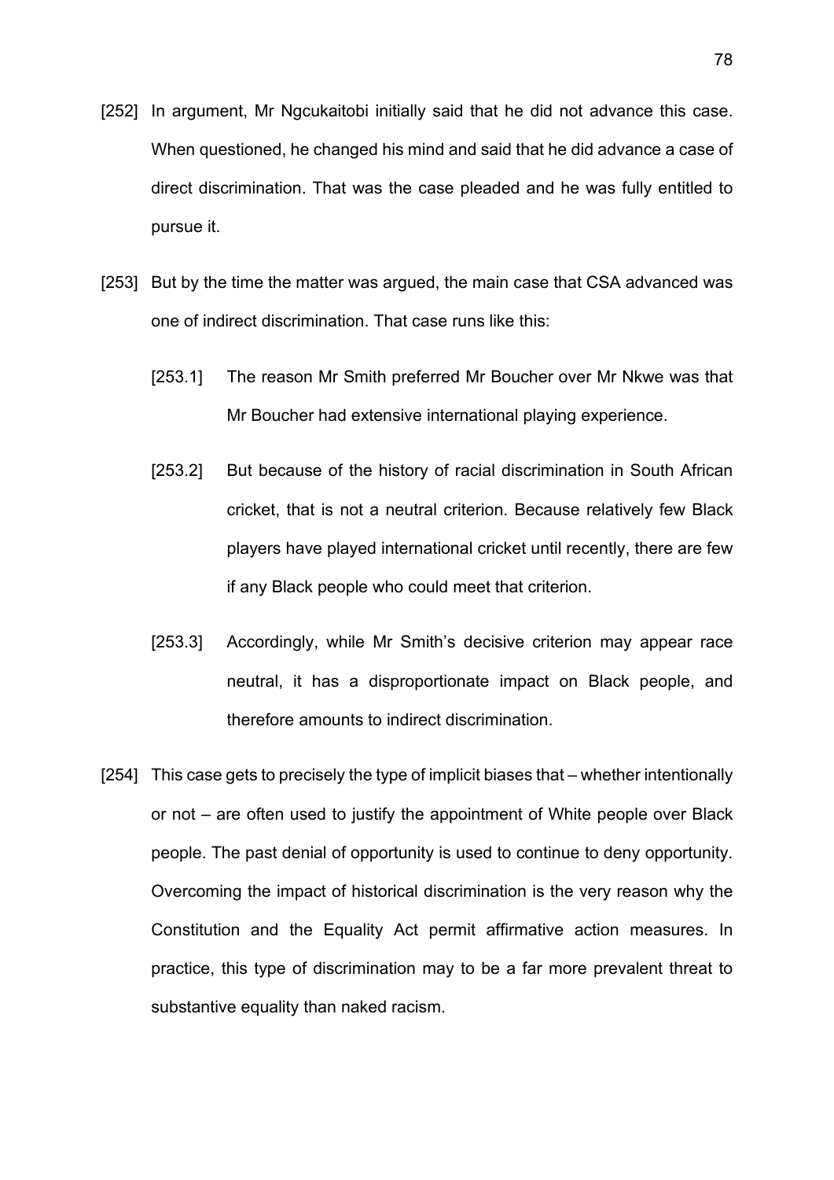[252] In argument, Mr Ngcukaitobi initially said that he did not advance this case. When questioned, he changed his mind and said that he did advance a case of direct discrimination. That was the case pleaded and he was fully entitled to pursue it.

[253] But by the time the matter was argued, the main case that CSA advanced was one of indirect discrimination. That case runs like this:

> [253.1] The reason Mr Smith preferred Mr Boucher over Mr Nkwe was that Mr Boucher had extensive international playing experience.
>
> [253.2] But because of the history of racial discrimination in South African cricket, that is not a neutral criterion. Because relatively few Black players have played international cricket until recently, there are few if any Black people who could meet that criterion.
>
> [253.3] Accordingly, while Mr Smith's decisive criterion may appear race neutral, it has a disproportionate impact on Black people, and therefore amounts to indirect discrimination.

[254] This case gets to precisely the type of implicit biases that – whether intentionally or not – are often used to justify the appointment of White people over Black people. The past denial of opportunity is used to continue to deny opportunity. Overcoming the impact of historical discrimination is the very reason why the Constitution and the Equality Act permit affirmative action measures. In practice, this type of discrimination may to be a far more prevalent threat to substantive equality than naked racism.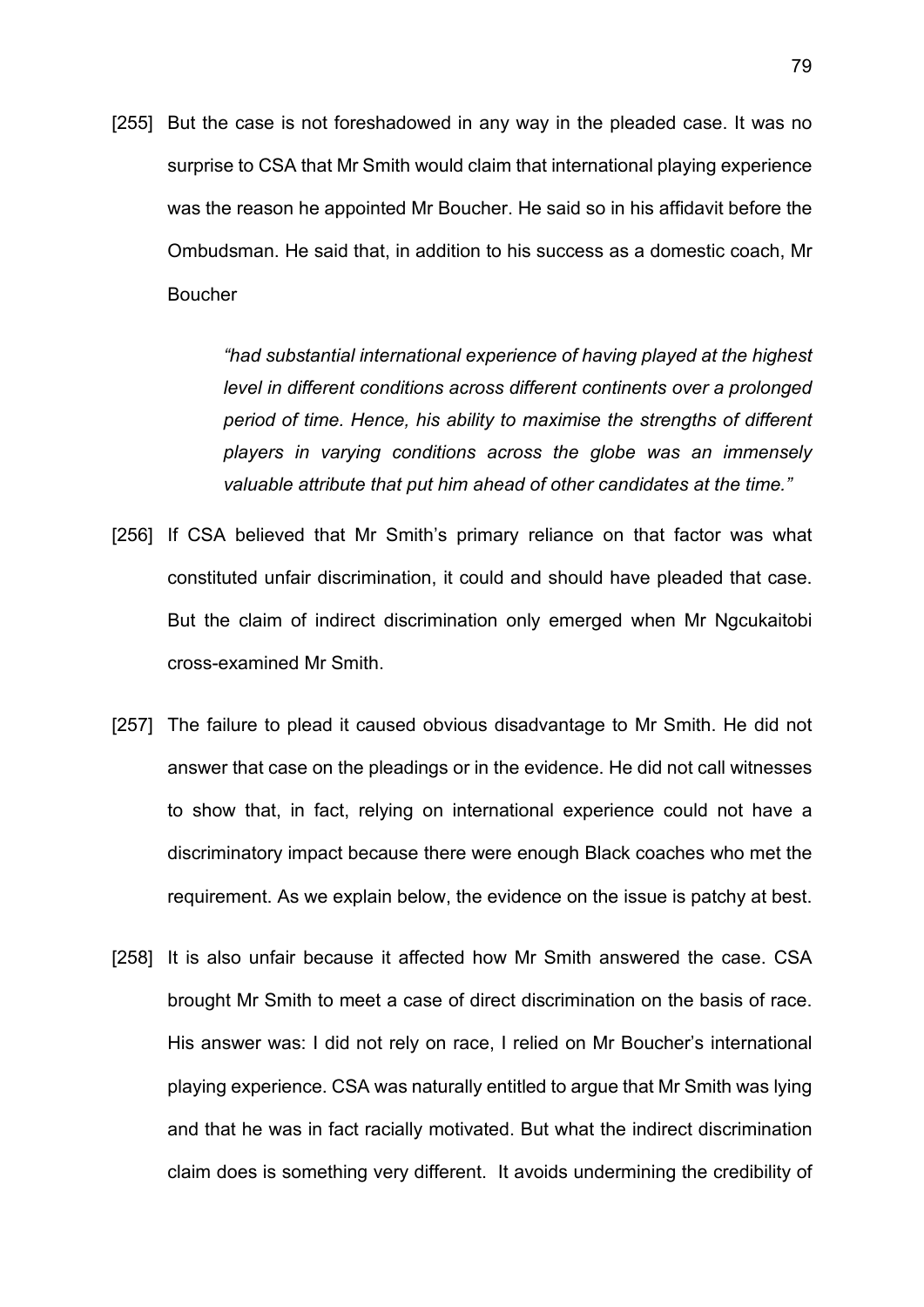[255] But the case is not foreshadowed in any way in the pleaded case. It was no surprise to CSA that Mr Smith would claim that international playing experience was the reason he appointed Mr Boucher. He said so in his affidavit before the Ombudsman. He said that, in addition to his success as a domestic coach, Mr Boucher

> *"had substantial international experience of having played at the highest level in different conditions across different continents over a prolonged period of time. Hence, his ability to maximise the strengths of different players in varying conditions across the globe was an immensely valuable attribute that put him ahead of other candidates at the time."*

[256] If CSA believed that Mr Smith's primary reliance on that factor was what constituted unfair discrimination, it could and should have pleaded that case. But the claim of indirect discrimination only emerged when Mr Ngcukaitobi cross-examined Mr Smith.

[257] The failure to plead it caused obvious disadvantage to Mr Smith. He did not answer that case on the pleadings or in the evidence. He did not call witnesses to show that, in fact, relying on international experience could not have a discriminatory impact because there were enough Black coaches who met the requirement. As we explain below, the evidence on the issue is patchy at best.

[258] It is also unfair because it affected how Mr Smith answered the case. CSA brought Mr Smith to meet a case of direct discrimination on the basis of race. His answer was: I did not rely on race, I relied on Mr Boucher's international playing experience. CSA was naturally entitled to argue that Mr Smith was lying and that he was in fact racially motivated. But what the indirect discrimination claim does is something very different. It avoids undermining the credibility of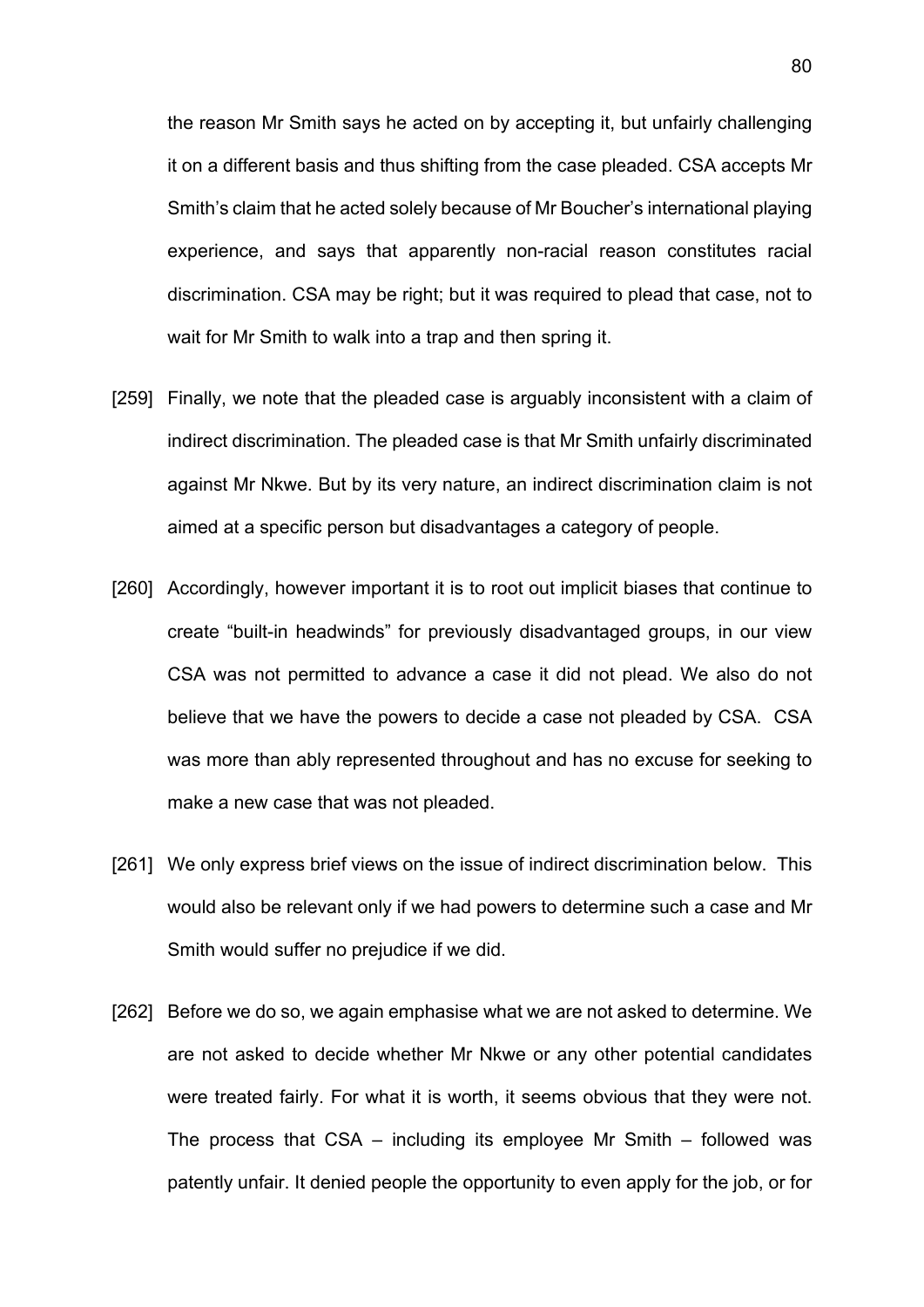the reason Mr Smith says he acted on by accepting it, but unfairly challenging it on a different basis and thus shifting from the case pleaded. CSA accepts Mr Smith's claim that he acted solely because of Mr Boucher's international playing experience, and says that apparently non-racial reason constitutes racial discrimination. CSA may be right; but it was required to plead that case, not to wait for Mr Smith to walk into a trap and then spring it.

[259] Finally, we note that the pleaded case is arguably inconsistent with a claim of indirect discrimination. The pleaded case is that Mr Smith unfairly discriminated against Mr Nkwe. But by its very nature, an indirect discrimination claim is not aimed at a specific person but disadvantages a category of people.

[260] Accordingly, however important it is to root out implicit biases that continue to create "built-in headwinds" for previously disadvantaged groups, in our view CSA was not permitted to advance a case it did not plead. We also do not believe that we have the powers to decide a case not pleaded by CSA. CSA was more than ably represented throughout and has no excuse for seeking to make a new case that was not pleaded.

[261] We only express brief views on the issue of indirect discrimination below. This would also be relevant only if we had powers to determine such a case and Mr Smith would suffer no prejudice if we did.

[262] Before we do so, we again emphasise what we are not asked to determine. We are not asked to decide whether Mr Nkwe or any other potential candidates were treated fairly. For what it is worth, it seems obvious that they were not. The process that CSA – including its employee Mr Smith – followed was patently unfair. It denied people the opportunity to even apply for the job, or for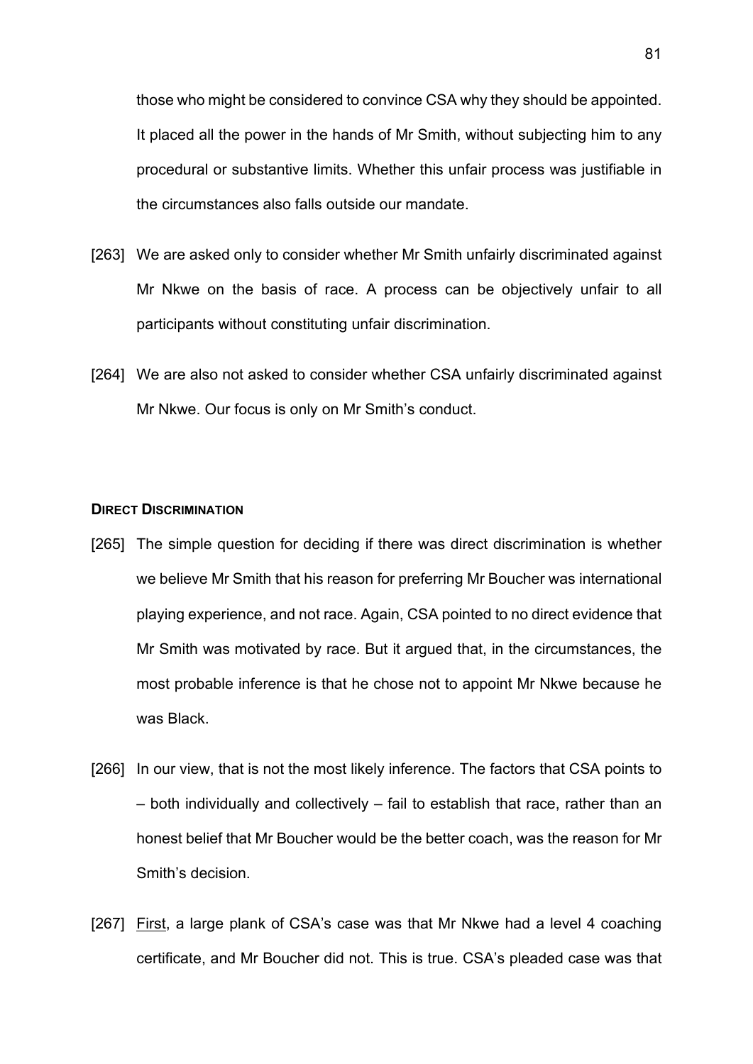those who might be considered to convince CSA why they should be appointed. It placed all the power in the hands of Mr Smith, without subjecting him to any procedural or substantive limits. Whether this unfair process was justifiable in the circumstances also falls outside our mandate.

[263] We are asked only to consider whether Mr Smith unfairly discriminated against Mr Nkwe on the basis of race. A process can be objectively unfair to all participants without constituting unfair discrimination.

[264] We are also not asked to consider whether CSA unfairly discriminated against Mr Nkwe. Our focus is only on Mr Smith's conduct.

### DIRECT DISCRIMINATION

[265] The simple question for deciding if there was direct discrimination is whether we believe Mr Smith that his reason for preferring Mr Boucher was international playing experience, and not race. Again, CSA pointed to no direct evidence that Mr Smith was motivated by race. But it argued that, in the circumstances, the most probable inference is that he chose not to appoint Mr Nkwe because he was Black.

[266] In our view, that is not the most likely inference. The factors that CSA points to – both individually and collectively – fail to establish that race, rather than an honest belief that Mr Boucher would be the better coach, was the reason for Mr Smith's decision.

[267] First, a large plank of CSA's case was that Mr Nkwe had a level 4 coaching certificate, and Mr Boucher did not. This is true. CSA's pleaded case was that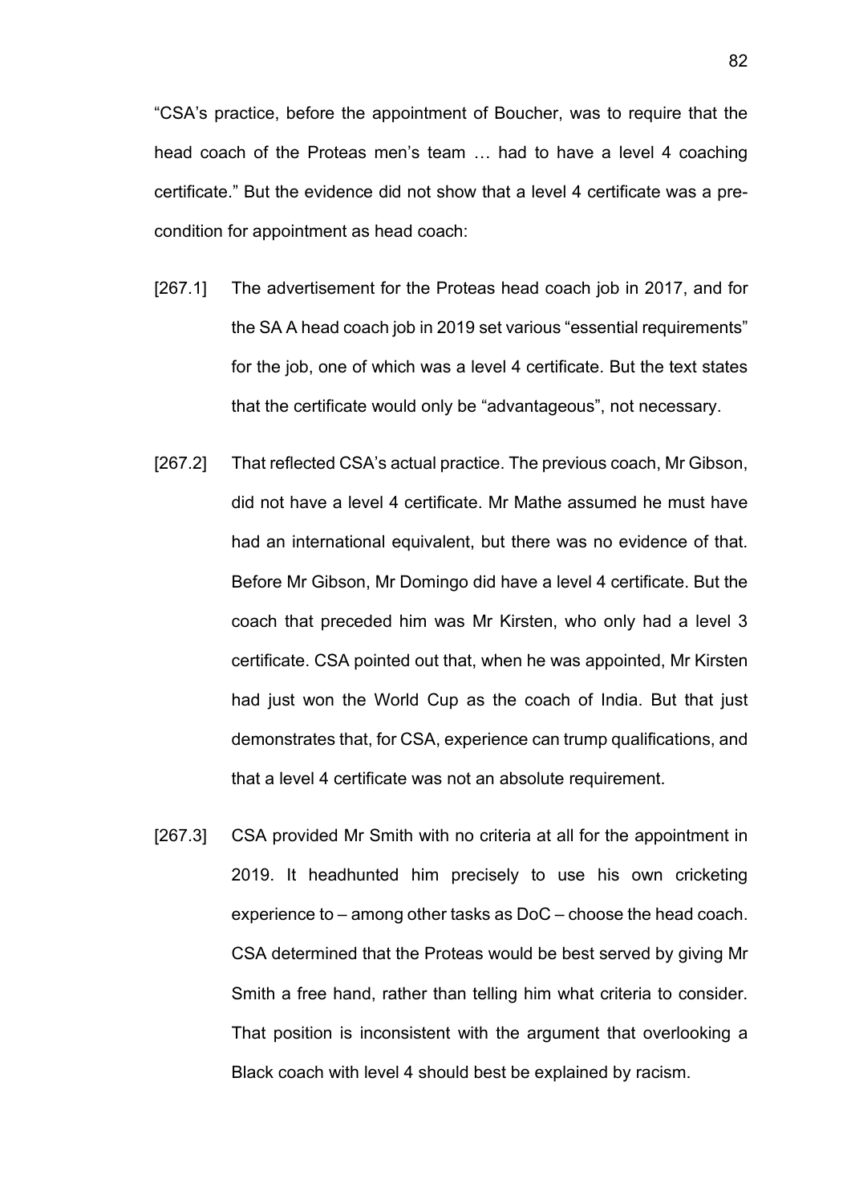"CSA's practice, before the appointment of Boucher, was to require that the head coach of the Proteas men's team … had to have a level 4 coaching certificate." But the evidence did not show that a level 4 certificate was a pre-condition for appointment as head coach:

[267.1] The advertisement for the Proteas head coach job in 2017, and for the SA A head coach job in 2019 set various "essential requirements" for the job, one of which was a level 4 certificate. But the text states that the certificate would only be "advantageous", not necessary.

[267.2] That reflected CSA's actual practice. The previous coach, Mr Gibson, did not have a level 4 certificate. Mr Mathe assumed he must have had an international equivalent, but there was no evidence of that. Before Mr Gibson, Mr Domingo did have a level 4 certificate. But the coach that preceded him was Mr Kirsten, who only had a level 3 certificate. CSA pointed out that, when he was appointed, Mr Kirsten had just won the World Cup as the coach of India. But that just demonstrates that, for CSA, experience can trump qualifications, and that a level 4 certificate was not an absolute requirement.

[267.3] CSA provided Mr Smith with no criteria at all for the appointment in 2019. It headhunted him precisely to use his own cricketing experience to – among other tasks as DoC – choose the head coach. CSA determined that the Proteas would be best served by giving Mr Smith a free hand, rather than telling him what criteria to consider. That position is inconsistent with the argument that overlooking a Black coach with level 4 should best be explained by racism.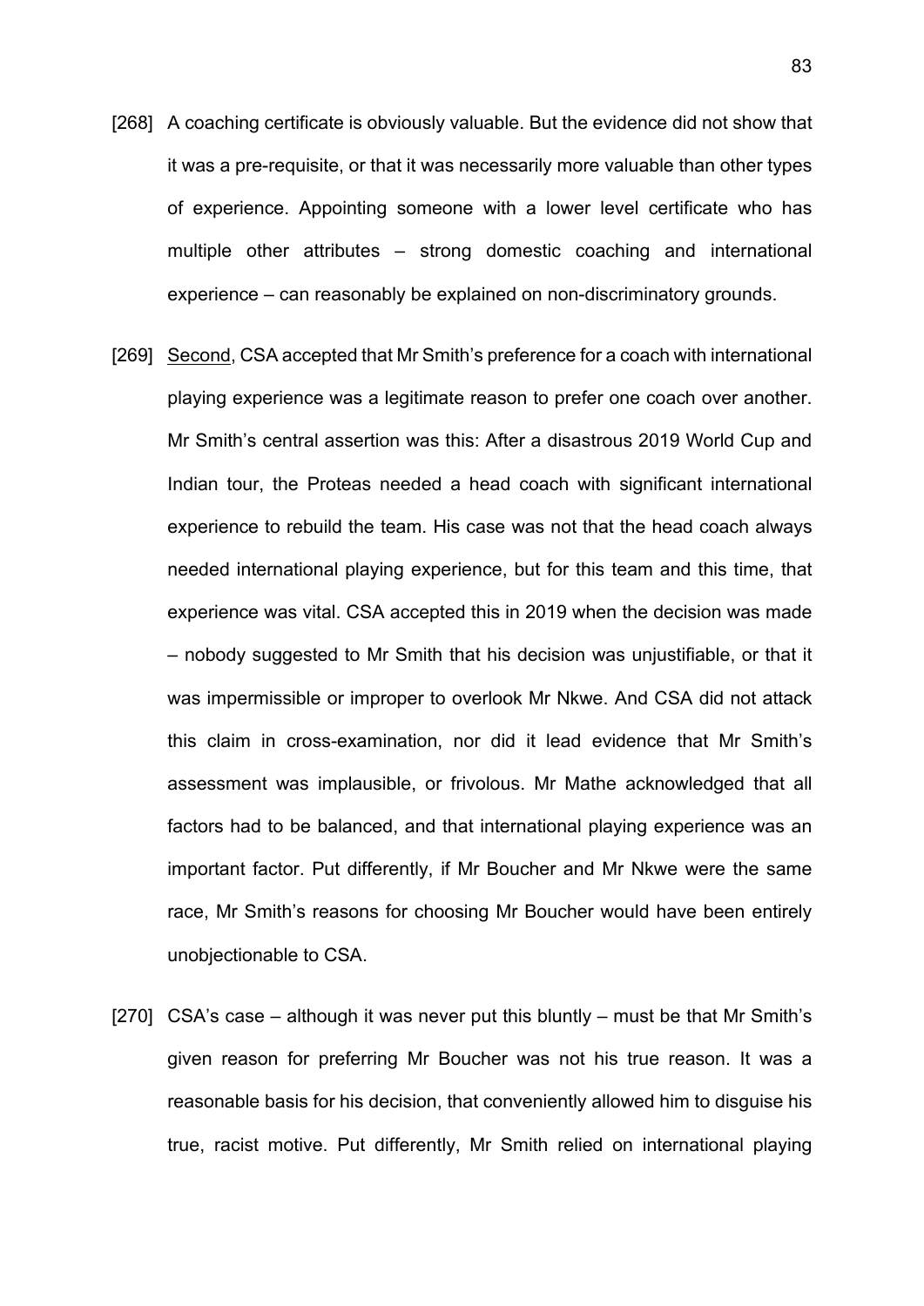[268] A coaching certificate is obviously valuable. But the evidence did not show that it was a pre-requisite, or that it was necessarily more valuable than other types of experience. Appointing someone with a lower level certificate who has multiple other attributes – strong domestic coaching and international experience – can reasonably be explained on non-discriminatory grounds.

[269] Second, CSA accepted that Mr Smith's preference for a coach with international playing experience was a legitimate reason to prefer one coach over another. Mr Smith's central assertion was this: After a disastrous 2019 World Cup and Indian tour, the Proteas needed a head coach with significant international experience to rebuild the team. His case was not that the head coach always needed international playing experience, but for this team and this time, that experience was vital. CSA accepted this in 2019 when the decision was made – nobody suggested to Mr Smith that his decision was unjustifiable, or that it was impermissible or improper to overlook Mr Nkwe. And CSA did not attack this claim in cross-examination, nor did it lead evidence that Mr Smith's assessment was implausible, or frivolous. Mr Mathe acknowledged that all factors had to be balanced, and that international playing experience was an important factor. Put differently, if Mr Boucher and Mr Nkwe were the same race, Mr Smith's reasons for choosing Mr Boucher would have been entirely unobjectionable to CSA.

[270] CSA's case – although it was never put this bluntly – must be that Mr Smith's given reason for preferring Mr Boucher was not his true reason. It was a reasonable basis for his decision, that conveniently allowed him to disguise his true, racist motive. Put differently, Mr Smith relied on international playing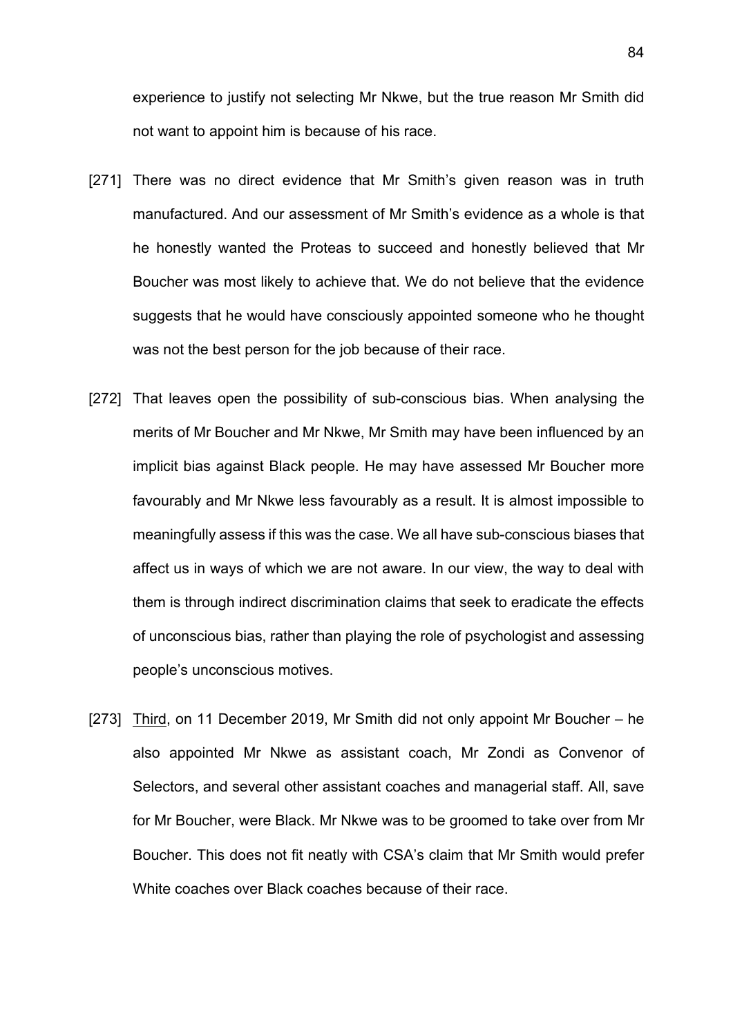experience to justify not selecting Mr Nkwe, but the true reason Mr Smith did not want to appoint him is because of his race.

[271] There was no direct evidence that Mr Smith's given reason was in truth manufactured. And our assessment of Mr Smith's evidence as a whole is that he honestly wanted the Proteas to succeed and honestly believed that Mr Boucher was most likely to achieve that. We do not believe that the evidence suggests that he would have consciously appointed someone who he thought was not the best person for the job because of their race.

[272] That leaves open the possibility of sub-conscious bias. When analysing the merits of Mr Boucher and Mr Nkwe, Mr Smith may have been influenced by an implicit bias against Black people. He may have assessed Mr Boucher more favourably and Mr Nkwe less favourably as a result. It is almost impossible to meaningfully assess if this was the case. We all have sub-conscious biases that affect us in ways of which we are not aware. In our view, the way to deal with them is through indirect discrimination claims that seek to eradicate the effects of unconscious bias, rather than playing the role of psychologist and assessing people's unconscious motives.

[273] Third, on 11 December 2019, Mr Smith did not only appoint Mr Boucher – he also appointed Mr Nkwe as assistant coach, Mr Zondi as Convenor of Selectors, and several other assistant coaches and managerial staff. All, save for Mr Boucher, were Black. Mr Nkwe was to be groomed to take over from Mr Boucher. This does not fit neatly with CSA's claim that Mr Smith would prefer White coaches over Black coaches because of their race.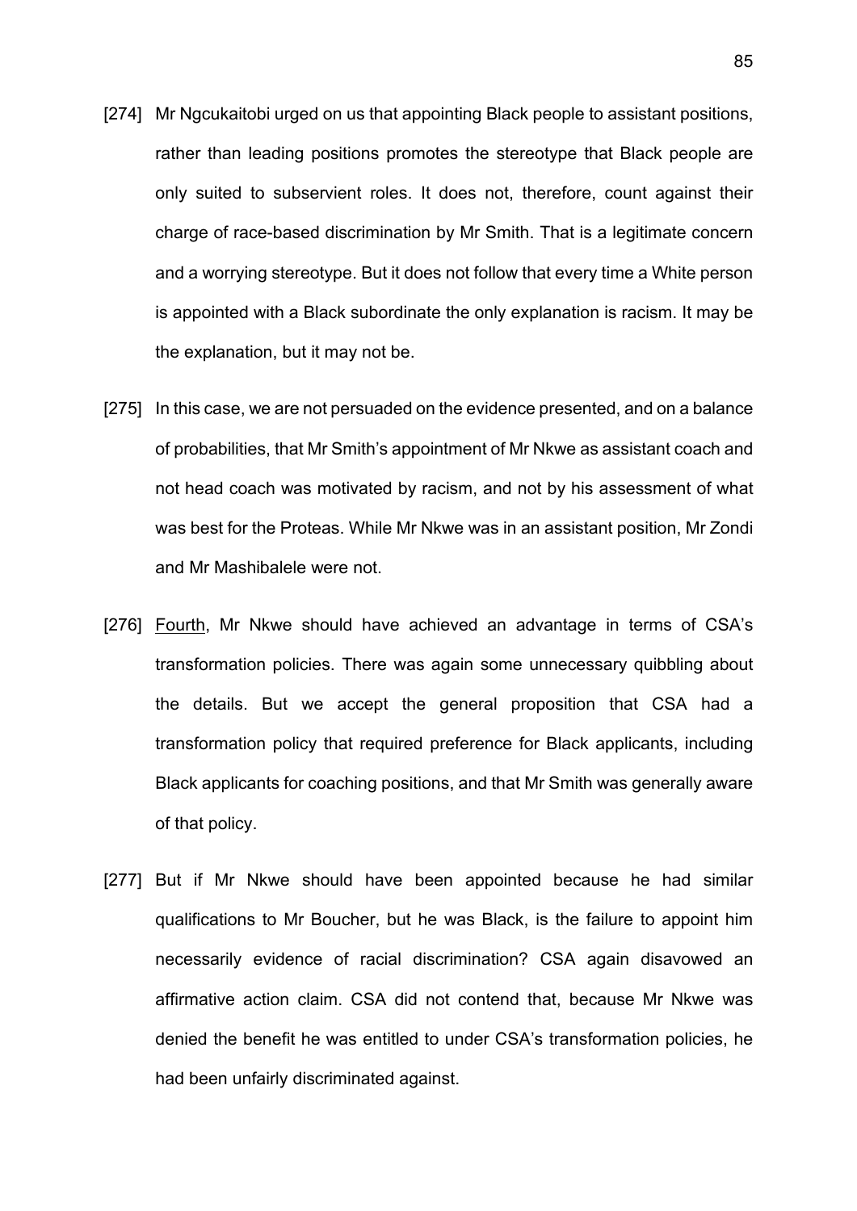[274] Mr Ngcukaitobi urged on us that appointing Black people to assistant positions, rather than leading positions promotes the stereotype that Black people are only suited to subservient roles. It does not, therefore, count against their charge of race-based discrimination by Mr Smith. That is a legitimate concern and a worrying stereotype. But it does not follow that every time a White person is appointed with a Black subordinate the only explanation is racism. It may be the explanation, but it may not be.

[275] In this case, we are not persuaded on the evidence presented, and on a balance of probabilities, that Mr Smith's appointment of Mr Nkwe as assistant coach and not head coach was motivated by racism, and not by his assessment of what was best for the Proteas. While Mr Nkwe was in an assistant position, Mr Zondi and Mr Mashibalele were not.

[276] <u>Fourth</u>, Mr Nkwe should have achieved an advantage in terms of CSA's transformation policies. There was again some unnecessary quibbling about the details. But we accept the general proposition that CSA had a transformation policy that required preference for Black applicants, including Black applicants for coaching positions, and that Mr Smith was generally aware of that policy.

[277] But if Mr Nkwe should have been appointed because he had similar qualifications to Mr Boucher, but he was Black, is the failure to appoint him necessarily evidence of racial discrimination? CSA again disavowed an affirmative action claim. CSA did not contend that, because Mr Nkwe was denied the benefit he was entitled to under CSA's transformation policies, he had been unfairly discriminated against.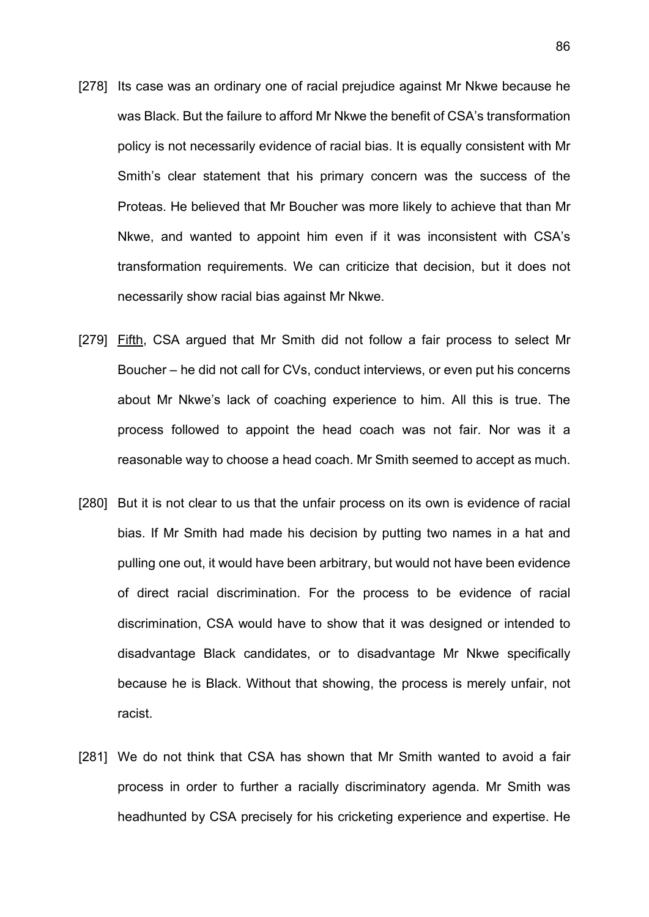[278] Its case was an ordinary one of racial prejudice against Mr Nkwe because he was Black. But the failure to afford Mr Nkwe the benefit of CSA's transformation policy is not necessarily evidence of racial bias. It is equally consistent with Mr Smith's clear statement that his primary concern was the success of the Proteas. He believed that Mr Boucher was more likely to achieve that than Mr Nkwe, and wanted to appoint him even if it was inconsistent with CSA's transformation requirements. We can criticize that decision, but it does not necessarily show racial bias against Mr Nkwe.

[279] Fifth, CSA argued that Mr Smith did not follow a fair process to select Mr Boucher – he did not call for CVs, conduct interviews, or even put his concerns about Mr Nkwe's lack of coaching experience to him. All this is true. The process followed to appoint the head coach was not fair. Nor was it a reasonable way to choose a head coach. Mr Smith seemed to accept as much.

[280] But it is not clear to us that the unfair process on its own is evidence of racial bias. If Mr Smith had made his decision by putting two names in a hat and pulling one out, it would have been arbitrary, but would not have been evidence of direct racial discrimination. For the process to be evidence of racial discrimination, CSA would have to show that it was designed or intended to disadvantage Black candidates, or to disadvantage Mr Nkwe specifically because he is Black. Without that showing, the process is merely unfair, not racist.

[281] We do not think that CSA has shown that Mr Smith wanted to avoid a fair process in order to further a racially discriminatory agenda. Mr Smith was headhunted by CSA precisely for his cricketing experience and expertise. He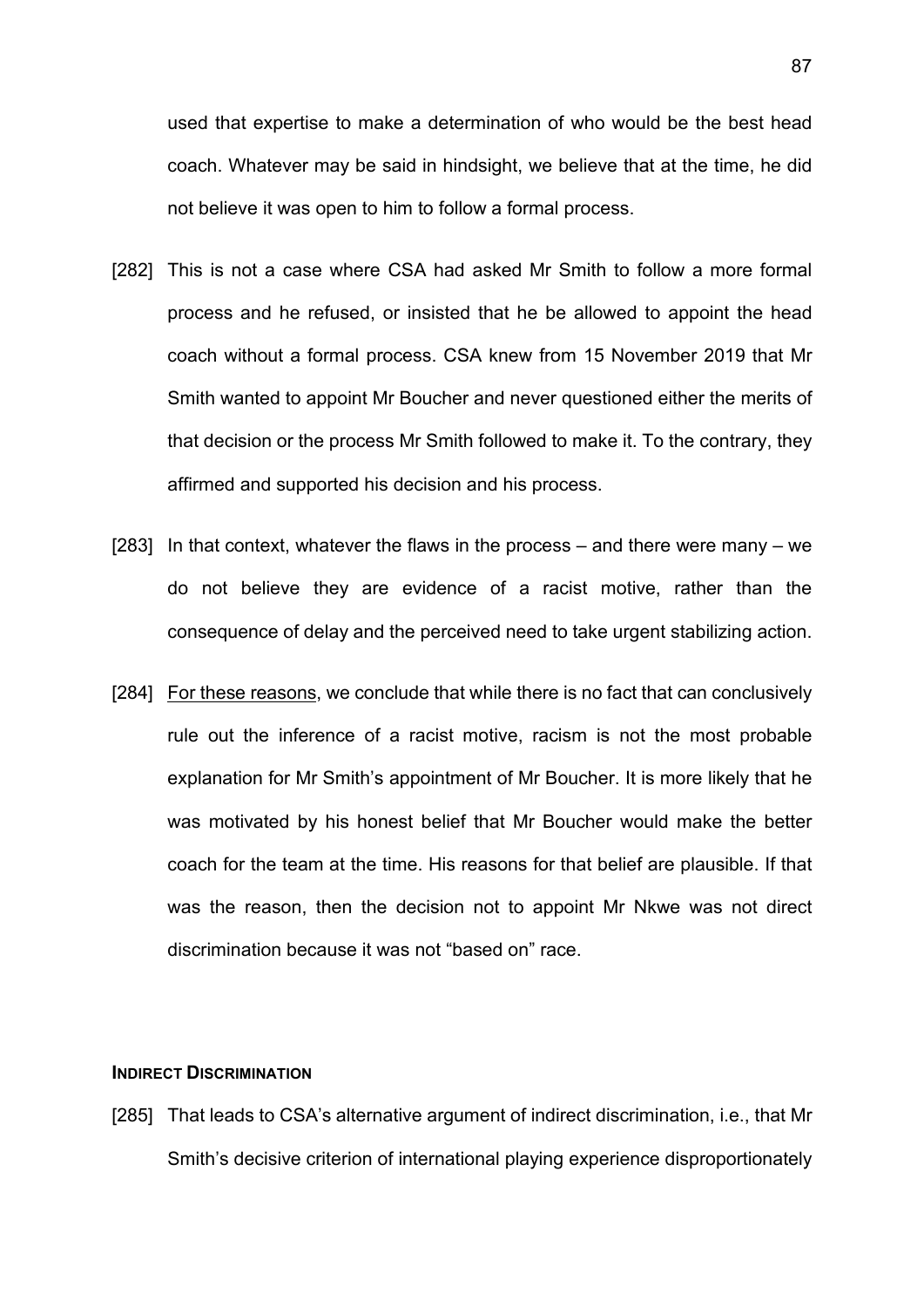used that expertise to make a determination of who would be the best head coach. Whatever may be said in hindsight, we believe that at the time, he did not believe it was open to him to follow a formal process.

[282] This is not a case where CSA had asked Mr Smith to follow a more formal process and he refused, or insisted that he be allowed to appoint the head coach without a formal process. CSA knew from 15 November 2019 that Mr Smith wanted to appoint Mr Boucher and never questioned either the merits of that decision or the process Mr Smith followed to make it. To the contrary, they affirmed and supported his decision and his process.

[283] In that context, whatever the flaws in the process – and there were many – we do not believe they are evidence of a racist motive, rather than the consequence of delay and the perceived need to take urgent stabilizing action.

[284] <u>For these reasons</u>, we conclude that while there is no fact that can conclusively rule out the inference of a racist motive, racism is not the most probable explanation for Mr Smith's appointment of Mr Boucher. It is more likely that he was motivated by his honest belief that Mr Boucher would make the better coach for the team at the time. His reasons for that belief are plausible. If that was the reason, then the decision not to appoint Mr Nkwe was not direct discrimination because it was not "based on" race.

#### **INDIRECT DISCRIMINATION**

[285] That leads to CSA's alternative argument of indirect discrimination, i.e., that Mr Smith's decisive criterion of international playing experience disproportionately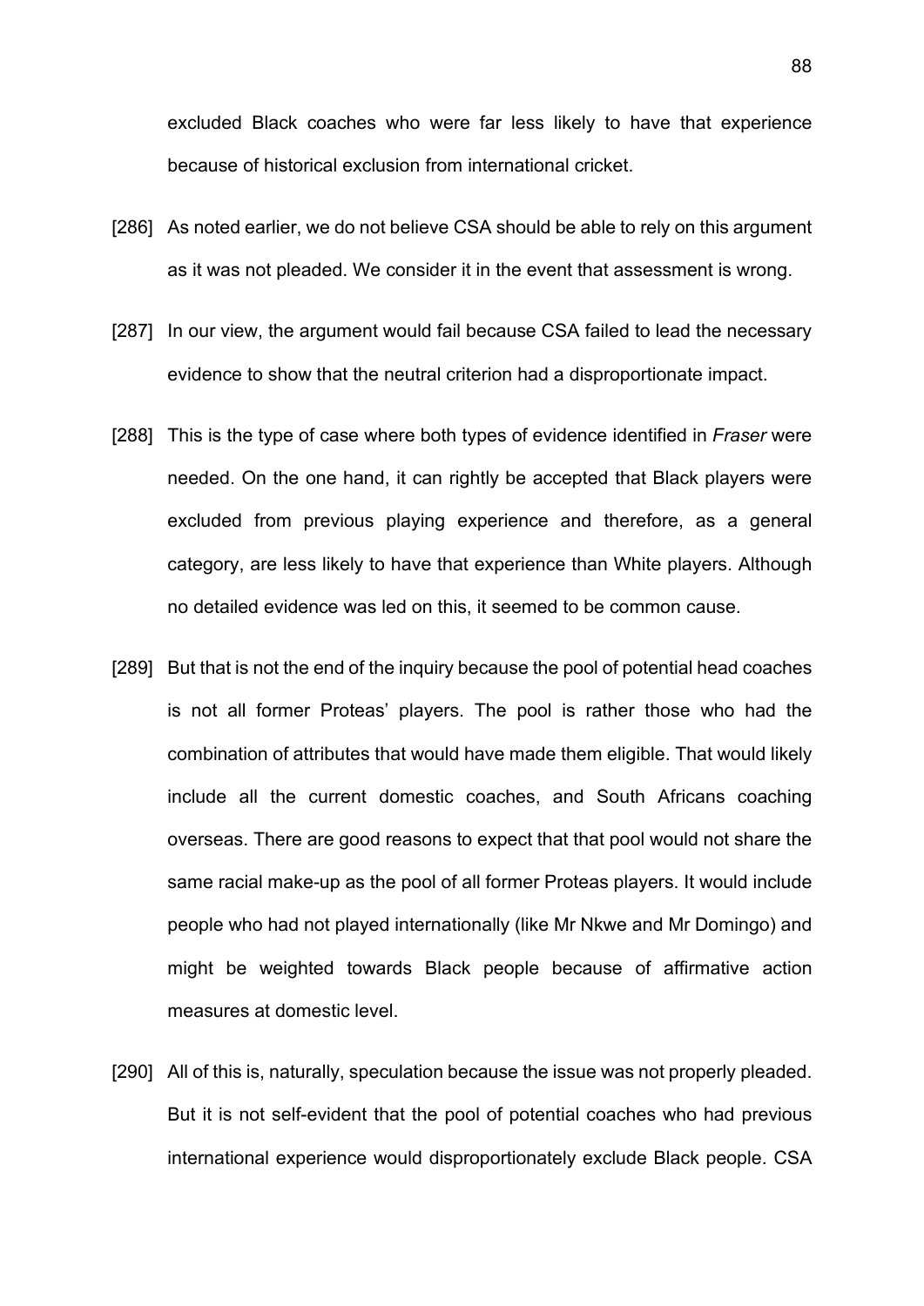excluded Black coaches who were far less likely to have that experience because of historical exclusion from international cricket.

[286] As noted earlier, we do not believe CSA should be able to rely on this argument as it was not pleaded. We consider it in the event that assessment is wrong.

[287] In our view, the argument would fail because CSA failed to lead the necessary evidence to show that the neutral criterion had a disproportionate impact.

[288] This is the type of case where both types of evidence identified in *Fraser* were needed. On the one hand, it can rightly be accepted that Black players were excluded from previous playing experience and therefore, as a general category, are less likely to have that experience than White players. Although no detailed evidence was led on this, it seemed to be common cause.

[289] But that is not the end of the inquiry because the pool of potential head coaches is not all former Proteas' players. The pool is rather those who had the combination of attributes that would have made them eligible. That would likely include all the current domestic coaches, and South Africans coaching overseas. There are good reasons to expect that that pool would not share the same racial make-up as the pool of all former Proteas players. It would include people who had not played internationally (like Mr Nkwe and Mr Domingo) and might be weighted towards Black people because of affirmative action measures at domestic level.

[290] All of this is, naturally, speculation because the issue was not properly pleaded. But it is not self-evident that the pool of potential coaches who had previous international experience would disproportionately exclude Black people. CSA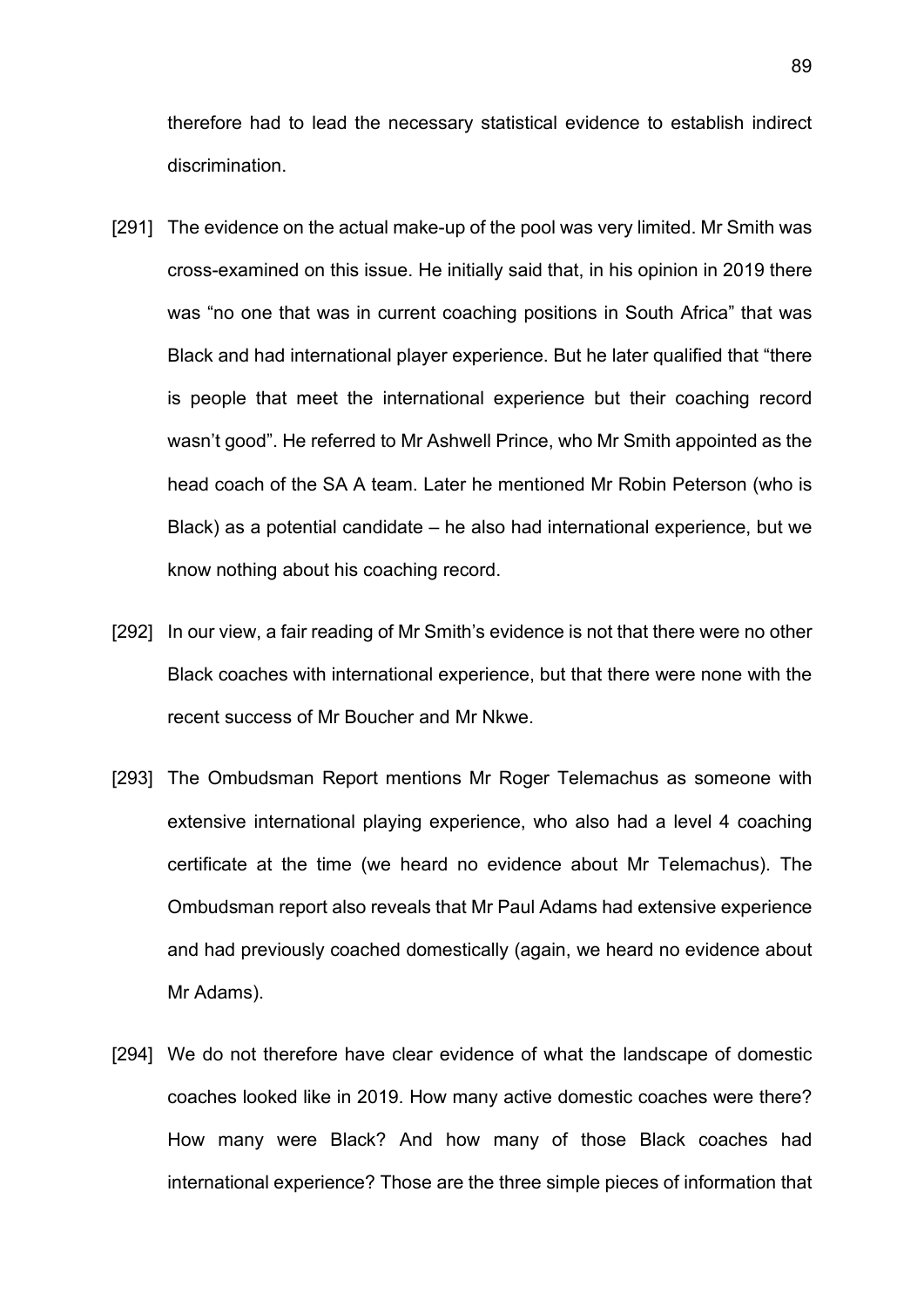therefore had to lead the necessary statistical evidence to establish indirect discrimination.

[291] The evidence on the actual make-up of the pool was very limited. Mr Smith was cross-examined on this issue. He initially said that, in his opinion in 2019 there was "no one that was in current coaching positions in South Africa" that was Black and had international player experience. But he later qualified that "there is people that meet the international experience but their coaching record wasn't good". He referred to Mr Ashwell Prince, who Mr Smith appointed as the head coach of the SA A team. Later he mentioned Mr Robin Peterson (who is Black) as a potential candidate – he also had international experience, but we know nothing about his coaching record.

[292] In our view, a fair reading of Mr Smith's evidence is not that there were no other Black coaches with international experience, but that there were none with the recent success of Mr Boucher and Mr Nkwe.

[293] The Ombudsman Report mentions Mr Roger Telemachus as someone with extensive international playing experience, who also had a level 4 coaching certificate at the time (we heard no evidence about Mr Telemachus). The Ombudsman report also reveals that Mr Paul Adams had extensive experience and had previously coached domestically (again, we heard no evidence about Mr Adams).

[294] We do not therefore have clear evidence of what the landscape of domestic coaches looked like in 2019. How many active domestic coaches were there? How many were Black? And how many of those Black coaches had international experience? Those are the three simple pieces of information that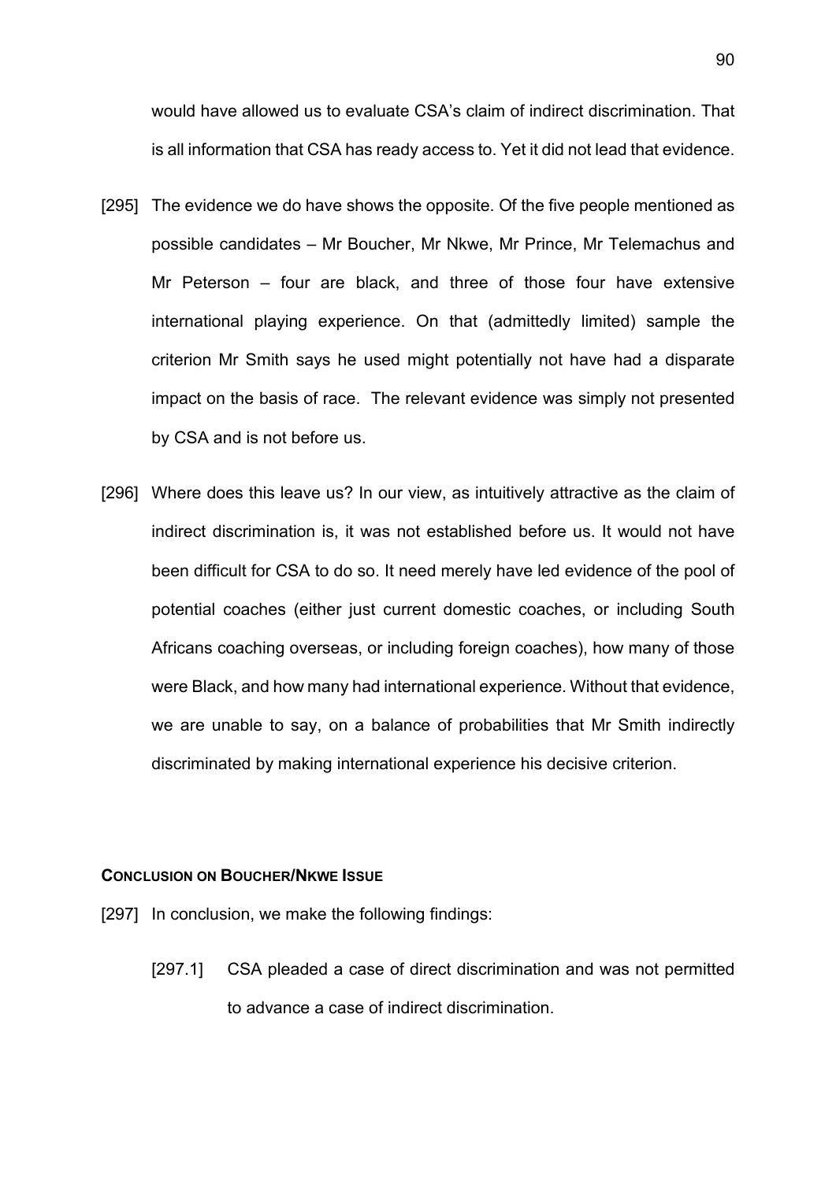would have allowed us to evaluate CSA's claim of indirect discrimination. That is all information that CSA has ready access to. Yet it did not lead that evidence.

[295] The evidence we do have shows the opposite. Of the five people mentioned as possible candidates – Mr Boucher, Mr Nkwe, Mr Prince, Mr Telemachus and Mr Peterson – four are black, and three of those four have extensive international playing experience. On that (admittedly limited) sample the criterion Mr Smith says he used might potentially not have had a disparate impact on the basis of race. The relevant evidence was simply not presented by CSA and is not before us.

[296] Where does this leave us? In our view, as intuitively attractive as the claim of indirect discrimination is, it was not established before us. It would not have been difficult for CSA to do so. It need merely have led evidence of the pool of potential coaches (either just current domestic coaches, or including South Africans coaching overseas, or including foreign coaches), how many of those were Black, and how many had international experience. Without that evidence, we are unable to say, on a balance of probabilities that Mr Smith indirectly discriminated by making international experience his decisive criterion.

#### CONCLUSION ON BOUCHER/NKWE ISSUE

[297] In conclusion, we make the following findings:

[297.1] CSA pleaded a case of direct discrimination and was not permitted to advance a case of indirect discrimination.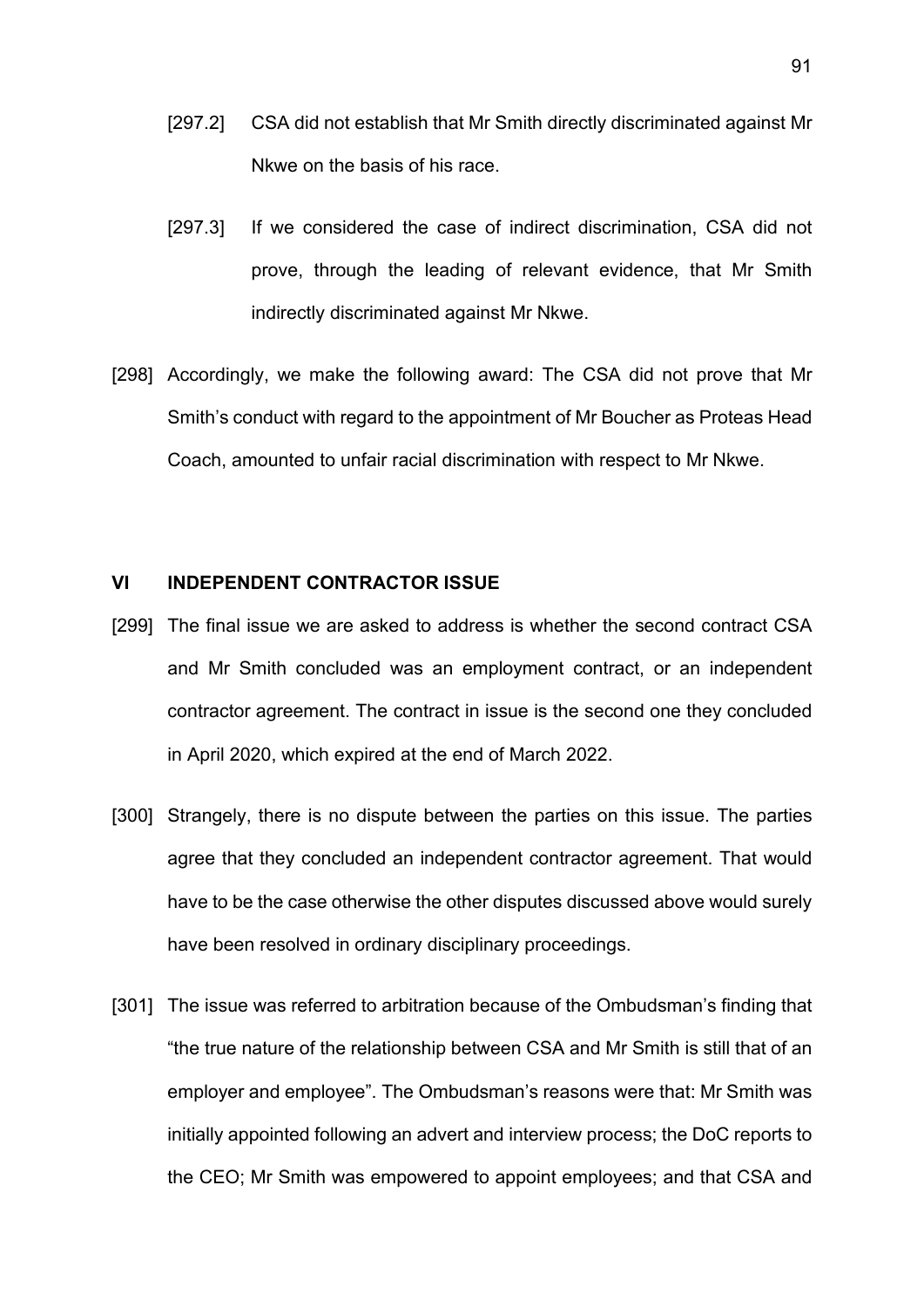[297.2] CSA did not establish that Mr Smith directly discriminated against Mr Nkwe on the basis of his race.

[297.3] If we considered the case of indirect discrimination, CSA did not prove, through the leading of relevant evidence, that Mr Smith indirectly discriminated against Mr Nkwe.

[298] Accordingly, we make the following award: The CSA did not prove that Mr Smith's conduct with regard to the appointment of Mr Boucher as Proteas Head Coach, amounted to unfair racial discrimination with respect to Mr Nkwe.

## VI INDEPENDENT CONTRACTOR ISSUE

[299] The final issue we are asked to address is whether the second contract CSA and Mr Smith concluded was an employment contract, or an independent contractor agreement. The contract in issue is the second one they concluded in April 2020, which expired at the end of March 2022.

[300] Strangely, there is no dispute between the parties on this issue. The parties agree that they concluded an independent contractor agreement. That would have to be the case otherwise the other disputes discussed above would surely have been resolved in ordinary disciplinary proceedings.

[301] The issue was referred to arbitration because of the Ombudsman's finding that "the true nature of the relationship between CSA and Mr Smith is still that of an employer and employee". The Ombudsman's reasons were that: Mr Smith was initially appointed following an advert and interview process; the DoC reports to the CEO; Mr Smith was empowered to appoint employees; and that CSA and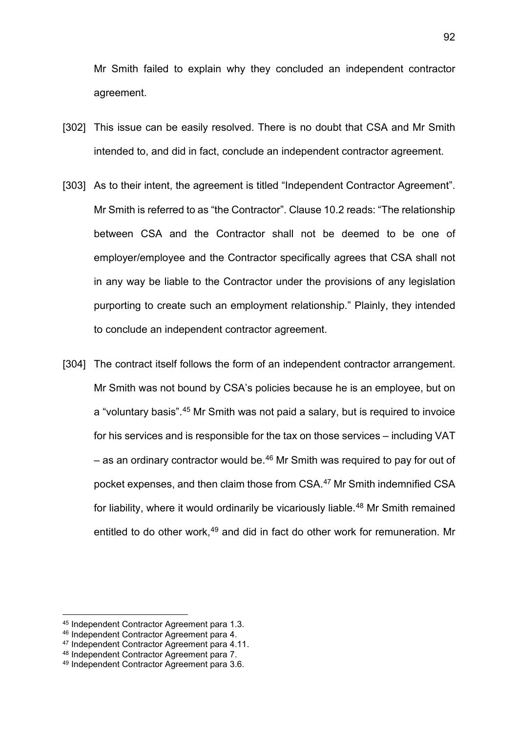Mr Smith failed to explain why they concluded an independent contractor agreement.

[302] This issue can be easily resolved. There is no doubt that CSA and Mr Smith intended to, and did in fact, conclude an independent contractor agreement.

[303] As to their intent, the agreement is titled "Independent Contractor Agreement". Mr Smith is referred to as "the Contractor". Clause 10.2 reads: "The relationship between CSA and the Contractor shall not be deemed to be one of employer/employee and the Contractor specifically agrees that CSA shall not in any way be liable to the Contractor under the provisions of any legislation purporting to create such an employment relationship." Plainly, they intended to conclude an independent contractor agreement.

[304] The contract itself follows the form of an independent contractor arrangement. Mr Smith was not bound by CSA's policies because he is an employee, but on a "voluntary basis".[45] Mr Smith was not paid a salary, but is required to invoice for his services and is responsible for the tax on those services – including VAT – as an ordinary contractor would be.[46] Mr Smith was required to pay for out of pocket expenses, and then claim those from CSA.[47] Mr Smith indemnified CSA for liability, where it would ordinarily be vicariously liable.[48] Mr Smith remained entitled to do other work,[49] and did in fact do other work for remuneration. Mr

---

[45] Independent Contractor Agreement para 1.3.

[46] Independent Contractor Agreement para 4.

[47] Independent Contractor Agreement para 4.11.

[48] Independent Contractor Agreement para 7.

[49] Independent Contractor Agreement para 3.6.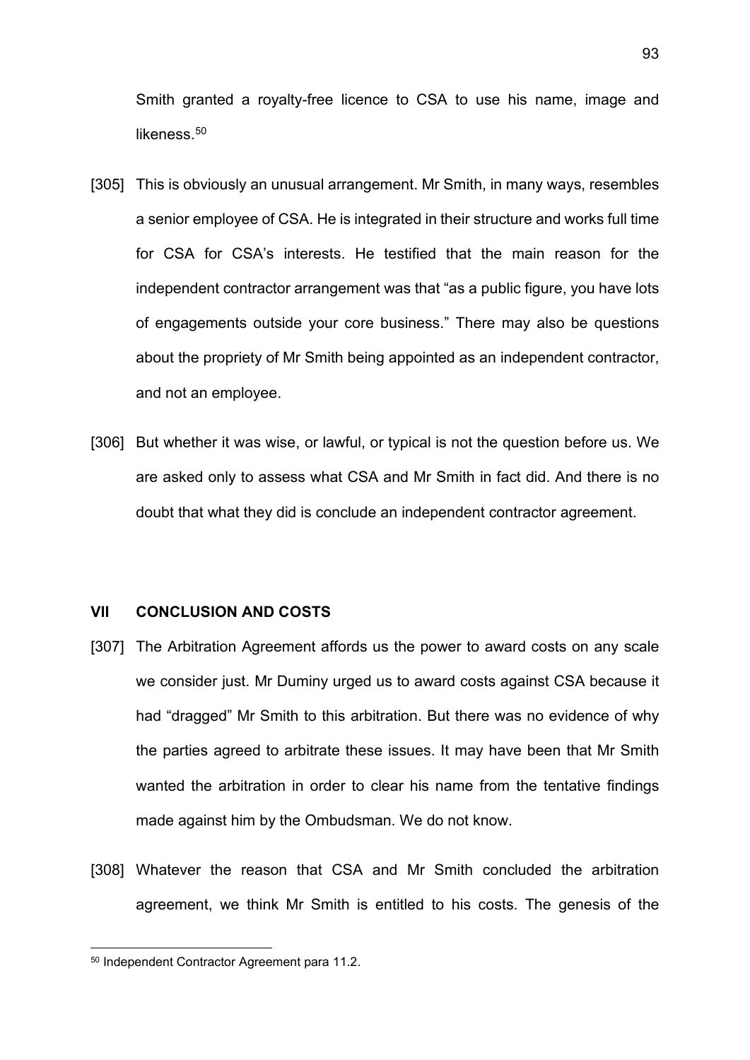Smith granted a royalty-free licence to CSA to use his name, image and likeness.[50]

[305] This is obviously an unusual arrangement. Mr Smith, in many ways, resembles a senior employee of CSA. He is integrated in their structure and works full time for CSA for CSA's interests. He testified that the main reason for the independent contractor arrangement was that "as a public figure, you have lots of engagements outside your core business." There may also be questions about the propriety of Mr Smith being appointed as an independent contractor, and not an employee.

[306] But whether it was wise, or lawful, or typical is not the question before us. We are asked only to assess what CSA and Mr Smith in fact did. And there is no doubt that what they did is conclude an independent contractor agreement.

## VII CONCLUSION AND COSTS

[307] The Arbitration Agreement affords us the power to award costs on any scale we consider just. Mr Duminy urged us to award costs against CSA because it had "dragged" Mr Smith to this arbitration. But there was no evidence of why the parties agreed to arbitrate these issues. It may have been that Mr Smith wanted the arbitration in order to clear his name from the tentative findings made against him by the Ombudsman. We do not know.

[308] Whatever the reason that CSA and Mr Smith concluded the arbitration agreement, we think Mr Smith is entitled to his costs. The genesis of the

---

[50] Independent Contractor Agreement para 11.2.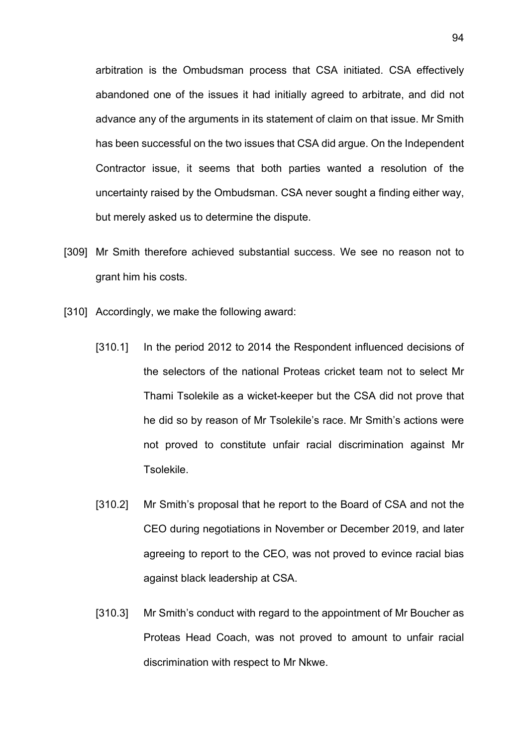arbitration is the Ombudsman process that CSA initiated. CSA effectively abandoned one of the issues it had initially agreed to arbitrate, and did not advance any of the arguments in its statement of claim on that issue. Mr Smith has been successful on the two issues that CSA did argue. On the Independent Contractor issue, it seems that both parties wanted a resolution of the uncertainty raised by the Ombudsman. CSA never sought a finding either way, but merely asked us to determine the dispute.

[309] Mr Smith therefore achieved substantial success. We see no reason not to grant him his costs.

[310] Accordingly, we make the following award:

[310.1] In the period 2012 to 2014 the Respondent influenced decisions of the selectors of the national Proteas cricket team not to select Mr Thami Tsolekile as a wicket-keeper but the CSA did not prove that he did so by reason of Mr Tsolekile's race. Mr Smith's actions were not proved to constitute unfair racial discrimination against Mr Tsolekile.

[310.2] Mr Smith's proposal that he report to the Board of CSA and not the CEO during negotiations in November or December 2019, and later agreeing to report to the CEO, was not proved to evince racial bias against black leadership at CSA.

[310.3] Mr Smith's conduct with regard to the appointment of Mr Boucher as Proteas Head Coach, was not proved to amount to unfair racial discrimination with respect to Mr Nkwe.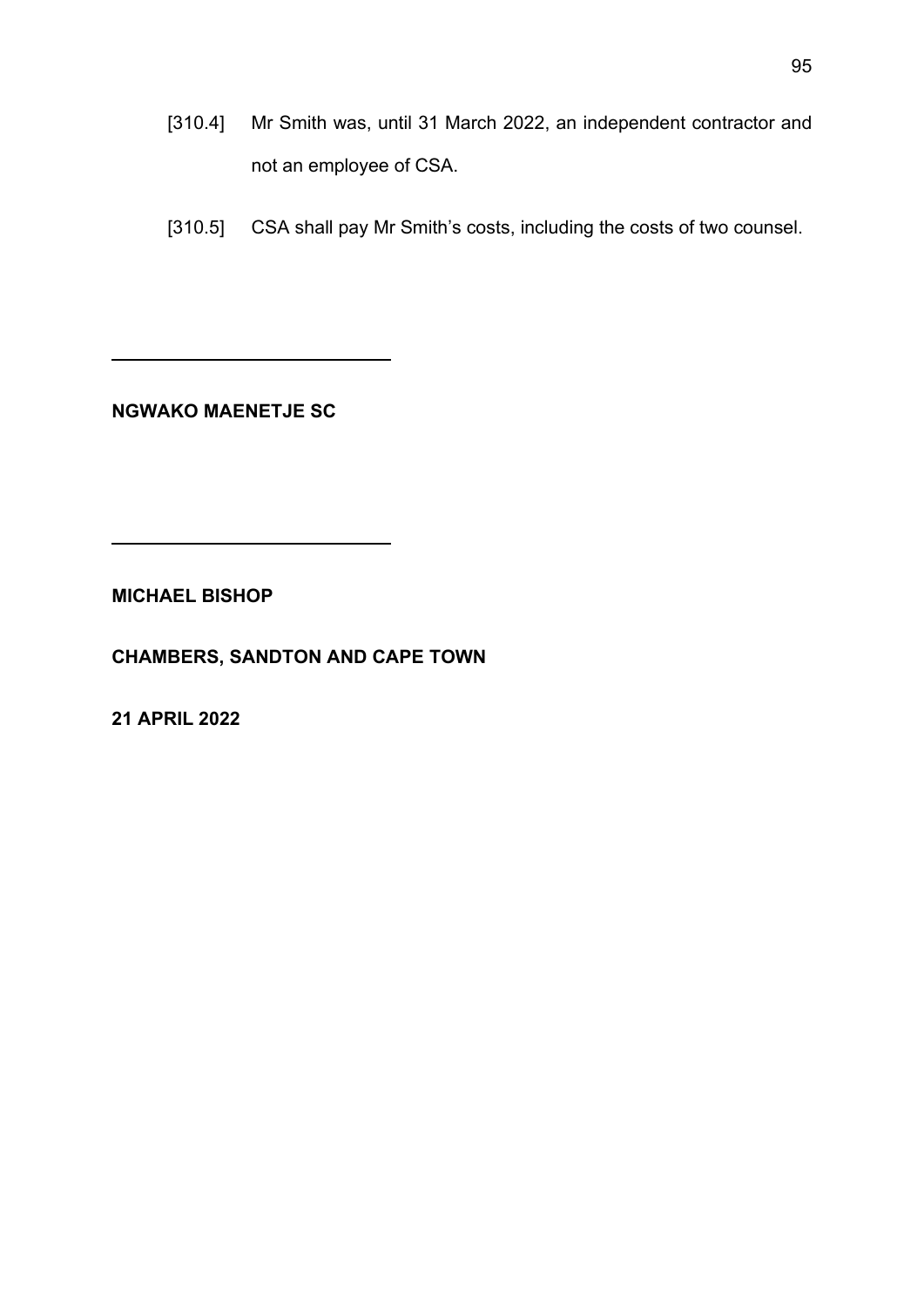[310.4] Mr Smith was, until 31 March 2022, an independent contractor and not an employee of CSA.

[310.5] CSA shall pay Mr Smith's costs, including the costs of two counsel.

---

**NGWAKO MAENETJE SC**

---

**MICHAEL BISHOP**

**CHAMBERS, SANDTON AND CAPE TOWN**

**21 APRIL 2022**